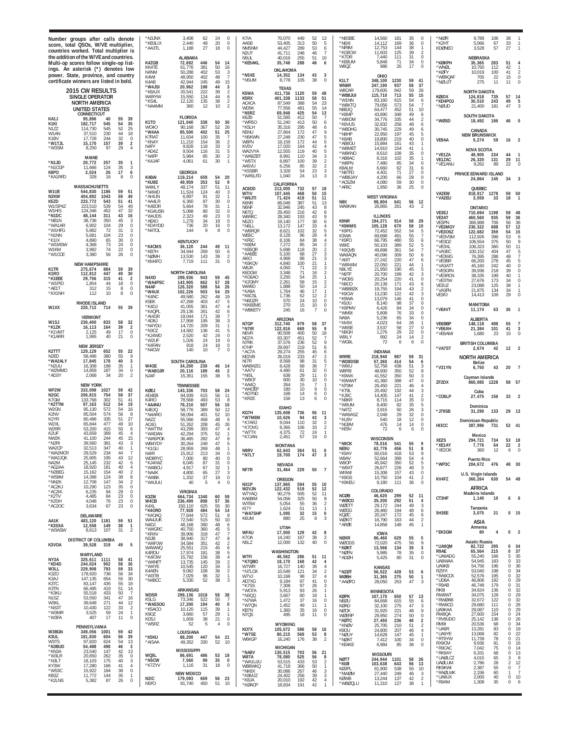Number groups after calls denote score, total QSOs, W/VE multiplier, countries worked. Total multiplier is the addition of the W/VE and countries. Multi-op scores follow single-op listings. An asterisk (*) denotes low power. State, province, and country certificate winners are listed in bold.

## 2015 CW RESULTS

### SINGLE OPERATOR

### NORTH AMERICA

### UNITED STATES

**CONNECTICUT**

| | | | | |
|---|---|---|---|---|
| KA1J | 95,896 | 40 | 55 | 39 |
| K1KI | 182,717 | 545 | 54 | 35 |
| N1ZZ | 114,730 | 545 | 52 | 25 |
| W1AN | 37,510 | 230 | 44 | 18 |
| K1BV | 17,728 | 244 | 32 | 0 |
| *W1TJL | 15,170 | 157 | 39 | 2 |
| *W3SM | 8,250 | 97 | 29 | 4 |

**MAINE**

| | | | | |
|---|---|---|---|---|
| *N1JD | 20,772 | 257 | 35 | 1 |
| *N1CGP | 11,666 | 124 | 35 | 3 |
| K8PO | 2,024 | 26 | 17 | 6 |
| *KA1RFD | 328 | 16 | 8 | 0 |

**MASSACHUSETTS**

| | | | | |
|---|---|---|---|---|
| W1UE | 544,830 | 1186 | 59 | 51 |
| N2KW | 404,892 | 1043 | 59 | 49 |
| K5ZD | 233,772 | 543 | 51 | 41 |
| W1/SP4Z | 223,510 | 539 | 54 | 49 |
| W1HIS | 124,346 | 452 | 47 | 32 |
| *N1DC | 48,144 | 311 | 43 | 16 |
| *NB1N | 38,736 | 350 | 45 | 3 |
| *WA1AR | 6,902 | 104 | 29 | 0 |
| *W1HFG | 5,882 | 72 | 31 | 3 |
| *N1NN | 5,681 | 104 | 23 | 0 |
| *K1IX | 4,890 | 65 | 30 | 0 |
| *W1MSW | 4,368 | 73 | 24 | 0 |
| W1KM | 3,982 | 74 | 22 | 0 |
| *W1COE | 3,380 | 56 | 26 | 0 |

**NEW HAMPSHIRE**

| | | | | |
|---|---|---|---|---|
| K1TR | 275,674 | 884 | 59 | 39 |
| K1RO | 112,812 | 447 | 49 | 30 |
| *K1EEE | 29,756 | 315 | 41 | 2 |
| *W1PID | 1,854 | 44 | 18 | 0 |
| *AE1T | 312 | 15 | 8 | 0 |
| *KX1NH | 112 | 10 | 8 | 0 |

**RHODE ISLAND**

| | | | | |
|---|---|---|---|---|
| W1XX | 220,712 | 714 | 55 | 39 |

**VERMONT**

| | | | | |
|---|---|---|---|---|
| W1SJ | 230,400 | 833 | 58 | 32 |
| *K1ZK | 16,113 | 164 | 39 | 2 |
| *K1VMT | 2,125 | 49 | 17 | 0 |
| *K1ARR | 1,995 | 40 | 21 | 0 |

**NEW JERSEY**

| | | | | |
|---|---|---|---|---|
| K2TTT | 129,129 | 652 | 55 | 22 |
| N2ED | 58,496 | 380 | 55 | 9 |
| *WA2ALY | 17,845 | 178 | 40 | 3 |
| *N2UU | 16,308 | 198 | 35 | 1 |
| *W2MMD | 14,858 | 187 | 34 | 0 |
| *AD3Y | 2,068 | 34 | 20 | 2 |

**NEW YORK**

| | | | | |
|---|---|---|---|---|
| WF2W | 333,098 | 1027 | 59 | 42 |
| N2GC | 206,815 | 754 | 58 | 37 |
| K7GM | 133,768 | 302 | 51 | 41 |
| *K2TTM | 97,163 | 512 | 54 | 19 |
| W2GN | 95,130 | 572 | 54 | 16 |
| K2NV | 85,504 | 574 | 56 | 8 |
| K2YR | 80,496 | 335 | 51 | 27 |
| W2XL | 65,844 | 477 | 49 | 10 |
| W2RR | 53,200 | 415 | 50 | 6 |
| K2UF | 43,659 | 389 | 45 | 4 |
| NW2K | 41,100 | 244 | 45 | 15 |
| *N2RI | 39,560 | 381 | 43 | 3 |
| WA2CP | 32,513 | 347 | 40 | 1 |
| *WA2MCR | 29,529 | 234 | 44 | 7 |
| *WA2JQK | 25,905 | 195 | 43 | 12 |
| NA2M | 25,145 | 232 | 42 | 5 |
| *AG2AA | 18,920 | 181 | 40 | 4 |
| *N2BEG | 15,162 | 154 | 40 | 2 |
| *WS9M | 14,398 | 124 | 38 | 8 |
| *NN2K | 12,708 | 147 | 34 | 2 |
| *AC2KJ | 10,290 | 123 | 35 | 0 |
| *AC2IK | 6,235 | 94 | 29 | 0 |
| *K2TV | 4,485 | 84 | 23 | 0 |
| *K2DH | 4,048 | 76 | 23 | 0 |
| *AC2OC | 3,634 | 67 | 23 | 0 |

**DELAWARE**

| | | | | |
|---|---|---|---|---|
| AA1K | 483,120 | 1181 | 59 | 51 |
| *K3SXA | 12,558 | 149 | 38 | 1 |
| *W3ASW | 8,613 | 107 | 31 | 2 |

**DISTRICT OF COLUMBIA**

| | | | | |
|---|---|---|---|---|
| K3VOA | 39,528 | 319 | 49 | 5 |

**MARYLAND**

| | | | | |
|---|---|---|---|---|
| NY3A | 325,611 | 1111 | 58 | 41 |
| *KD4D | 244,024 | 902 | 58 | 36 |
| W3LL | 229,908 | 793 | 59 | 33 |
| K3ZO | 178,920 | 738 | 56 | 34 |
| K3AJ | 147,135 | 654 | 55 | 30 |
| K3TC | 83,147 | 435 | 55 | 18 |
| K3TN | 66,495 | 419 | 51 | 14 |
| *K3KU | 55,518 | 433 | 50 | 7 |
| N1SZ | 53,550 | 341 | 47 | 16 |
| W3KL | 39,648 | 271 | 44 | 12 |
| *NS3T | 10,430 | 122 | 33 | 2 |
| *W3MR | 3,525 | 59 | 24 | 1 |
| *W3FA | 407 | 17 | 11 | 0 |

**PENNSYLVANIA**

| | | | | |
|---|---|---|---|---|
| W3BGN | 349,056 | 1001 | 59 | 42 |
| K3UL | 181,830 | 604 | 56 | 39 |
| W3TS | 97,820 | 624 | 54 | 13 |
| *N3BUD | 54,488 | 498 | 46 | 3 |
| *KN3A | 23,540 | 147 | 42 | 13 |
| *W3LR | 20,650 | 262 | 35 | 0 |
| *N3LT | 18,103 | 175 | 40 | 3 |
| KY3W | 17,280 | 166 | 41 | 4 |
| *WS3C | 15,922 | 184 | 38 | 0 |
| KB3Z | 11,772 | 144 | 35 | 1 |
| *K2LNS | 5,382 | 87 | 26 | 0 |
| *N3JNX | 3,408 | 62 | 24 | 0 |
| *KB3LIX | 2,440 | 49 | 20 | 0 |
| *AA3TL | 1,188 | 27 | 18 | 0 |

**ALABAMA**

| | | | | |
|---|---|---|---|---|
| K4ZGB | 72,692 | 446 | 54 | 14 |
| KK4TE | 61,776 | 381 | 50 | 16 |
| N4NM | 50,288 | 402 | 53 | 3 |
| K4WI | 48,950 | 402 | 48 | 7 |
| K4AB | 42,944 | 245 | 49 | 15 |
| *W4JSI | 20,962 | 198 | 44 | 3 |
| *K8AJX | 20,541 | 222 | 39 | 2 |
| W4RYW | 15,550 | 124 | 44 | 6 |
| *KS4L | 12,120 | 135 | 38 | 2 |
| *NA4MM | 360 | 12 | 10 | 2 |

**FLORIDA**

| | | | | |
|---|---|---|---|---|
| K1TO | 121,040 | 338 | 50 | 30 |
| WO4O | 90,168 | 367 | 52 | 26 |
| *W4AA | 85,500 | 402 | 51 | 25 |
| K7RAT | 11,634 | 100 | 35 | 7 |
| *KN4Y | 11,210 | 154 | 36 | 2 |
| N4FY | 9,828 | 118 | 33 | 3 |
| *AD4Z | 9,504 | 116 | 31 | 5 |
| *N4FP | 5,984 | 85 | 30 | 2 |
| *K4JAF | 4,061 | 61 | 30 | 1 |

**GEORGIA**

| | | | | |
|---|---|---|---|---|
| K4BAI | 119,214 | 659 | 54 | 20 |
| *KU8E | 49,959 | 353 | 52 | 9 |
| W4KLY | 48,174 | 337 | 51 | 11 |
| *N4WD | 11,524 | 124 | 40 | 3 |
| *AI4UN | 6,897 | 91 | 32 | 1 |
| *AA4LR | 6,360 | 97 | 30 | 0 |
| *K4EOR | 5,664 | 78 | 31 | 1 |
| *KG4USN | 5,088 | 80 | 32 | 0 |
| *W4JDS | 2,323 | 49 | 23 | 0 |
| *AE4O | 1,278 | 34 | 18 | 0 |
| *KD4YDD | 736 | 20 | 16 | 0 |
| *N4TOL | 144 | 9 | 8 | 0 |

**KENTUCKY**

| | | | | |
|---|---|---|---|---|
| *K4CMS | 36,120 | 244 | 49 | 11 |
| *KB7H | 34,944 | 269 | 50 | 6 |
| *NØMH | 13,530 | 143 | 39 | 2 |
| *KM4FO | 7,719 | 111 | 31 | 0 |

**NORTH CAROLINA**

| | | | | |
|---|---|---|---|---|
| N4XD | 299,936 | 943 | 59 | 45 |
| *WA4PSC | 143,905 | 662 | 57 | 28 |
| N4AF | 126,320 | 588 | 54 | 26 |
| *W4UX | 102,226 | 503 | 54 | 25 |
| *K4NC | 49,580 | 262 | 48 | 19 |
| K5EK | 47,268 | 403 | 47 | 5 |
| *K4DJ | 41,055 | 361 | 47 | 4 |
| *K4QPL | 29,136 | 261 | 42 | 6 |
| *AI4GR | 19,044 | 171 | 39 | 7 |
| *AD8J | 17,958 | 195 | 38 | 4 |
| *N4YDU | 14,720 | 209 | 31 | 1 |
| *N3CZ | 14,582 | 136 | 41 | 5 |
| *KJ4WD | 2,520 | 42 | 24 | 0 |
| *W2UF | 1,026 | 24 | 19 | 0 |
| *K4FAN | 918 | 24 | 18 | 0 |
| *N4OW | 140 | 10 | 7 | 0 |

**SOUTH CAROLINA**

| | | | | |
|---|---|---|---|---|
| W4GE | 34,200 | 230 | 46 | 14 |
| *WA8OJR | 20,116 | 189 | 45 | 2 |
| NJ4F | 15,351 | 155 | 38 | 5 |

**TENNESSEE**

| | | | | |
|---|---|---|---|---|
| KØEJ | 143,336 | 703 | 58 | 24 |
| AD4EB | 94,939 | 615 | 56 | 11 |
| K4RO | 78,568 | 493 | 53 | 8 |
| *AA4NU | 78,210 | 507 | 56 | 10 |
| K4EJQ | 58,776 | 389 | 50 | 12 |
| *N4ARO | 58,094 | 401 | 52 | 10 |
| N4ZZ | 55,566 | 458 | 48 | 6 |
| AC4G | 51,262 | 208 | 45 | 26 |
| *W4TTM | 43,299 | 393 | 47 | 4 |
| *W4DAN | 42,294 | 375 | 52 | 1 |
| *WA5POK | 36,465 | 282 | 47 | 8 |
| WB4YDY | 30,264 | 249 | 47 | 5 |
| *K1GU | 28,959 | 269 | 48 | 1 |
| N4IR | 15,912 | 213 | 34 | 0 |
| WD8RYC | 7,000 | 80 | 40 | 0 |
| *KJ4IWZ | 6,045 | 87 | 31 | 0 |
| *W4BCU | 4,917 | 67 | 32 | 1 |
| *NA4K | 4,800 | 65 | 27 | 3 |
| *W4BK | 1,332 | 37 | 18 | 0 |
| *W4JUU | 40 | 5 | 4 | 0 |

**VIRGINIA**

| | | | | |
|---|---|---|---|---|
| K3ZM | 664,734 | 1340 | 60 | 59 |
| W4CB | 236,499 | 898 | 57 | 36 |
| K4XL | 150,110 | 625 | 55 | 30 |
| *K4ORD | 77,928 | 484 | 54 | 14 |
| *K4OAQ | 77,644 | 572 | 51 | 8 |
| WA4JUK | 72,540 | 515 | 50 | 10 |
| N4DJ | 48,168 | 390 | 48 | 6 |
| *W4GRC | 40,750 | 360 | 45 | 5 |
| *KR4V | 39,906 | 318 | 47 | 7 |
| N3JB | 38,940 | 317 | 47 | 8 |
| *W4PJW | 34,584 | 351 | 42 | 2 |
| W4WWQ | 25,551 | 215 | 45 | 6 |
| K4RDU | 17,974 | 181 | 38 | 5 |
| *K4FJW | 15,792 | 156 | 38 | 4 |
| *W4NFT | 13,735 | 145 | 39 | 2 |
| *W4YE | 10,545 | 120 | 34 | 3 |
| K4AEN | 9,082 | 108 | 36 | 2 |
| *W3TB | 7,029 | 96 | 32 | 1 |
| *N4BCC | 5,330 | 52 | 38 | 3 |

**ARKANSAS**

| | | | | |
|---|---|---|---|---|
| WD5R | 299,136 | 1018 | 58 | 38 |
| K5LG | 73,346 | 522 | 55 | 7 |
| *WA5SOG | 17,200 | 194 | 40 | 0 |
| *K5ACO | 10,120 | 115 | 39 | 1 |
| K9OZ | 3,660 | 57 | 29 | 1 |
| KD5J | 1,659 | 38 | 21 | 0 |
| *W5RZ | 52 | 5 | 4 | 0 |

**LOUISIANA**

| | | | | |
|---|---|---|---|---|
| *K5KU | 88,200 | 447 | 54 | 21 |
| *AI5AA | 49,352 | 330 | 52 | 10 |

**MISSISSIPPI**

| | | | | |
|---|---|---|---|---|
| WQ5L | 86,691 | 486 | 53 | 18 |
| *N5CW | 7,560 | 99 | 35 | 0 |
| *K7ZYV | 1,116 | 31 | 18 | 0 |

**NEW MEXICO**

| | | | | |
|---|---|---|---|---|
| N2IC | 179,093 | 669 | 56 | 23 |
| N5FO | 81,740 | 450 | 51 | 10 |
| K7IA | 70,070 | 449 | 52 | 13 |
| AA5B | 53,405 | 313 | 50 | 5 |
| NM5NM | 44,427 | 289 | 53 | 6 |
| N2UT | 41,711 | 248 | 46 | 7 |
| N5UL | 40,016 | 255 | 51 | 10 |
| *KE5AKL | 35,748 | 288 | 48 | 6 |

**OKLAHOMA**

| | | | | |
|---|---|---|---|---|
| *N5XE | 14,352 | 134 | 43 | 3 |
| *N5UM | 8,778 | 105 | 38 | 0 |

**TEXAS**

| | | | | |
|---|---|---|---|---|
| K5WA | 411,736 | 1120 | 59 | 48 |
| K5RX | 401,338 | 1133 | 58 | 51 |
| AC4CA | 87,549 | 388 | 54 | 23 |
| WD5K | 77,556 | 481 | 55 | 14 |
| *N5RZ | 69,948 | 425 | 54 | 13 |
| K6ZB | 51,585 | 412 | 50 | 7 |
| *WR5O | 51,240 | 413 | 50 | 6 |
| *K5LH | 35,316 | 295 | 48 | 6 |
| N5NU | 27,664 | 172 | 47 | 9 |
| *N5KWN | 27,248 | 230 | 47 | 5 |
| W6FN | 19,159 | 172 | 44 | 5 |
| KV5V | 17,020 | 164 | 42 | 4 |
| WA2VYA | 12,555 | 119 | 40 | 5 |
| *WA8ZBT | 8,991 | 110 | 34 | 3 |
| *W5TX | 8,897 | 100 | 39 | 2 |
| AA5VU | 6,256 | 85 | 32 | 2 |
| *K5SBR | 3,328 | 54 | 23 | 3 |
| *WA5LFD | 1,040 | 24 | 13 | 3 |

**CALIFORNIA**

| | | | | |
|---|---|---|---|---|
| AC6DD | 213,000 | 732 | 57 | 18 |
| W7IV | 107,445 | 468 | 50 | 15 |
| *W6JTI | 71,424 | 419 | 51 | 11 |
| K6NR | 66,048 | 387 | 51 | 13 |
| N6NF | 32,946 | 245 | 43 | 8 |
| N6TQ | 29,450 | 216 | 42 | 8 |
| W6RKC | 28,340 | 193 | 43 | 9 |
| N5ZO | 19,140 | 177 | 38 | 6 |
| *N6LL | 13,172 | 147 | 33 | 4 |
| *W6RQR | 8,621 | 102 | 32 | 5 |
| WE6C | 8,128 | 96 | 28 | 4 |
| *KF6C | 8,106 | 84 | 38 | 4 |
| *K6EM | 7,272 | 85 | 34 | 2 |
| *KE6QR | 5,698 | 118 | 20 | 2 |
| *AA6EE | 5,100 | 68 | 27 | 3 |
| AI6O | 4,968 | 88 | 21 | 3 |
| *K6KQV | 4,840 | 100 | 21 | 1 |
| W6JK | 4,050 | 71 | 22 | 3 |
| K6DGW | 3,348 | 71 | 16 | 2 |
| *KC6AO | 3,250 | 54 | 25 | 1 |
| *K2GMY | 2,261 | 58 | 15 | 2 |
| WW6D | 1,888 | 50 | 14 | 2 |
| *KA9A | 1,764 | 46 | 17 | 1 |
| *K6CSL | 1,736 | 52 | 12 | 2 |
| *N6DZR | 570 | 24 | 10 | 0 |
| *KK6EME | 270 | 15 | 10 | 0 |
| *WB6ETY | 245 | 16 | 7 | 0 |

**ARIZONA**

| | | | | |
|---|---|---|---|---|
| N7GP | 312,740 | 879 | 58 | 37 |
| *N7IR | 122,816 | 669 | 55 | 9 |
| N6VR | 90,508 | 400 | 50 | 18 |
| NG7A | 63,307 | 451 | 52 | 7 |
| N7RK | 37,576 | 236 | 52 | 9 |
| K7HP | 29,697 | 219 | 51 | 6 |
| *AC7A | 29,274 | 255 | 45 | 6 |
| KE2VB | 26,019 | 233 | 47 | 2 |
| NI7R | 8,568 | 98 | 31 | 5 |
| WA8WZG | 8,428 | 68 | 36 | 7 |
| *AA7V | 4,480 | 61 | 32 | 0 |
| *NI5L | 638 | 29 | 11 | 0 |
| *W9CF | 600 | 30 | 10 | 0 |
| *AA4Q | 264 | 15 | 7 | 1 |
| *W4OEP | 180 | 10 | 9 | 0 |
| *AD7ND | 168 | 14 | 6 | 0 |
| *KR2E | 156 | 13 | 6 | 0 |

**IDAHO**

| | | | | |
|---|---|---|---|---|
| KG7H | 135,608 | 736 | 56 | 11 |
| *W7MEM | 10,626 | 94 | 43 | 3 |
| *K7ARJ | 9,044 | 110 | 32 | 2 |
| *K7OVG | 8,365 | 106 | 33 | 2 |
| *W7TX | 4,375 | 72 | 24 | 1 |
| *K7JAN | 2,451 | 57 | 19 | 0 |

**MONTANA**

| | | | | |
|---|---|---|---|---|
| N9RV | 62,643 | 364 | 51 | 6 |
| *N7LT | 19,700 | 174 | 47 | 3 |

**NEVADA**

| | | | | |
|---|---|---|---|---|
| NF7R | 31,464 | 229 | 50 | 7 |

**OREGON**

| | | | | |
|---|---|---|---|---|
| NX1P | 137,865 | 594 | 55 | 10 |
| W2VJN | 122,432 | 519 | 52 | 12 |
| W7YAQ | 90,279 | 505 | 52 | 11 |
| KA6BIM | 54,056 | 325 | 50 | 8 |
| W7EW | 5,054 | 55 | 36 | 2 |
| KI7Y | 1,624 | 51 | 13 | 1 |
| *WA7SHP | 1,095 | 32 | 15 | 0 |
| K6UM | 880 | 25 | 8 | 3 |

**UTAH**

| | | | | |
|---|---|---|---|---|
| WF4U | 17,000 | 129 | 42 | 8 |
| K7OA | 14,240 | 167 | 38 | 2 |
| N5LZ | 12,000 | 132 | 40 | 0 |

**WASHINGTON**

| | | | | |
|---|---|---|---|---|
| W7FI | 46,562 | 286 | 51 | 11 |
| *K7QBO | 18,170 | 168 | 42 | 4 |
| W7WR | 16,727 | 140 | 39 | 4 |
| *N7LOX | 10,548 | 121 | 34 | 2 |
| W7VJ | 10,168 | 98 | 37 | 4 |
| AD7XG | 9,184 | 97 | 41 | 0 |
| *K7SS | 7,308 | 97 | 26 | 3 |
| *WO7A | 5,913 | 93 | 26 | 1 |
| *N3QQ | 3,667 | 80 | 18 | 1 |
| *N7WA | 1,472 | 37 | 16 | 0 |
| *W7QN | 1,452 | 49 | 11 | 1 |
| KB7N | 1,360 | 35 | 16 | 0 |
| N7QS | 495 | 18 | 11 | 0 |

**WYOMING**

| | | | | |
|---|---|---|---|---|
| KO7X | 105,672 | 586 | 58 | 16 |
| *W7SE | 80,215 | 569 | 53 | 8 |
| W6KGP | 16,240 | 176 | 38 | 2 |

**MICHIGAN**

| | | | | |
|---|---|---|---|---|
| *NA8V | 130,515 | 703 | 56 | 21 |
| W8TA | 78,080 | 525 | 56 | 8 |
| *WA1UJU | 53,515 | 433 | 53 | 2 |
| W8BWKQ | 41,718 | 366 | 50 | 1 |
| *NK8X | 30,086 | 267 | 46 | 3 |
| *K8MJZ | 24,402 | 256 | 39 | 3 |
| *K8JA | 20,010 | 192 | 42 | 4 |
| *KØACP | 18,834 | 191 | 42 | 1 |
| *N8SBE | 14,560 | 181 | 35 | 0 |
| *N8XI | 14,112 | 169 | 36 | 0 |
| *NF8M | 12,753 | 144 | 38 | 1 |
| *KG8CW | 11,603 | 125 | 39 | 2 |
| *K7DR | 7,440 | 111 | 31 | 0 |
| *KE8UM | 5,848 | 71 | 34 | 0 |
| W8QZ | 986 | 26 | 17 | 0 |

**OHIO**

| | | | | |
|---|---|---|---|---|
| K1LT | 348,100 | 1230 | 59 | 41 |
| WN8R | 247,190 | 937 | 58 | 37 |
| W8CAR | 179,605 | 842 | 59 | 26 |
| *WB8JUI | 115,710 | 713 | 55 | 15 |
| *W1NN | 83,160 | 615 | 54 | 6 |
| *W8KTQ | 79,056 | 573 | 54 | 7 |
| N8BJQ | 64,477 | 452 | 51 | 10 |
| *K8MP | 43,890 | 348 | 49 | 6 |
| *W8IDM | 34,776 | 335 | 44 | 2 |
| *K8VUS | 32,832 | 258 | 48 | 6 |
| *W8DHG | 30,745 | 229 | 49 | 6 |
| *N8HP | 22,950 | 197 | 45 | 5 |
| *K8AB | 19,800 | 219 | 40 | 0 |
| *AB8OU | 15,884 | 161 | 43 | 1 |
| *W8MET | 14,910 | 154 | 41 | 1 |
| *W8KNO | 8,610 | 108 | 35 | 0 |
| *AB8AC | 8,316 | 102 | 35 | 1 |
| *W8PN | 7,480 | 95 | 34 | 0 |
| K8ALM | 6,660 | 62 | 31 | 6 |
| *N8TFD | 4,401 | 71 | 27 | 0 |
| *WB8JAY | 4,200 | 66 | 28 | 0 |
| *AC8ZM | 4,080 | 59 | 30 | 0 |
| *AF8C | 1,950 | 36 | 25 | 0 |

**WEST VIRGINIA**

| | | | | |
|---|---|---|---|---|
| N8II | 98,804 | 641 | 56 | 12 |
| WA8KAN | 26,865 | 261 | 43 | 2 |

**ILLINOIS**

| | | | | |
|---|---|---|---|---|
| K9NR | 194,271 | 914 | 58 | 29 |
| *K9MMS | 105,128 | 670 | 58 | 10 |
| *K9PG | 72,452 | 552 | 54 | 5 |
| K3WA | 69,688 | 491 | 55 | 7 |
| *K9FO | 66,795 | 480 | 55 | 6 |
| W9IE | 50,103 | 389 | 52 | 5 |
| *K9QVB | 49,898 | 361 | 54 | 7 |
| WA9AQN | 40,096 | 309 | 50 | 6 |
| *AI9T | 27,242 | 220 | 47 | 6 |
| *W9NXM | 22,050 | 221 | 44 | 1 |
| N9LYE | 21,950 | 190 | 45 | 5 |
| *N9TF | 20,700 | 199 | 42 | 3 |
| *WO9S | 20,254 | 220 | 41 | 0 |
| *N9CO | 20,139 | 171 | 43 | 6 |
| *WB9BZK | 19,755 | 194 | 43 | 2 |
| *K9OW | 13,230 | 122 | 42 | 3 |
| *K9WA | 13,079 | 146 | 41 | 0 |
| *K9JU | 8,140 | 98 | 37 | 0 |
| *K9PMV | 6,426 | 84 | 34 | 0 |
| *WM9I | 5,808 | 76 | 33 | 0 |
| NA9A | 5,236 | 65 | 34 | 0 |
| *NV9X | 4,023 | 64 | 26 | 1 |
| *W9SE | 3,537 | 58 | 27 | 0 |
| *N9GH | 1,276 | 29 | 22 | 0 |
| W9ILY | 992 | 24 | 14 | 2 |
| *WO9L | 72 | 6 | 6 | 0 |

**INDIANA**

| | | | | |
|---|---|---|---|---|
| W9RE | 218,940 | 987 | 58 | 31 |
| *WD8DSB | 57,360 | 414 | 54 | 6 |
| *W9IU | 52,758 | 438 | 51 | 3 |
| W9FIB | 48,900 | 350 | 52 | 8 |
| *K9WX | 41,552 | 350 | 50 | 3 |
| *K9WWT | 41,360 | 398 | 47 | 0 |
| *NT9M | 26,450 | 221 | 46 | 4 |
| *KT9L | 20,492 | 192 | 44 | 3 |
| *KJ9C | 14,405 | 147 | 41 | 2 |
| *N9KR | 8,715 | 114 | 35 | 0 |
| *W9UM | 8,400 | 82 | 35 | 5 |
| *N4TZ | 3,915 | 50 | 26 | 3 |
| *WA9ASZ | 2,048 | 29 | 32 | 0 |
| *KU9V | 540 | 18 | 12 | 0 |
| *NG9M | 476 | 14 | 14 | 0 |
| *KE9V | 72 | 6 | 6 | 0 |

**WISCONSIN**

| | | | | |
|---|---|---|---|---|
| *N9CK | 78,016 | 541 | 55 | 9 |
| NE9U | 62,776 | 456 | 51 | 8 |
| *K9AY | 60,016 | 418 | 53 | 9 |
| W9AV | 52,664 | 399 | 54 | 4 |
| W9OP | 45,942 | 350 | 52 | 5 |
| *W9XT | 26,877 | 226 | 48 | 3 |
| W9WI | 15,308 | 157 | 43 | 0 |
| *K9GS | 10,750 | 104 | 41 | 2 |
| *K9KEU | 9,180 | 111 | 36 | 0 |

**COLORADO**

| | | | | |
|---|---|---|---|---|
| NCØB | 46,620 | 299 | 52 | 11 |
| *WØCO | 35,200 | 292 | 51 | 4 |
| WØETT | 29,172 | 244 | 49 | 3 |
| WØGG | 26,460 | 194 | 48 | 6 |
| KQØC | 20,247 | 172 | 45 | 6 |
| WØKIT | 16,790 | 163 | 44 | 2 |
| *AFØE | 14,858 | 148 | 45 | 1 |

**IOWA**

| | | | | |
|---|---|---|---|---|
| NØXR | 86,460 | 629 | 55 | 5 |
| WØODS | 72,020 | 475 | 56 | 9 |
| *KØKT | 13,566 | 134 | 39 | 3 |
| *NØFN | 5,985 | 78 | 35 | 0 |
| *ADØH | 5,425 | 80 | 31 | 0 |

**KANSAS**

| | | | | |
|---|---|---|---|---|
| *NZØT | 56,522 | 428 | 53 | 6 |
| WØBH | 31,365 | 275 | 50 | 1 |
| *AAØFO | 28,050 | 253 | 47 | 3 |

**MINNESOTA**

| | | | | |
|---|---|---|---|---|
| KØPK | 107,170 | 650 | 57 | 13 |
| NEØU | 84,668 | 615 | 55 | 6 |
| KØAD | 32,100 | 275 | 47 | 3 |
| NØCK | 31,920 | 221 | 48 | 9 |
| WØERP | 29,950 | 274 | 50 | 0 |
| *KØTC | 27,450 | 236 | 48 | 2 |
| *KNØV | 25,705 | 210 | 51 | 2 |
| K9DU | 24,800 | 207 | 46 | 4 |
| *NØUY | 14,628 | 147 | 45 | 1 |
| *NØAT | 7,412 | 100 | 34 | 0 |
| *KE4KE | 6,984 | 85 | 36 | 0 |

**MISSOURI**

| | | | | |
|---|---|---|---|---|
| NØTT | 244,944 | 1101 | 58 | 26 |
| *KIØI | 103,638 | 643 | 56 | 13 |
| KØJPL | 81,900 | 538 | 55 | 10 |
| *NWØM | 27,440 | 249 | 46 | 3 |
| KØMB | 13,244 | 137 | 42 | 2 |
| *WBØQLU | 11,310 | 127 | 38 | 1 |
| *NIØR | 9,789 | 106 | 38 | 1 |
| *K2HT | 5,066 | 67 | 33 | 1 |
| KDØNEO | 3,528 | 57 | 27 | 1 |

**NEBRASKA**

| | | | | |
|---|---|---|---|---|
| *KØKPH | 35,365 | 283 | 51 | 4 |
| *WNØL | 10,750 | 112 | 42 | 1 |
| *KØFY | 10,019 | 100 | 41 | 2 |
| *WB9QAF | 705 | 22 | 15 | 0 |
| *NØUJT | 275 | 11 | 11 | 0 |

**NORTH DAKOTA**

| | | | | |
|---|---|---|---|---|
| KØIDX | 124,818 | 735 | 57 | 14 |
| *KD4POJ | 30,510 | 243 | 49 | 5 |
| *NØUD | 21,400 | 181 | 47 | 3 |

**SOUTH DAKOTA**

| | | | | |
|---|---|---|---|---|
| *WØSD | 18,492 | 186 | 46 | 0 |

### CANADA

**NEW BRUNSWICK**

| | | | | |
|---|---|---|---|---|
| VE9AA | 5,274 | 59 | 16 | 2 |

**NOVA SCOTIA**

| | | | | |
|---|---|---|---|---|
| *VE1ZA | 49,905 | 234 | 44 | 1 |
| VE1ZAC | 26,320 | 131 | 29 | 11 |
| *VE1ANU | 9,262 | 89 | 22 | 0 |

**PRINCE EDWARD ISLAND**

| | | | | |
|---|---|---|---|---|
| *VY2LI | 24,864 | 145 | 34 | 3 |

**QUEBEC**

| | | | | |
|---|---|---|---|---|
| VA2EW | 818,917 | 1278 | 59 | 50 |
| *VA2EU | 3,059 | 33 | 18 | 1 |

**ONTARIO**

| | | | | |
|---|---|---|---|---|
| VE3EJ | 710,694 | 1198 | 59 | 48 |
| VE3AT | 460,560 | 935 | 59 | 36 |
| VE3PN | 366,988 | 706 | 56 | 36 |
| *VE3MGY | 230,322 | 688 | 57 | 12 |
| *VE3OSZ | 122,682 | 359 | 54 | 15 |
| *VE3VSM | 112,926 | 396 | 53 | 6 |
| *VE3DZ | 106,554 | 375 | 50 | 9 |
| *VE3XL | 106,323 | 360 | 50 | 11 |
| *VA3EC | 100,152 | 404 | 47 | 5 |
| *VE3WG | 76,395 | 288 | 48 | 7 |
| *VE3BR | 66,200 | 278 | 45 | 5 |
| *VA3ATT | 45,160 | 242 | 40 | 0 |
| *VE3GFN | 39,936 | 218 | 39 | 0 |
| *VE3RCN | 38,335 | 199 | 40 | 1 |
| *VE3TW | 27,676 | 173 | 34 | 0 |
| VE3UZ | 23,088 | 125 | 38 | 1 |
| *VA3FN | 21,875 | 134 | 34 | 1 |
| VE3FJ | 14,413 | 109 | 29 | 0 |

**MANITOBA**

| | | | | |
|---|---|---|---|---|
| *VE4VT | 11,174 | 63 | 36 | 1 |

**ALBERTA**

| | | | | |
|---|---|---|---|---|
| VE6BBP | 148,118 | 498 | 55 | 7 |
| *VE6XH | 21,384 | 101 | 41 | 3 |
| *VE6AMI | 1,680 | 23 | 15 | 0 |

**BRITISH COLUMBIA**

| | | | | |
|---|---|---|---|---|
| *VA7ST | 2,674 | 42 | 12 | 2 |

### NORTH AMERICA

**Belize**

| | | | | |
|---|---|---|---|---|
| *V31YN | 6,750 | 43 | 20 | 7 |

**Cayman Islands**

| | | | | |
|---|---|---|---|---|
| ZF2DX | 860,085 | 1228 | 58 | 57 |

**Cuba**

| | | | | |
|---|---|---|---|---|
| *CO6LP | 27,475 | 156 | 33 | 2 |

**Dominica**

| | | | | |
|---|---|---|---|---|
| *J79SB | 31,290 | 133 | 29 | 13 |

**Dominican Republic**

| | | | | |
|---|---|---|---|---|
| HI3CC | 387,996 | 731 | 52 | 41 |

**Mexico**

| | | | | |
|---|---|---|---|---|
| XE2S | 294,721 | 734 | 53 | 18 |
| *XE1AY | 7,776 | 64 | 22 | 2 |
| *XE2OK | 360 | 12 | 6 | 0 |

**Puerto Rico**

| | | | | |
|---|---|---|---|---|
| *WP3C | 204,672 | 476 | 48 | 30 |

**U.S. Virgin Islands**

| | | | | |
|---|---|---|---|---|
| KV4FZ | 360,264 | 630 | 54 | 48 |

### AFRICA

**Madeira Islands**

| | | | | |
|---|---|---|---|---|
| CT3HF | 1,140 | 10 | 6 | 6 |

**Tanzania**

| | | | | |
|---|---|---|---|---|
| 5H3EE | 3,075 | 21 | 0 | 15 |

### ASIA

**Armenia**

| | | | | |
|---|---|---|---|---|
| *EK3GM | 80 | 4 | 0 | 2 |

**Asiatic Russia**

| | | | | |
|---|---|---|---|---|
| *UA9QM | 82,722 | 295 | 0 | 34 |
| R9AE | 65,564 | 215 | 0 | 37 |
| *UA9ADG | 55,240 | 166 | 5 | 35 |
| UA8WAA | 54,945 | 183 | 0 | 33 |
| UA9KB | 54,756 | 196 | 0 | 36 |
| RZ9YI | 53,040 | 198 | 0 | 34 |
| *RA9COC | 52,576 | 195 | 0 | 32 |
| *UD8A | 46,806 | 192 | 0 | 29 |
| *R9AB | 46,748 | 179 | 0 | 31 |
| RK8I | 34,624 | 136 | 0 | 32 |
| RW9WT | 34,075 | 128 | 0 | 29 |
| *RW9AB | 32,672 | 122 | 0 | 32 |
| *RW9CD | 29,680 | 111 | 0 | 28 |
| UA9KAA | 29,087 | 110 | 0 | 29 |
| RW9QA | 27,600 | 154 | 0 | 24 |
| *RV9UDO | 25,142 | 138 | 0 | 26 |
| RM9I | 20,536 | 68 | 0 | 34 |
| *UA9R | 13,281 | 83 | 0 | 19 |
| *UA9YE | 13,068 | 82 | 0 | 22 |
| *RT9YW | 11,739 | 78 | 0 | 21 |
| RX9CM | 9,936 | 91 | 0 | 16 |
| *R9CAC | 7,042 | 75 | 0 | 14 |
| *RK9AY | 6,331 | 68 | 0 | 13 |
| *UAØLCZ | 4,015 | 65 | 3 | 8 |
| UAØLUM | 2,786 | 28 | 2 | 12 |
| RK9KWI | 2,387 | 55 | 0 | 7 |
| *RAØLMK | 2,336 | 60 | 1 | 7 |
| *UA9UX | 2,000 | 40 | 0 | 10 |
| *R9AM | 1,308 | 35 | 0 | 6 |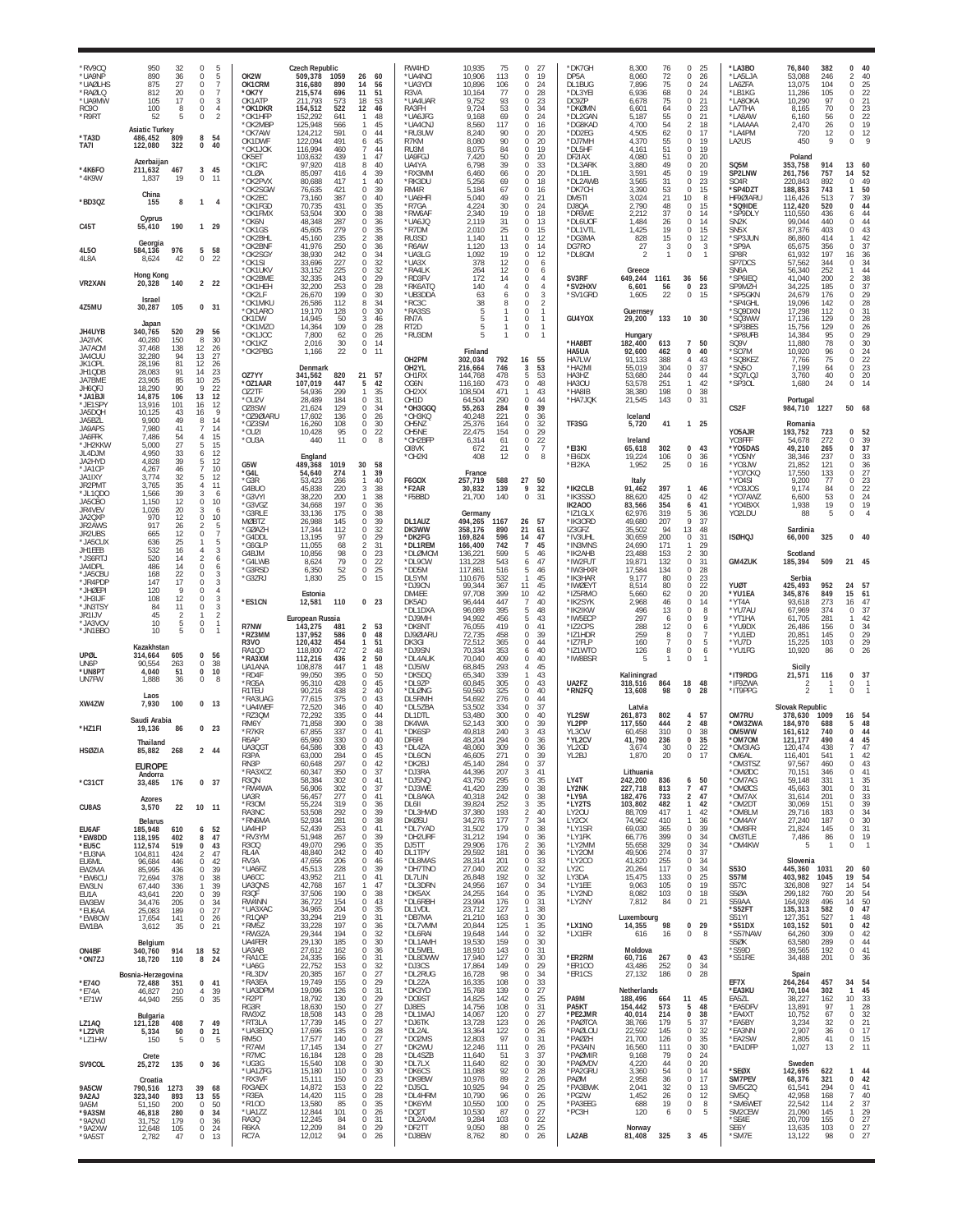| Call | Score | QSOs | Zones | Countries |
|---|---|---|---|---|
| *RV9CQ | 950 | 32 | 0 | 5 |
| *UA9NP | 890 | 36 | 0 | 5 |
| *UA0LHS | 875 | 27 | 0 | 7 |
| *RA0LQ | 812 | 20 | 0 | 7 |
| *UA9MW | 105 | 17 | 0 | 3 |
| RO9O | 100 | 8 | 0 | 4 |
| *R9RT | 52 | 5 | 0 | 2 |
| **Asiatic Turkey** | | | | |
| *TA3D | 486,452 | 809 | 8 | 54 |
| TA7I | 122,080 | 322 | 0 | 40 |
| **Azerbaijan** | | | | |
| *4K6FO | 211,632 | 467 | 3 | 45 |
| *4K9W | 1,837 | 19 | 0 | 11 |
| **China** | | | | |
| *BD3QZ | 155 | 8 | 1 | 4 |
| **Cyprus** | | | | |
| C45T | 55,410 | 190 | 1 | 29 |
| **Georgia** | | | | |
| 4L5O | 584,136 | 976 | 5 | 58 |
| 4L8A | 8,624 | 42 | 0 | 22 |
| **Hong Kong** | | | | |
| VR2XAN | 20,328 | 140 | 2 | 22 |
| **Israel** | | | | |
| 4Z5MU | 30,287 | 105 | 0 | 31 |
| **Japan** | | | | |
| JH4UYB | 340,765 | 520 | 29 | 56 |
| JA2IVK | 40,280 | 150 | 8 | 30 |
| JA7ACM | 37,468 | 138 | 12 | 26 |
| JA4CUU | 32,280 | 94 | 13 | 27 |
| JK1OPL | 28,196 | 81 | 12 | 26 |
| JH1QDB | 28,083 | 91 | 14 | 23 |
| JA7BME | 23,905 | 85 | 10 | 25 |
| JH6QFJ | 18,290 | 90 | 9 | 22 |
| *JA1BJI | 14,875 | 106 | 13 | 12 |
| *JE1SPY | 13,916 | 101 | 16 | 12 |
| JA5DQH | 10,125 | 43 | 16 | 9 |
| JA5BZL | 9,900 | 49 | 8 | 14 |
| JA9APS | 7,980 | 41 | 7 | 14 |
| JA6FFK | 7,486 | 54 | 4 | 15 |
| *JH2KKW | 5,000 | 27 | 5 | 15 |
| JL4DJM | 4,950 | 33 | 6 | 12 |
| JA2HYD | 4,828 | 39 | 5 | 12 |
| *JA1CP | 4,267 | 46 | 7 | 10 |
| JA1IXY | 3,774 | 32 | 5 | 12 |
| JR2PMT | 3,765 | 35 | 4 | 11 |
| *JL1QDO | 1,566 | 39 | 3 | 6 |
| JA5CBO | 1,150 | 12 | 0 | 10 |
| JR4VEV | 1,026 | 20 | 3 | 6 |
| JA2QXP | 970 | 12 | 0 | 10 |
| JR2AWS | 917 | 26 | 2 | 5 |
| JR2UBS | 665 | 12 | 0 | 7 |
| *JA5CUX | 636 | 25 | 1 | 5 |
| JH1EEB | 532 | 16 | 4 | 3 |
| *JS6RTJ | 520 | 14 | 2 | 6 |
| JA4DPL | 486 | 14 | 0 | 6 |
| *JA5CBU | 168 | 22 | 0 | 3 |
| *JR4PDP | 147 | 17 | 0 | 3 |
| *JH0EPI | 120 | 9 | 0 | 4 |
| *JH3IJF | 108 | 12 | 0 | 3 |
| *JN3TSY | 84 | 11 | 0 | 3 |
| JR1IJV | 45 | 2 | 1 | 2 |
| *JA3VOV | 10 | 5 | 0 | 1 |
| *JN1BBO | 10 | 5 | 0 | 1 |
| **Kazakhstan** | | | | |
| UP0L | 314,664 | 605 | 0 | 56 |
| UN6P | 90,554 | 263 | 0 | 38 |
| *UN8PT | 4,040 | 51 | 0 | 10 |
| UN7FW | 1,888 | 36 | 0 | 8 |
| **Laos** | | | | |
| XW4ZW | 7,930 | 100 | 0 | 13 |
| **Saudi Arabia** | | | | |
| *HZ1FI | 19,136 | 86 | 0 | 23 |
| **Thailand** | | | | |
| HS0ZIA | 85,882 | 268 | 2 | 44 |
| **EUROPE** | | | | |
| **Andorra** | | | | |
| *C31CT | 33,485 | 176 | 0 | 37 |
| **Azores** | | | | |
| CU8AS | 3,570 | 22 | 10 | 11 |
| **Belarus** | | | | |
| EU6AF | 185,948 | 610 | 6 | 52 |
| *EW8DD | 118,195 | 402 | 8 | 47 |
| *EU5C | 112,574 | 519 | 0 | 43 |
| *EU3NA | 104,811 | 424 | 2 | 47 |
| EU6ML | 96,684 | 446 | 0 | 42 |
| EW2MA | 85,995 | 436 | 0 | 39 |
| *EW6CU | 72,694 | 378 | 0 | 38 |
| EW3LN | 67,440 | 336 | 1 | 39 |
| EU1A | 43,641 | 220 | 0 | 39 |
| EW3EW | 34,476 | 205 | 0 | 34 |
| *EU6AA | 25,083 | 189 | 0 | 27 |
| *EW8OW | 17,654 | 141 | 0 | 26 |
| EW1BA | 3,612 | 35 | 0 | 21 |
| **Belgium** | | | | |
| ON4BF | 340,760 | 914 | 18 | 52 |
| *ON7ZJ | 18,720 | 110 | 8 | 24 |
| **Bosnia-Herzegovina** | | | | |
| *E74O | 72,488 | 351 | 0 | 41 |
| *E74A | 46,827 | 210 | 4 | 39 |
| *E71W | 44,940 | 255 | 0 | 35 |
| **Bulgaria** | | | | |
| LZ1AQ | 121,128 | 408 | 7 | 49 |
| *LZ2VR | 5,334 | 50 | 0 | 21 |
| *LZ1HW | 150 | 5 | 0 | 5 |
| **Crete** | | | | |
| SV9COL | 25,272 | 135 | 0 | 36 |
| **Croatia** | | | | |
| 9A5CW | 790,516 | 1273 | 39 | 68 |
| 9A2AJ | 323,340 | 893 | 13 | 55 |
| 9A5M | 51,150 | 200 | 0 | 50 |
| *9A3SM | 46,818 | 280 | 0 | 34 |
| *9A2WJ | 31,752 | 179 | 0 | 36 |
| *9A2XW | 12,648 | 105 | 0 | 24 |
| *9A5ST | 2,782 | 47 | 0 | 13 |
| **Czech Republic** | | | | |
| OK2W | 509,378 | 1059 | 26 | 60 |
| OK1CRM | 316,680 | 890 | 14 | 56 |
| *OK7Y | 215,574 | 696 | 11 | 51 |
| OK1ATP | 211,793 | 573 | 18 | 53 |
| *OK1DKR | 154,512 | 522 | 12 | 46 |
| *OK1HFP | 152,292 | 641 | 1 | 48 |
| *OK2MBP | 125,948 | 566 | 1 | 45 |
| *OK7AW | 124,212 | 591 | 0 | 44 |
| OK1DWF | 122,094 | 491 | 6 | 45 |
| *OK1JOK | 116,994 | 460 | 7 | 44 |
| OK5ET | 103,632 | 439 | 1 | 47 |
| *OK1FC | 97,920 | 418 | 8 | 40 |
| *OL0A | 85,097 | 416 | 4 | 39 |
| *OK2PVX | 80,688 | 417 | 1 | 40 |
| *OK2SGW | 76,635 | 421 | 0 | 39 |
| *OK2EC | 73,160 | 387 | 0 | 40 |
| *OK1FGD | 70,735 | 431 | 0 | 35 |
| *OK1FMX | 53,504 | 300 | 0 | 38 |
| *OK6N | 48,348 | 287 | 0 | 36 |
| *OK1GS | 45,605 | 279 | 0 | 35 |
| *OK2BHL | 45,160 | 235 | 2 | 38 |
| *OK2BNF | 41,976 | 250 | 0 | 36 |
| *OK2SGY | 38,930 | 242 | 0 | 34 |
| *OK1SI | 33,696 | 227 | 0 | 32 |
| *OK1UKV | 33,152 | 225 | 0 | 32 |
| *OK2BME | 32,335 | 243 | 0 | 29 |
| *OK1LHF | 32,200 | 253 | 0 | 28 |
| *OK2LF | 26,670 | 199 | 0 | 30 |
| *OK1MKU | 26,586 | 112 | 8 | 34 |
| *OK1ARO | 19,170 | 128 | 0 | 30 |
| OK1DW | 14,945 | 50 | 3 | 46 |
| *OK1MZO | 14,364 | 109 | 0 | 28 |
| *OK1JOC | 7,800 | 62 | 0 | 26 |
| *OK1KZ | 2,016 | 30 | 0 | 14 |
| *OK2PBG | 1,166 | 22 | 0 | 11 |
| **Denmark** | | | | |
| OZ7YY | 341,562 | 820 | 21 | 57 |
| *OZ1AAR | 107,019 | 447 | 5 | 42 |
| OZ2TF | 54,936 | 299 | 1 | 35 |
| *OU2V | 28,489 | 184 | 0 | 31 |
| OZ8SW | 21,624 | 129 | 0 | 34 |
| *OZ9ØIARU | 17,602 | 136 | 0 | 26 |
| *OZ3SM | 16,260 | 108 | 0 | 30 |
| *OU2I | 10,428 | 95 | 0 | 22 |
| *OU3A | 440 | 11 | 0 | 8 |
| **England** | | | | |
| G5W | 489,368 | 1019 | 30 | 58 |
| *G4L | 54,640 | 274 | 1 | 39 |
| *G3R | 53,423 | 266 | 1 | 40 |
| G4BUO | 45,838 | 220 | 3 | 38 |
| *G3VYI | 38,220 | 200 | 1 | 38 |
| *G3VGZ | 34,668 | 197 | 0 | 36 |
| *G3RLE | 33,136 | 175 | 0 | 38 |
| M0BTZ | 26,988 | 145 | 0 | 39 |
| *G0AZH | 17,344 | 112 | 0 | 32 |
| *G4DDL | 13,195 | 97 | 0 | 29 |
| *G6GLP | 11,055 | 68 | 2 | 31 |
| G4BJM | 10,856 | 98 | 0 | 23 |
| *G4LWB | 8,624 | 79 | 0 | 22 |
| *G3RSD | 6,350 | 52 | 0 | 25 |
| *G3ZRJ | 1,830 | 25 | 0 | 15 |
| **Estonia** | | | | |
| *ES1CN | 12,581 | 110 | 0 | 23 |
| **European Russia** | | | | |
| R7NW | 143,275 | 481 | 2 | 53 |
| *RZ3MM | 137,952 | 586 | 0 | 48 |
| R3VO | 120,432 | 454 | 1 | 51 |
| RA1QD | 118,800 | 472 | 2 | 48 |
| *RA3XM | 112,216 | 436 | 2 | 50 |
| UA1ANA | 108,878 | 447 | 1 | 48 |
| *RD4F | 99,050 | 395 | 0 | 50 |
| *RG5A | 95,310 | 428 | 0 | 45 |
| R1TEU | 90,216 | 438 | 2 | 40 |
| *RA3UAG | 77,615 | 375 | 0 | 43 |
| *UA4WEF | 72,520 | 346 | 0 | 40 |
| *RZ3QM | 72,292 | 335 | 0 | 44 |
| RM6Y | 71,858 | 390 | 0 | 38 |
| *R7KR | 67,855 | 337 | 0 | 41 |
| R6AP | 65,960 | 330 | 0 | 40 |
| UA3QGT | 64,586 | 308 | 0 | 43 |
| R3PA | 63,000 | 284 | 0 | 45 |
| RN3P | 60,648 | 297 | 0 | 42 |
| *RA3XCZ | 60,347 | 350 | 0 | 37 |
| R3QN | 58,384 | 302 | 0 | 41 |
| *RW4WA | 56,906 | 302 | 0 | 37 |
| UA3R | 56,457 | 277 | 0 | 41 |
| *R3OM | 55,224 | 319 | 0 | 36 |
| RA3NC | 53,508 | 292 | 0 | 39 |
| *RN6MA | 52,934 | 281 | 0 | 38 |
| UA4HIP | 52,439 | 253 | 0 | 41 |
| *RV3YM | 51,948 | 267 | 0 | 39 |
| R3OQ | 49,070 | 296 | 0 | 35 |
| RL4A | 48,840 | 242 | 0 | 40 |
| RV3A | 47,656 | 206 | 0 | 46 |
| *UA6FZ | 45,513 | 228 | 0 | 39 |
| UA6CC | 43,952 | 211 | 0 | 41 |
| UA3QNS | 42,768 | 167 | 1 | 47 |
| R3QF | 37,506 | 190 | 0 | 38 |
| RW4NN | 36,722 | 154 | 0 | 43 |
| *UA3XAC | 34,965 | 204 | 0 | 35 |
| *R1QAP | 33,294 | 219 | 0 | 31 |
| *RM5Z | 33,228 | 197 | 0 | 36 |
| *RW3ZA | 29,344 | 194 | 0 | 32 |
| UA4FER | 29,130 | 185 | 0 | 30 |
| UA3AB | 27,612 | 162 | 0 | 36 |
| *RA1CE | 24,335 | 166 | 0 | 31 |
| *UA6G | 22,752 | 153 | 0 | 32 |
| *RL3DV | 20,385 | 167 | 0 | 27 |
| *RA3EA | 19,749 | 155 | 0 | 29 |
| *UA3QPM | 19,096 | 126 | 0 | 31 |
| *R2PT | 18,792 | 130 | 0 | 29 |
| RG3R | 18,630 | 150 | 0 | 27 |
| RW3XZ | 18,508 | 143 | 0 | 28 |
| *RT3LA | 17,739 | 145 | 0 | 27 |
| *UA3EDQ | 17,696 | 135 | 0 | 28 |
| RM5O | 17,577 | 140 | 0 | 27 |
| *R7AM | 17,145 | 134 | 0 | 27 |
| *R7MC | 16,184 | 128 | 0 | 28 |
| *UG3G | 15,540 | 108 | 0 | 30 |
| *UA1ZFG | 15,180 | 110 | 0 | 30 |
| *RX3VF | 15,111 | 150 | 0 | 23 |
| RX3AEX | 14,872 | 153 | 0 | 22 |
| *R3EA | 14,420 | 115 | 0 | 28 |
| *R1OO | 13,580 | 85 | 0 | 35 |
| *UA1ZZ | 12,844 | 101 | 0 | 26 |
| RA3Q | 12,245 | 84 | 0 | 31 |
| R6KA | 12,209 | 84 | 0 | 29 |
| RC7A | 12,012 | 94 | 0 | 26 |
| RW4HD | 10,935 | 75 | 0 | 27 |
| *UA4NCI | 10,906 | 113 | 0 | 19 |
| *UA3YDI | 10,896 | 106 | 0 | 24 |
| R3VA | 10,164 | 77 | 0 | 28 |
| *UA4UAR | 9,752 | 93 | 0 | 23 |
| RA3FH | 9,724 | 53 | 0 | 34 |
| *UA6JFG | 9,168 | 69 | 0 | 24 |
| *UA4CNJ | 8,560 | 117 | 0 | 16 |
| *RU3UW | 8,240 | 90 | 0 | 20 |
| R7KM | 8,080 | 90 | 0 | 20 |
| RU3M | 8,075 | 84 | 0 | 19 |
| UA9FGJ | 7,420 | 50 | 0 | 20 |
| UA4YA | 6,798 | 39 | 0 | 33 |
| *RX3MM | 6,460 | 66 | 0 | 20 |
| *RK3DU | 5,256 | 69 | 0 | 18 |
| RM4R | 5,184 | 67 | 0 | 16 |
| *UA6HFI | 5,040 | 49 | 0 | 21 |
| *R7GA | 4,224 | 30 | 0 | 24 |
| *RW6AF | 2,340 | 19 | 0 | 18 |
| *UA6JQ | 2,119 | 31 | 0 | 13 |
| *R7DM | 2,010 | 25 | 0 | 15 |
| RU3SD | 1,140 | 11 | 0 | 12 |
| *R6AW | 1,120 | 13 | 0 | 14 |
| *UA3LG | 1,092 | 19 | 0 | 12 |
| *UA3X | 378 | 12 | 0 | 6 |
| *RA4LK | 264 | 12 | 0 | 6 |
| *RD3FV | 172 | 14 | 0 | 4 |
| *RK6ATQ | 140 | 4 | 0 | 4 |
| *UB3DDA | 63 | 6 | 0 | 3 |
| *RC3C | 38 | 8 | 0 | 2 |
| *RA3SS | 5 | 1 | 0 | 1 |
| RN7A | 5 | 1 | 0 | 1 |
| RT2D | 5 | 1 | 0 | 1 |
| *RU3DM | 5 | 1 | 0 | 1 |
| **Finland** | | | | |
| OH2PM | 302,034 | 792 | 16 | 55 |
| OH2YL | 216,664 | 746 | 3 | 53 |
| OH1RX | 144,768 | 478 | 5 | 53 |
| OG6N | 116,160 | 473 | 0 | 48 |
| OH2XX | 108,504 | 471 | 1 | 43 |
| OH1D | 64,504 | 290 | 0 | 44 |
| *OH3GGQ | 55,263 | 284 | 0 | 39 |
| *OH3KQ | 40,248 | 221 | 0 | 36 |
| OH6NZ | 25,376 | 164 | 0 | 32 |
| OH6NE | 22,475 | 154 | 0 | 29 |
| *OH2BFP | 6,314 | 61 | 0 | 22 |
| OI8VK | 672 | 21 | 0 | 7 |
| *OH2KI | 408 | 12 | 0 | 8 |
| **France** | | | | |
| F6GOX | 257,719 | 588 | 27 | 50 |
| *F2AR | 30,832 | 139 | 9 | 32 |
| *F5BBD | 21,700 | 140 | 0 | 31 |
| **Germany** | | | | |
| DL1AUZ | 494,265 | 1167 | 26 | 57 |
| DK3WW | 358,176 | 890 | 21 | 61 |
| *DK2FG | 169,824 | 596 | 14 | 47 |
| *DL1REM | 166,400 | 742 | 7 | 45 |
| *DL0MCM | 136,221 | 599 | 5 | 46 |
| *DL9OW | 131,228 | 543 | 6 | 47 |
| *DD5M | 117,861 | 516 | 5 | 46 |
| DL5YM | 110,676 | 532 | 1 | 45 |
| *DJ9CN | 99,344 | 367 | 11 | 45 |
| DM4EE | 97,708 | 399 | 10 | 42 |
| DK5AD | 96,444 | 447 | 7 | 40 |
| *DL1DXA | 96,089 | 395 | 5 | 48 |
| *DJ9MH | 94,992 | 456 | 0 | 43 |
| *DK8NT | 76,055 | 419 | 0 | 41 |
| DJ90IARU | 72,735 | 458 | 0 | 39 |
| DK3GI | 72,512 | 365 | 0 | 44 |
| *DJ9SN | 70,334 | 353 | 6 | 40 |
| *DL4AUK | 70,040 | 409 | 0 | 40 |
| *DJ5IW | 68,845 | 293 | 4 | 45 |
| *DK5DQ | 65,340 | 339 | 1 | 43 |
| *DL9ZP | 60,845 | 305 | 0 | 43 |
| *DL0NG | 59,560 | 325 | 0 | 40 |
| DL5RMH | 54,692 | 276 | 0 | 44 |
| *DL5ZBA | 53,502 | 334 | 0 | 37 |
| DL1DTL | 53,480 | 300 | 0 | 40 |
| DK4WA | 52,143 | 300 | 0 | 39 |
| *DK6SP | 49,818 | 240 | 3 | 43 |
| DF6RI | 48,204 | 294 | 0 | 36 |
| *DL4ZA | 48,060 | 309 | 0 | 36 |
| *DL6ON | 46,605 | 271 | 0 | 39 |
| *DK2BJ | 45,140 | 284 | 0 | 37 |
| *DJ3RA | 44,396 | 207 | 3 | 41 |
| *DJ5NQ | 43,750 | 295 | 0 | 35 |
| *DJ3WE | 41,420 | 239 | 0 | 38 |
| *DL8AKA | 40,318 | 242 | 0 | 38 |
| DL6II | 39,824 | 252 | 0 | 35 |
| *DL3HWD | 37,380 | 193 | 2 | 40 |
| DK0SU | 34,276 | 177 | 7 | 34 |
| *DL7YAD | 31,502 | 179 | 0 | 38 |
| *DH2URF | 31,212 | 194 | 0 | 36 |
| DJ5TT | 29,906 | 176 | 2 | 36 |
| DL1TPY | 29,592 | 181 | 0 | 36 |
| *DL8MAS | 28,314 | 201 | 0 | 33 |
| *DH7TNO | 27,040 | 202 | 0 | 32 |
| DL7LIN | 26,848 | 192 | 0 | 32 |
| *DL3DRN | 24,956 | 167 | 0 | 34 |
| *DK5AX | 24,255 | 164 | 0 | 35 |
| *DL6RBH | 23,994 | 176 | 0 | 31 |
| DL1VDL | 23,712 | 127 | 1 | 38 |
| *DB7MA | 21,210 | 163 | 0 | 30 |
| *DL7VMM | 20,844 | 125 | 1 | 35 |
| *DL6RAI | 19,648 | 144 | 0 | 32 |
| *DL1AMH | 19,530 | 159 | 0 | 30 |
| *DL5MEL | 18,910 | 143 | 0 | 31 |
| *DL8DWW | 17,940 | 127 | 0 | 30 |
| *DJ3CS | 17,864 | 149 | 0 | 29 |
| *DL2RUG | 16,728 | 98 | 0 | 34 |
| *DL2ZA | 16,335 | 108 | 0 | 33 |
| *DK3YD | 15,768 | 139 | 0 | 27 |
| *DO9ST | 14,825 | 142 | 0 | 25 |
| DJ8ES | 14,756 | 108 | 0 | 31 |
| *DL1MAJ | 14,067 | 120 | 0 | 27 |
| *DJ6TK | 13,728 | 123 | 0 | 26 |
| *DL2AL | 13,364 | 122 | 0 | 26 |
| *DO2MS | 12,803 | 97 | 0 | 31 |
| *DK2WU | 12,246 | 111 | 0 | 26 |
| *DL4SZB | 11,640 | 51 | 3 | 37 |
| *DL7LX | 11,640 | 82 | 0 | 30 |
| *DK6CS | 11,088 | 92 | 0 | 28 |
| *DK9BW | 10,976 | 89 | 2 | 26 |
| *DJ5CL | 10,925 | 94 | 0 | 25 |
| *DL4HRM | 10,790 | 96 | 0 | 26 |
| *DK6YM | 10,550 | 100 | 0 | 25 |
| *DO2T | 10,530 | 87 | 0 | 27 |
| *DL2AXM | 9,284 | 103 | 0 | 22 |
| *DF2TT | 9,050 | 88 | 0 | 25 |
| *DJ8EW | 8,762 | 80 | 0 | 26 |
| *DK7GH | 8,300 | 76 | 0 | 25 |
| DP5A | 8,060 | 72 | 0 | 26 |
| DL1BUG | 7,896 | 75 | 0 | 24 |
| *DL3YEI | 6,936 | 68 | 0 | 24 |
| DC9ZP | 6,678 | 75 | 0 | 21 |
| *DK0MN | 6,601 | 64 | 0 | 23 |
| *DL2GAN | 5,187 | 55 | 0 | 21 |
| *DG8KAD | 4,700 | 54 | 2 | 18 |
| *DD2EG | 4,505 | 62 | 0 | 17 |
| *DJ7MH | 4,370 | 55 | 0 | 19 |
| *DL5HF | 4,161 | 51 | 0 | 19 |
| DF2IAX | 4,080 | 51 | 0 | 20 |
| *DL3ARK | 3,880 | 49 | 0 | 20 |
| *DL1EL | 3,591 | 45 | 0 | 19 |
| *DL2AWB | 3,565 | 31 | 0 | 23 |
| *DK7CH | 3,390 | 53 | 0 | 15 |
| DM5TI | 3,024 | 21 | 10 | 8 |
| DJ8QA | 2,790 | 48 | 0 | 15 |
| *DF6WE | 2,212 | 37 | 0 | 14 |
| *DL6UOF | 1,484 | 26 | 0 | 14 |
| *DL1VTL | 1,425 | 19 | 0 | 15 |
| *DG3MA | 828 | 15 | 0 | 12 |
| DG7RO | 27 | 3 | 0 | 3 |
| *DL8GM | 2 | 1 | 0 | 1 |
| **Greece** | | | | |
| SV3RF | 649,244 | 1161 | 36 | 56 |
| *SV2HXV | 6,601 | 56 | 0 | 23 |
| *SV1GRD | 1,605 | 22 | 0 | 15 |
| **Guernsey** | | | | |
| GU4YOX | 29,200 | 133 | 10 | 30 |
| **Hungary** | | | | |
| *HA8BT | 182,400 | 613 | 7 | 50 |
| HA5UA | 92,600 | 462 | 0 | 40 |
| HA7LW | 91,133 | 388 | 4 | 43 |
| *HA2MI | 55,019 | 304 | 0 | 37 |
| HA3HZ | 53,680 | 244 | 0 | 44 |
| HA3OU | 53,578 | 251 | 1 | 42 |
| *HA8IB | 38,380 | 198 | 0 | 38 |
| *HA7JQK | 21,545 | 143 | 0 | 31 |
| **Iceland** | | | | |
| TF3SG | 5,720 | 41 | 1 | 25 |
| **Ireland** | | | | |
| *EI3KI | 65,618 | 302 | 0 | 43 |
| *EI6DX | 19,224 | 106 | 0 | 36 |
| *EI2KA | 1,952 | 25 | 0 | 16 |
| **Italy** | | | | |
| *IK2CLB | 91,462 | 397 | 1 | 46 |
| *IK3SSO | 88,620 | 425 | 0 | 42 |
| IK2AOO | 83,566 | 354 | 6 | 41 |
| *IZ1GLX | 62,976 | 319 | 5 | 36 |
| *IK3ORD | 49,680 | 207 | 9 | 37 |
| IZ3GFZ | 35,502 | 94 | 13 | 48 |
| *IV3UHL | 30,659 | 200 | 0 | 31 |
| *IN3MNS | 24,690 | 171 | 1 | 29 |
| *IK2AHB | 23,488 | 153 | 2 | 30 |
| *IW2FUT | 19,871 | 132 | 0 | 31 |
| *IW3HXR | 17,584 | 134 | 0 | 28 |
| *IK3HAR | 9,177 | 80 | 0 | 23 |
| *IW0EYT | 8,514 | 80 | 0 | 22 |
| *IZ5RMO | 5,660 | 62 | 0 | 20 |
| *IK2SYK | 2,968 | 46 | 0 | 14 |
| *IK2IKW | 496 | 13 | 0 | 8 |
| *IW5ECP | 297 | 6 | 0 | 9 |
| *IZ2OPS | 288 | 12 | 0 | 6 |
| *IZ1HDR | 259 | 8 | 0 | 7 |
| *IZ7FLP | 160 | 7 | 0 | 5 |
| *IZ1WTO | 126 | 8 | 0 | 6 |
| *IW8BSR | 5 | 1 | 0 | 1 |
| **Kaliningrad** | | | | |
| UA2FZ | 318,516 | 864 | 18 | 48 |
| *RN2FQ | 13,608 | 98 | 0 | 28 |
| **Latvia** | | | | |
| YL2SW | 261,873 | 802 | 4 | 57 |
| YL2PP | 117,550 | 444 | 2 | 48 |
| YL3CW | 60,458 | 310 | 0 | 38 |
| *YL2CV | 41,790 | 236 | 0 | 35 |
| YL2GD | 3,674 | 30 | 0 | 22 |
| YL2BJ | 1,870 | 20 | 0 | 17 |
| **Lithuania** | | | | |
| LY4T | 242,200 | 836 | 6 | 50 |
| LY2NK | 227,718 | 813 | 7 | 47 |
| *LY9A | 182,476 | 733 | 2 | 47 |
| *LY2TS | 103,802 | 482 | 1 | 42 |
| LY2OU | 88,709 | 417 | 1 | 42 |
| LY2CX | 74,962 | 410 | 1 | 36 |
| *LY1SR | 69,030 | 365 | 0 | 39 |
| *LY1FK | 66,776 | 399 | 0 | 34 |
| *LY2MM | 55,658 | 329 | 0 | 34 |
| *LY2OM | 49,506 | 274 | 0 | 37 |
| *LY2CO | 41,820 | 255 | 0 | 34 |
| LY2C | 20,264 | 117 | 0 | 34 |
| LY3DA | 15,475 | 133 | 0 | 25 |
| *LY1FE | 9,063 | 105 | 0 | 19 |
| *LY2ND | 8,082 | 103 | 0 | 18 |
| *LY2NY | 7,812 | 84 | 0 | 21 |
| **Luxembourg** | | | | |
| *LX1NO | 14,355 | 98 | 0 | 29 |
| *LX1ER | 616 | 16 | 0 | 8 |
| **Moldova** | | | | |
| *ER2RM | 60,716 | 267 | 0 | 43 |
| *ER1CO | 43,486 | 252 | 0 | 34 |
| *ER1CS | 17,132 | 186 | 0 | 28 |
| **Netherlands** | | | | |
| PA9M | 188,496 | 664 | 11 | 45 |
| PA5KT | 154,442 | 573 | 5 | 48 |
| *PE2JMR | 40,014 | 214 | 0 | 38 |
| *PA0TCA | 38,766 | 179 | 5 | 37 |
| *PA0LOU | 22,592 | 145 | 0 | 32 |
| *PA0ZH | 21,700 | 126 | 0 | 35 |
| *PA3AIN | 16,560 | 111 | 0 | 30 |
| *PA0MIR | 9,168 | 79 | 0 | 24 |
| *PA0VDV | 4,220 | 44 | 0 | 20 |
| *PA2GRU | 3,360 | 54 | 0 | 14 |
| PA0M | 2,958 | 36 | 0 | 17 |
| *PA3BWK | 2,041 | 32 | 0 | 13 |
| *PG2W | 1,452 | 26 | 0 | 12 |
| *PA3EEG | 688 | 19 | 0 | 8 |
| *PC3H | 120 | 6 | 0 | 5 |
| **Norway** | | | | |
| LA2AB | 81,408 | 325 | 3 | 45 |
| *LA3BO | 76,840 | 382 | 0 | 40 |
| *LA5LJA | 53,088 | 246 | 2 | 40 |
| LA6ZFA | 13,075 | 104 | 0 | 25 |
| *LB1KG | 11,286 | 105 | 0 | 22 |
| *LA8OKA | 10,290 | 97 | 0 | 21 |
| LA7THA | 8,165 | 70 | 0 | 23 |
| *LA8AW | 6,160 | 56 | 0 | 22 |
| *LA4AAA | 2,470 | 26 | 0 | 19 |
| *LA4PM | 720 | 12 | 0 | 12 |
| LA2US | 450 | 9 | 0 | 9 |
| **Poland** | | | | |
| SQ5M | 353,758 | 914 | 13 | 60 |
| SP2LNW | 261,756 | 757 | 14 | 52 |
| SO4R | 220,843 | 892 | 0 | 49 |
| *SP4DZT | 188,853 | 743 | 1 | 50 |
| HF90IARU | 116,426 | 513 | 7 | 39 |
| *SQ9IDE | 112,420 | 520 | 0 | 44 |
| *SP9DLY | 110,550 | 436 | 6 | 44 |
| SN2K | 99,044 | 440 | 0 | 44 |
| SN5X | 87,376 | 403 | 0 | 43 |
| *SP3JUN | 86,860 | 414 | 1 | 42 |
| *SP9A | 65,675 | 356 | 0 | 37 |
| SP8R | 61,932 | 197 | 16 | 36 |
| SP7DCS | 57,562 | 344 | 0 | 34 |
| SN6A | 56,340 | 252 | 1 | 44 |
| *SP6IEQ | 41,040 | 200 | 2 | 38 |
| SP9MZH | 34,225 | 185 | 0 | 37 |
| *SP5GKN | 24,679 | 176 | 0 | 29 |
| *SP4GHL | 19,096 | 142 | 0 | 28 |
| *SQ9DXN | 17,298 | 112 | 0 | 31 |
| *SQ3WW | 17,136 | 129 | 0 | 28 |
| *SP3BES | 15,756 | 129 | 0 | 26 |
| *SP8UFB | 14,384 | 95 | 0 | 29 |
| SQ9V | 11,880 | 78 | 0 | 30 |
| *SO7M | 10,920 | 96 | 0 | 24 |
| *SQ8KEZ | 7,766 | 75 | 0 | 22 |
| *SN5O | 7,199 | 64 | 0 | 23 |
| *SQ7LQJ | 3,760 | 40 | 0 | 20 |
| *SP3OL | 1,680 | 24 | 0 | 14 |
| **Portugal** | | | | |
| CS2F | 984,710 | 1227 | 50 | 68 |
| **Romania** | | | | |
| YO5AJR | 193,752 | 723 | 0 | 52 |
| YO3FFF | 54,678 | 272 | 0 | 39 |
| *YO5DAS | 49,210 | 265 | 0 | 37 |
| *YO5NY | 38,346 | 237 | 0 | 33 |
| *YO3JW | 21,852 | 121 | 0 | 36 |
| *YO7CKQ | 17,550 | 133 | 0 | 27 |
| *YO4SI | 9,200 | 77 | 0 | 23 |
| *YO3JOS | 9,174 | 84 | 0 | 22 |
| *YO7AWZ | 6,600 | 53 | 0 | 24 |
| *YO4BXX | 1,938 | 19 | 0 | 19 |
| YO2LDU | 88 | 5 | 0 | 4 |
| **Sardinia** | | | | |
| IS0HQJ | 66,000 | 325 | 0 | 40 |
| **Scotland** | | | | |
| GM4ZUK | 185,394 | 509 | 21 | 45 |
| **Serbia** | | | | |
| YU0T | 425,493 | 952 | 24 | 57 |
| *YU1EA | 345,876 | 849 | 15 | 61 |
| *YT4A | 93,618 | 273 | 16 | 47 |
| *YU7AU | 67,969 | 374 | 0 | 37 |
| *YT1HA | 61,705 | 281 | 1 | 42 |
| *YU9DX | 26,486 | 156 | 0 | 34 |
| *YU1ED | 20,851 | 145 | 0 | 29 |
| *YU7D | 15,225 | 103 | 0 | 29 |
| *YU1FG | 10,920 | 86 | 0 | 26 |
| **Sicily** | | | | |
| *IT9RDG | 21,571 | 116 | 0 | 37 |
| *IF9ZWA | 2 | 1 | 0 | 1 |
| *IT9PPG | 2 | 1 | 0 | 1 |
| **Slovak Republic** | | | | |
| OM7RU | 378,630 | 1009 | 16 | 54 |
| *OM3ZWA | 184,970 | 688 | 5 | 48 |
| OM5WW | 161,612 | 740 | 0 | 44 |
| *OM7OM | 121,177 | 490 | 4 | 45 |
| *OM3IAG | 120,474 | 438 | 7 | 47 |
| OM6AL | 116,401 | 541 | 1 | 42 |
| *OM3TSZ | 97,567 | 460 | 0 | 43 |
| *OM0DC | 70,151 | 346 | 0 | 41 |
| *OM7AG | 59,148 | 331 | 1 | 35 |
| *OM0CS | 45,663 | 301 | 0 | 31 |
| *OM7AX | 31,614 | 201 | 0 | 33 |
| *OM2DT | 30,069 | 151 | 0 | 39 |
| *OM8LM | 29,716 | 183 | 0 | 34 |
| *OM4AY | 27,240 | 187 | 0 | 30 |
| *OM8FR | 21,824 | 145 | 0 | 31 |
| OM3TLE | 7,486 | 86 | 0 | 19 |
| *OM4KW | 5 | 1 | 0 | 1 |
| **Slovenia** | | | | |
| S53O | 445,360 | 1031 | 20 | 60 |
| S57M | 403,982 | 1045 | 19 | 54 |
| S57C | 326,808 | 927 | 14 | 54 |
| S50A | 299,182 | 760 | 20 | 54 |
| S59AA | 164,928 | 496 | 14 | 50 |
| *S52FT | 135,313 | 582 | 0 | 47 |
| S51YI | 127,351 | 527 | 1 | 48 |
| *S51DX | 103,152 | 501 | 0 | 42 |
| *S57NAW | 64,260 | 309 | 0 | 42 |
| S50K | 63,580 | 289 | 0 | 44 |
| *S59D | 39,565 | 192 | 0 | 41 |
| *S51RE | 34,488 | 201 | 0 | 36 |
| **Spain** | | | | |
| EF7X | 264,264 | 457 | 34 | 54 |
| *EA3KU | 70,104 | 302 | 1 | 45 |
| EA5ZL | 38,227 | 162 | 10 | 33 |
| *EA5DFV | 13,891 | 97 | 1 | 28 |
| *EA4XT | 10,752 | 67 | 0 | 32 |
| *EA5BY | 3,234 | 32 | 0 | 21 |
| *EA3NN | 2,907 | 36 | 0 | 17 |
| *EA2SW | 2,805 | 41 | 0 | 15 |
| *EA1DFP | 1,027 | 13 | 2 | 11 |
| **Sweden** | | | | |
| *SE0X | 142,695 | 622 | 1 | 44 |
| SM7PEV | 68,376 | 321 | 0 | 42 |
| SM5CZQ | 61,541 | 294 | 0 | 41 |
| SM5Q | 42,958 | 168 | 7 | 40 |
| *SM6WET | 22,542 | 114 | 2 | 37 |
| SM2CEW | 21,090 | 145 | 0 | 29 |
| *SE4E | 20,709 | 155 | 0 | 27 |
| SE6Y | 13,635 | 103 | 0 | 27 |
| *SM7E | 13,122 | 98 | 0 | 27 |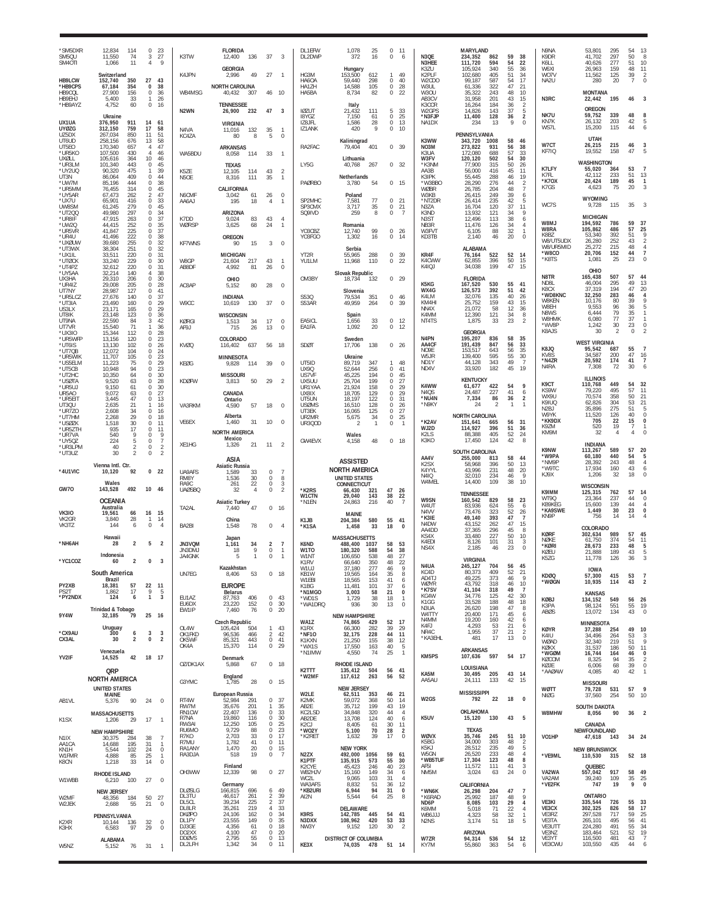| Call | Score | QSOs | Mult | Mult |
|---|---|---|---|---|
| *SM5DXR | 12,834 | 114 | 0 | 23 |
| SM5QU | 11,550 | 74 | 3 | 27 |
| SM4OTI | 1,066 | 11 | 4 | 9 |

**Switzerland**

| Call | Score | QSOs | Mult | Mult |
|---|---|---|---|---|
| HB9LCW | 152,740 | 350 | 27 | 43 |
| *HB9CPS | 67,184 | 354 | 0 | 38 |
| HB9CQL | 27,900 | 156 | 0 | 36 |
| HB9EHJ | 5,400 | 33 | 1 | 26 |
| *HB9AYZ | 4,752 | 60 | 0 | 16 |

**Ukraine**

| Call | Score | QSOs | Mult | Mult |
|---|---|---|---|---|
| UX1UA | 376,950 | 911 | 14 | 61 |
| UY0ZG | 312,150 | 759 | 17 | 58 |
| UZ5DX | 267,034 | 850 | 11 | 51 |
| UT6UD | 258,156 | 676 | 13 | 58 |
| UT5EO | 170,340 | 657 | 4 | 47 |
| *UR5KO | 107,500 | 430 | 4 | 46 |
| UX0LL | 105,616 | 364 | 10 | 46 |
| *UR3LM | 101,340 | 443 | 0 | 45 |
| *UY2UQ | 90,320 | 475 | 1 | 39 |
| UT3N | 86,064 | 409 | 0 | 44 |
| *UW7M | 85,196 | 444 | 0 | 38 |
| *UR5MM | 76,455 | 314 | 0 | 45 |
| *UY5AR | 67,473 | 262 | 2 | 47 |
| *UX7U | 65,901 | 416 | 0 | 33 |
| UW8SM | 61,245 | 279 | 0 | 45 |
| *UT2QQ | 49,980 | 297 | 0 | 34 |
| *UR8IF | 47,915 | 263 | 0 | 37 |
| *UW2Q | 44,415 | 252 | 0 | 35 |
| *UR5VR | 41,847 | 225 | 0 | 37 |
| *UR4U | 41,496 | 222 | 0 | 38 |
| *UX0UW | 39,680 | 255 | 0 | 32 |
| *UT3WX | 38,304 | 251 | 0 | 32 |
| *UX1IL | 33,511 | 220 | 0 | 31 |
| *UT0CK | 33,240 | 229 | 0 | 30 |
| *UT4PZ | 32,612 | 220 | 0 | 31 |
| *UY5AA | 32,214 | 140 | 4 | 38 |
| UX3HA | 29,310 | 206 | 0 | 30 |
| *UR4IZ | 29,008 | 205 | 0 | 28 |
| UT7NY | 28,987 | 127 | 0 | 41 |
| *UR5LCZ | 27,676 | 140 | 0 | 37 |
| *UT3IA | 23,490 | 160 | 0 | 29 |
| US3LX | 23,171 | 165 | 0 | 29 |
| UT8IK | 23,148 | 123 | 0 | 36 |
| UT9NA | 22,590 | 84 | 3 | 42 |
| UT7VR | 15,540 | 71 | 1 | 36 |
| *UX3IO | 15,344 | 112 | 0 | 28 |
| *UR5WFP | 13,156 | 120 | 0 | 23 |
| *UT6IS | 13,130 | 102 | 0 | 26 |
| *UT7QB | 12,072 | 104 | 0 | 24 |
| *UR5WIK | 11,707 | 105 | 0 | 23 |
| *US5ELM | 11,223 | 75 | 0 | 29 |
| *UT5CB | 10,948 | 94 | 0 | 23 |
| *UT2HC | 10,350 | 64 | 0 | 30 |
| *US0TA | 9,520 | 63 | 0 | 28 |
| *UR5UJ | 9,150 | 61 | 0 | 30 |
| UR5AO | 9,072 | 63 | 0 | 27 |
| *UR5EIT | 3,445 | 47 | 0 | 13 |
| UT3QU | 2,635 | 21 | 1 | 16 |
| *UR7ZO | 2,608 | 34 | 0 | 16 |
| *UT7HM | 2,268 | 29 | 0 | 18 |
| *US0ZK | 1,518 | 30 | 0 | 11 |
| *UR5ZTH | 935 | 17 | 0 | 11 |
| *UR7VA | 540 | 9 | 0 | 9 |
| *UY5QZ | 224 | 5 | 0 | 7 |
| *UR3LPM | 40 | 2 | 0 | 2 |
| *UT3UZ | 30 | 2 | 0 | 2 |

**Vienna Intl. Ctr.**

| Call | Score | QSOs | Mult | Mult |
|---|---|---|---|---|
| *4U1VIC | 10,120 | 92 | 0 | 22 |

**Wales**

| Call | Score | QSOs | Mult | Mult |
|---|---|---|---|---|
| GW7O | 143,528 | 492 | 10 | 46 |

**OCEANIA**

**Australia**

| Call | Score | QSOs | Mult | Mult |
|---|---|---|---|---|
| VK3IO | 19,561 | 66 | 16 | 15 |
| VK2GR | 3,840 | 28 | 1 | 14 |
| VK3TZ | 144 | 6 | 0 | 4 |

**Hawaii**

| Call | Score | QSOs | Mult | Mult |
|---|---|---|---|---|
| *NH6AH | 28 | 2 | 5 | 2 |

**Indonesia**

| Call | Score | QSOs | Mult | Mult |
|---|---|---|---|---|
| *YC1COZ | 60 | 2 | 0 | 3 |

**South America**

**Brazil**

| Call | Score | QSOs | Mult | Mult |
|---|---|---|---|---|
| PY2XB | 18,381 | 57 | 22 | 11 |
| PS2T | 1,862 | 17 | 9 | 5 |
| *PY2NDX | 124 | 6 | 1 | 3 |

**Trinidad & Tobago**

| Call | Score | QSOs | Mult | Mult |
|---|---|---|---|---|
| 9Y4W | 32,185 | 79 | 25 | 16 |

**Uruguay**

| Call | Score | QSOs | Mult | Mult |
|---|---|---|---|---|
| *CX9AU | 300 | 6 | 3 | 3 |
| CX3AL | 30 | 2 | 0 | 2 |

**Venezuela**

| Call | Score | QSOs | Mult | Mult |
|---|---|---|---|---|
| YV2IF | 14,525 | 42 | 18 | 17 |

**QRP**

**NORTH AMERICA**

**UNITED STATES**

**MAINE**

| Call | Score | QSOs | Mult | Mult |
|---|---|---|---|---|
| AB1VL | 5,376 | 90 | 24 | 0 |

**MASSACHUSETTS**

| Call | Score | QSOs | Mult | Mult |
|---|---|---|---|---|
| K1SX | 1,206 | 29 | 17 | 1 |

**NEW HAMPSHIRE**

| Call | Score | QSOs | Mult | Mult |
|---|---|---|---|---|
| N1IX | 30,375 | 284 | 38 | 7 |
| AA1CA | 14,688 | 195 | 31 | 1 |
| KN1H | 5,544 | 102 | 24 | 0 |
| W1FMR | 4,888 | 85 | 25 | 1 |
| K8CN | 1,218 | 33 | 14 | 0 |

**RHODE ISLAND**

| Call | Score | QSOs | Mult | Mult |
|---|---|---|---|---|
| W1WBB | 6,210 | 100 | 27 | 0 |

**NEW JERSEY**

| Call | Score | QSOs | Mult | Mult |
|---|---|---|---|---|
| W2MF | 48,356 | 184 | 50 | 27 |
| W2JEK | 2,688 | 55 | 21 | 0 |

**PENNSYLVANIA**

| Call | Score | QSOs | Mult | Mult |
|---|---|---|---|---|
| K2XR | 10,144 | 136 | 32 | 0 |
| K3HX | 6,583 | 97 | 29 | 0 |

**ALABAMA**

| Call | Score | QSOs | Mult | Mult |
|---|---|---|---|---|
| W5NZ | 5,152 | 76 | 31 | 1 |

**FLORIDA**

| Call | Score | QSOs | Mult | Mult |
|---|---|---|---|---|
| K3TW | 12,400 | 136 | 37 | 3 |

**GEORGIA**

| Call | Score | QSOs | Mult | Mult |
|---|---|---|---|---|
| K4JPN | 2,996 | 49 | 27 | 1 |

**NORTH CAROLINA**

| Call | Score | QSOs | Mult | Mult |
|---|---|---|---|---|
| WB4MSG | 40,432 | 307 | 46 | 10 |

**TENNESSEE**

| Call | Score | QSOs | Mult | Mult |
|---|---|---|---|---|
| N2WN | 26,900 | 232 | 47 | 3 |

**VIRGINIA**

| Call | Score | QSOs | Mult | Mult |
|---|---|---|---|---|
| N4VA | 11,016 | 132 | 35 | 1 |
| KC4ZA | 80 | 8 | 5 | 0 |

**ARKANSAS**

| Call | Score | QSOs | Mult | Mult |
|---|---|---|---|---|
| WA5BDU | 8,058 | 114 | 33 | 1 |

**TEXAS**

| Call | Score | QSOs | Mult | Mult |
|---|---|---|---|---|
| K5ZE | 12,105 | 114 | 43 | 2 |
| N5OE | 8,316 | 111 | 35 | 1 |

**CALIFORNIA**

| Call | Score | QSOs | Mult | Mult |
|---|---|---|---|---|
| N6CMF | 3,042 | 61 | 26 | 0 |
| AA6AJ | 195 | 18 | 4 | 1 |

**ARIZONA**

| Call | Score | QSOs | Mult | Mult |
|---|---|---|---|---|
| K7DD | 9,024 | 83 | 43 | 4 |
| WØRSP | 3,625 | 68 | 24 | 1 |

**OREGON**

| Call | Score | QSOs | Mult | Mult |
|---|---|---|---|---|
| KF7WNS | 90 | 15 | 3 | 0 |

**MICHIGAN**

| Call | Score | QSOs | Mult | Mult |
|---|---|---|---|---|
| W8GP | 21,604 | 217 | 43 | 1 |
| AB8DF | 4,992 | 81 | 26 | 0 |

**OHIO**

| Call | Score | QSOs | Mult | Mult |
|---|---|---|---|---|
| AC8AP | 5,152 | 80 | 28 | 0 |

**INDIANA**

| Call | Score | QSOs | Mult | Mult |
|---|---|---|---|---|
| W9CC | 10,619 | 130 | 37 | 0 |

**WISCONSIN**

| Call | Score | QSOs | Mult | Mult |
|---|---|---|---|---|
| KØRGI | 1,513 | 34 | 17 | 0 |
| AF9J | 715 | 26 | 13 | 0 |

**COLORADO**

| Call | Score | QSOs | Mult | Mult |
|---|---|---|---|---|
| KVØQ | 116,402 | 637 | 56 | 18 |

**MINNESOTA**

| Call | Score | QSOs | Mult | Mult |
|---|---|---|---|---|
| KEØG | 9,828 | 114 | 39 | 0 |

**MISSOURI**

| Call | Score | QSOs | Mult | Mult |
|---|---|---|---|---|
| KDØFW | 3,813 | 50 | 29 | 2 |

**CANADA**

**Ontario**

| Call | Score | QSOs | Mult | Mult |
|---|---|---|---|---|
| VA3RKM | 4,590 | 57 | 18 | 0 |

**Alberta**

| Call | Score | QSOs | Mult | Mult |
|---|---|---|---|---|
| VE6EX | 1,460 | 31 | 10 | 0 |

**NORTH AMERICA**

**Mexico**

| Call | Score | QSOs | Mult | Mult |
|---|---|---|---|---|
| XE1HG | 1,326 | 21 | 11 | 2 |

**ASIA**

**Asiatic Russia**

| Call | Score | QSOs | Mult | Mult |
|---|---|---|---|---|
| UA9AFS | 1,589 | 33 | 0 | 7 |
| RM8Y | 1,536 | 30 | 0 | 8 |
| RA9C | 261 | 22 | 0 | 3 |
| UAØSBQ | 32 | 4 | 0 | 2 |

**Asiatic Turkey**

| Call | Score | QSOs | Mult | Mult |
|---|---|---|---|---|
| TA2AL | 7,440 | 47 | 0 | 16 |

**China**

| Call | Score | QSOs | Mult | Mult |
|---|---|---|---|---|
| BA2BI | 1,548 | 78 | 0 | 4 |

**Japan**

| Call | Score | QSOs | Mult | Mult |
|---|---|---|---|---|
| JN3VQM | 1,161 | 34 | 2 | 7 |
| JN3DMJ | 18 | 9 | 0 | 1 |
| JA4GNK | 5 | 1 | 0 | 1 |

**Kazakhstan**

| Call | Score | QSOs | Mult | Mult |
|---|---|---|---|---|
| UN7EG | 8,406 | 53 | 0 | 18 |

**EUROPE**

**Belarus**

| Call | Score | QSOs | Mult | Mult |
|---|---|---|---|---|
| EU1AZ | 87,763 | 406 | 0 | 43 |
| EU6DX | 23,220 | 152 | 0 | 30 |
| EW1IP | 7,460 | 76 | 0 | 20 |

**Czech Republic**

| Call | Score | QSOs | Mult | Mult |
|---|---|---|---|---|
| OL4W | 105,424 | 504 | 1 | 43 |
| OK1FKD | 96,536 | 466 | 2 | 42 |
| OK5WF | 85,321 | 443 | 0 | 41 |
| OK4A | 15,370 | 114 | 0 | 29 |

**Denmark**

| Call | Score | QSOs | Mult | Mult |
|---|---|---|---|---|
| OZ/DK1AX | 5,868 | 67 | 0 | 18 |

**England**

| Call | Score | QSOs | Mult | Mult |
|---|---|---|---|---|
| G3YMC | 1,785 | 28 | 0 | 15 |

**European Russia**

| Call | Score | QSOs | Mult | Mult |
|---|---|---|---|---|
| RT4W | 52,984 | 291 | 0 | 37 |
| RW7M | 35,676 | 201 | 1 | 35 |
| RN1CW | 22,407 | 136 | 0 | 33 |
| R7NA | 19,860 | 116 | 0 | 30 |
| RW3AI | 12,250 | 105 | 0 | 25 |
| RU6MO | 9,729 | 88 | 0 | 23 |
| R7KO | 2,703 | 33 | 0 | 17 |
| R7MU | 1,782 | 41 | 0 | 11 |
| RA1ANY | 1,470 | 20 | 0 | 15 |
| RA3DJA | 518 | 19 | 0 | 7 |

**Finland**

| Call | Score | QSOs | Mult | Mult |
|---|---|---|---|---|
| OH3WW | 12,339 | 98 | 0 | 27 |

**Germany**

| Call | Score | QSOs | Mult | Mult |
|---|---|---|---|---|
| DLØSLG | 166,815 | 696 | 6 | 49 |
| DL3TU | 46,617 | 261 | 2 | 39 |
| DL5CL | 39,234 | 225 | 2 | 37 |
| DL8LR | 35,261 | 219 | 4 | 33 |
| DKØPO | 24,106 | 162 | 0 | 34 |
| DL1FY | 23,555 | 149 | 0 | 35 |
| DJ3GE | 4,356 | 61 | 0 | 18 |
| DO2XX | 4,100 | 47 | 0 | 20 |
| DDØVS | 2,795 | 55 | 0 | 13 |
| DL2LFH | 1,342 | 34 | 0 | 11 |
| DL1EFW | 1,078 | 25 | 0 | 11 |
| DL2DWP | 372 | 16 | 0 | 6 |

**Hungary**

| Call | Score | QSOs | Mult | Mult |
|---|---|---|---|---|
| HG3M | 153,500 | 612 | 1 | 49 |
| HA6OA | 59,440 | 298 | 0 | 40 |
| HA1ZH | 14,588 | 105 | 0 | 28 |
| HA5BA | 8,734 | 82 | 0 | 22 |

**Italy**

| Call | Score | QSOs | Mult | Mult |
|---|---|---|---|---|
| IØZUT | 21,432 | 111 | 5 | 33 |
| I8YGZ | 7,150 | 61 | 0 | 25 |
| IZ8JFL | 1,586 | 28 | 0 | 13 |
| IZ1ANK | 420 | 9 | 0 | 10 |

**Kaliningrad**

| Call | Score | QSOs | Mult | Mult |
|---|---|---|---|---|
| RA2FAC | 79,404 | 401 | 0 | 39 |

**Lithuania**

| Call | Score | QSOs | Mult | Mult |
|---|---|---|---|---|
| LY5G | 40,768 | 267 | 0 | 32 |

**Netherlands**

| Call | Score | QSOs | Mult | Mult |
|---|---|---|---|---|
| PAØRBO | 3,780 | 54 | 0 | 15 |

**Poland**

| Call | Score | QSOs | Mult | Mult |
|---|---|---|---|---|
| SP2MHC | 7,581 | 77 | 0 | 21 |
| SP3CMX | 3,717 | 35 | 0 | 21 |
| SQ9IVD | 259 | 8 | 0 | 7 |

**Romania**

| Call | Score | QSOs | Mult | Mult |
|---|---|---|---|---|
| YO3CBZ | 12,740 | 99 | 0 | 26 |
| YO8FGO | 1,302 | 16 | 0 | 14 |

**Serbia**

| Call | Score | QSOs | Mult | Mult |
|---|---|---|---|---|
| YT2R | 55,965 | 288 | 0 | 39 |
| YU1LM | 11,968 | 110 | 0 | 22 |

**Slovak Republic**

| Call | Score | QSOs | Mult | Mult |
|---|---|---|---|---|
| OM3BY | 18,734 | 132 | 0 | 29 |

**Slovenia**

| Call | Score | QSOs | Mult | Mult |
|---|---|---|---|---|
| S53Q | 79,534 | 351 | 0 | 46 |
| S53AR | 49,959 | 264 | 0 | 39 |

**Spain**

| Call | Score | QSOs | Mult | Mult |
|---|---|---|---|---|
| EA5ICL | 1,656 | 33 | 0 | 12 |
| EA1FA | 1,092 | 20 | 0 | 12 |

**Sweden**

| Call | Score | QSOs | Mult | Mult |
|---|---|---|---|---|
| SDØT | 17,706 | 138 | 0 | 26 |

**Ukraine**

| Call | Score | QSOs | Mult | Mult |
|---|---|---|---|---|
| UT5ID | 89,719 | 347 | 1 | 48 |
| UX9Q | 52,644 | 256 | 0 | 41 |
| US7VF | 45,225 | 194 | 0 | 45 |
| UX5UU | 25,704 | 199 | 0 | 27 |
| UR1YAA | 21,924 | 158 | 0 | 29 |
| UX8IX | 18,705 | 129 | 0 | 29 |
| UT5UN | 18,197 | 122 | 0 | 31 |
| USØMS | 16,510 | 128 | 0 | 26 |
| UT3EK | 16,065 | 125 | 0 | 27 |
| UR2MR | 5,675 | 34 | 0 | 25 |
| UR3QOD | 2 | 1 | 0 | 1 |

**Wales**

| Call | Score | QSOs | Mult | Mult |
|---|---|---|---|---|
| GW4EVX | 4,158 | 48 | 0 | 18 |

**ASSISTED**

**NORTH AMERICA**

**UNITED STATES**

**CONNECTICUT**

| Call | Score | QSOs | Mult | Mult |
|---|---|---|---|---|
| *K2RS | 66,430 | 321 | 47 | 26 |
| W1CTN | 29,040 | 143 | 38 | 22 |
| *N1EN | 24,863 | 216 | 40 | 7 |

**MAINE**

| Call | Score | QSOs | Mult | Mult |
|---|---|---|---|---|
| K1JB | 204,384 | 580 | 55 | 41 |
| *K1SA | 1,458 | 33 | 18 | 0 |

**MASSACHUSETTS**

| Call | Score | QSOs | Mult | Mult |
|---|---|---|---|---|
| K6ND | 488,400 | 1037 | 58 | 53 |
| W1TO | 180,320 | 588 | 54 | 38 |
| W1NT | 106,650 | 538 | 48 | 27 |
| K1RV | 66,640 | 350 | 48 | 22 |
| W1UJ | 37,180 | 277 | 46 | 9 |
| KB1W | 19,565 | 164 | 35 | 8 |
| W1EBI | 18,565 | 153 | 41 | 6 |
| K1BG | 11,481 | 101 | 37 | 6 |
| *N1MGO | 3,003 | 58 | 21 | 0 |
| *WD1S | 1,729 | 38 | 18 | 1 |
| *WA1DRQ | 936 | 30 | 13 | 0 |

**NEW HAMPSHIRE**

| Call | Score | QSOs | Mult | Mult |
|---|---|---|---|---|
| WA1Z | 74,865 | 429 | 52 | 17 |
| K1RX | 66,300 | 282 | 39 | 29 |
| *NF1O | 32,175 | 228 | 44 | 11 |
| K1KXN | 21,250 | 155 | 38 | 12 |
| *WX1S | 17,550 | 163 | 40 | 5 |
| *N1IMW | 4,550 | 74 | 25 | 1 |

**RHODE ISLAND**

| Call | Score | QSOs | Mult | Mult |
|---|---|---|---|---|
| K2TTT | 135,412 | 504 | 56 | 41 |
| *W2MF | 117,612 | 263 | 56 | 52 |

**NEW JERSEY**

| Call | Score | QSOs | Mult | Mult |
|---|---|---|---|---|
| W2LE | 62,511 | 353 | 46 | 21 |
| K2MK | 59,072 | 368 | 50 | 14 |
| AB2E | 35,712 | 199 | 43 | 19 |
| KC2LSD | 34,848 | 320 | 44 | 4 |
| AB2DE | 13,708 | 124 | 40 | 6 |
| K2CJ | 8,405 | 61 | 30 | 11 |
| *WO2Y | 5,100 | 70 | 28 | 2 |
| *K2RET | 1,632 | 39 | 17 | 0 |

**NEW YORK**

| Call | Score | QSOs | Mult | Mult |
|---|---|---|---|---|
| N2ZX | 492,000 | 1056 | 59 | 61 |
| K1PTF | 135,915 | 573 | 55 | 30 |
| K2CYE | 45,423 | 246 | 40 | 23 |
| WB2HJV | 15,160 | 149 | 34 | 6 |
| WC2L | 9,065 | 103 | 31 | 4 |
| WA3AFS | 8,832 | 51 | 36 | 12 |
| *KB2URI | 6,944 | 94 | 31 | 0 |
| AI2N | 5,544 | 64 | 25 | 8 |

**DELAWARE**

| Call | Score | QSOs | Mult | Mult |
|---|---|---|---|---|
| K9RS | 142,785 | 445 | 54 | 41 |
| N3DXX | 108,962 | 420 | 53 | 33 |
| NW3Y | 9,152 | 120 | 30 | 2 |

**DISTRICT OF COLUMBIA**

| Call | Score | QSOs | Mult | Mult |
|---|---|---|---|---|
| KE3X | 74,035 | 478 | 51 | 14 |

**MARYLAND**

| Call | Score | QSOs | Mult | Mult |
|---|---|---|---|---|
| N3QE | 234,352 | 862 | 59 | 38 |
| N3HEE | 111,720 | 594 | 54 | 22 |
| K3ZU | 105,924 | 340 | 55 | 36 |
| K2PLF | 102,680 | 405 | 51 | 34 |
| W2CDO | 99,187 | 587 | 54 | 17 |
| W3UL | 61,336 | 322 | 47 | 21 |
| W3OU | 35,322 | 243 | 48 | 10 |
| AB3CV | 31,958 | 201 | 43 | 15 |
| K3COR | 16,264 | 184 | 36 | 2 |
| W2GPS | 14,826 | 143 | 37 | 5 |
| *N3FJP | 11,400 | 128 | 36 | 2 |
| NA1DX | 234 | 13 | 9 | 0 |

**PENNSYLVANIA**

| Call | Score | QSOs | Mult | Mult |
|---|---|---|---|---|
| K3WW | 343,720 | 1008 | 58 | 46 |
| NO3M | 273,822 | 931 | 56 | 38 |
| K3UA | 172,080 | 688 | 57 | 33 |
| W3FV | 120,120 | 502 | 54 | 30 |
| *K3NM | 77,900 | 315 | 50 | 26 |
| AA3B | 56,000 | 416 | 45 | 11 |
| K3IPK | 55,445 | 288 | 46 | 19 |
| *W3BBO | 28,290 | 276 | 44 | 2 |
| WØBR | 26,785 | 204 | 48 | 7 |
| W3KB | 26,415 | 249 | 39 | 6 |
| *NT2DR | 26,414 | 235 | 42 | 5 |
| N3ZA | 16,704 | 120 | 37 | 11 |
| K3ND | 13,932 | 121 | 34 | 9 |
| N3ST | 12,496 | 113 | 38 | 6 |
| NE3R | 11,476 | 126 | 34 | 4 |
| W3FVT | 6,105 | 88 | 32 | 1 |
| KD3TB | 2,140 | 46 | 20 | 0 |

**ALABAMA**

| Call | Score | QSOs | Mult | Mult |
|---|---|---|---|---|
| KR4F | 76,164 | 522 | 52 | 14 |
| K4CWW | 62,855 | 396 | 50 | 15 |
| K4IQJ | 34,038 | 199 | 47 | 15 |

**FLORIDA**

| Call | Score | QSOs | Mult | Mult |
|---|---|---|---|---|
| K5KG | 167,520 | 530 | 55 | 41 |
| WX4G | 126,573 | 392 | 51 | 42 |
| K4LM | 32,076 | 135 | 40 | 26 |
| KM4HI | 25,752 | 159 | 43 | 15 |
| NN4X | 21,072 | 58 | 12 | 36 |
| K4MM | 12,390 | 121 | 34 | 8 |
| NT4TS | 1,875 | 33 | 23 | 2 |

**GEORGIA**

| Call | Score | QSOs | Mult | Mult |
|---|---|---|---|---|
| N4PN | 195,207 | 836 | 58 | 35 |
| AA4CF | 191,439 | 847 | 56 | 33 |
| NC9E | 153,517 | 643 | 56 | 35 |
| W5JR | 139,400 | 595 | 55 | 30 |
| ND1Y | 44,128 | 343 | 49 | 7 |
| ND4V | 33,920 | 182 | 45 | 19 |

**KENTUCKY**

| Call | Score | QSOs | Mult | Mult |
|---|---|---|---|---|
| K4WW | 61,677 | 422 | 54 | 9 |
| N4QS | 24,487 | 227 | 41 | 6 |
| *NU4N | 7,334 | 86 | 36 | 2 |
| *N9KY | 24 | 2 | 1 | 1 |

**NORTH CAROLINA**

| Call | Score | QSOs | Mult | Mult |
|---|---|---|---|---|
| *K2AV | 151,641 | 665 | 56 | 31 |
| WJ2D | 114,927 | 396 | 51 | 36 |
| K2LS | 88,388 | 405 | 52 | 24 |
| K3KO | 17,450 | 124 | 42 | 8 |

**SOUTH CAROLINA**

| Call | Score | QSOs | Mult | Mult |
|---|---|---|---|---|
| AA4V | 255,000 | 813 | 58 | 44 |
| K2SX | 58,968 | 396 | 50 | 13 |
| K4YYL | 43,996 | 231 | 48 | 20 |
| N4IQ | 32,010 | 234 | 46 | 9 |
| W4MEL | 14,400 | 109 | 38 | 10 |

**TENNESSEE**

| Call | Score | QSOs | Mult | Mult |
|---|---|---|---|---|
| W9SN | 160,542 | 829 | 58 | 23 |
| W4UT | 83,936 | 624 | 55 | 6 |
| N4VV | 73,476 | 323 | 52 | 26 |
| *K3IE | 49,140 | 393 | 47 | 7 |
| N4DW | 43,152 | 262 | 47 | 15 |
| AA4DD | 37,365 | 296 | 45 | 8 |
| KS4X | 33,480 | 227 | 50 | 10 |
| K4EDI | 8,126 | 101 | 31 | 3 |
| NS4X | 2,185 | 46 | 23 | 0 |

**VIRGINIA**

| Call | Score | QSOs | Mult | Mult |
|---|---|---|---|---|
| N4UA | 245,127 | 704 | 56 | 45 |
| KC4D | 80,373 | 409 | 52 | 21 |
| AD4TJ | 49,225 | 373 | 46 | 9 |
| WØYR | 43,792 | 318 | 46 | 10 |
| *K7SV | 41,104 | 318 | 49 | 7 |
| KG4W | 34,776 | 125 | 42 | 30 |
| K1GG | 33,528 | 188 | 48 | 18 |
| N3UA | 26,620 | 198 | 47 | 8 |
| W4TTY | 20,400 | 171 | 45 | 6 |
| N4MM | 19,200 | 160 | 42 | 6 |
| K4FJ | 4,293 | 53 | 21 | 6 |
| NR4C | 1,955 | 37 | 21 | 2 |
| *KA3EHL | 481 | 17 | 13 | 0 |

**ARKANSAS**

| Call | Score | QSOs | Mult | Mult |
|---|---|---|---|---|
| KM5PS | 107,636 | 597 | 54 | 17 |

**LOUISIANA**

| Call | Score | QSOs | Mult | Mult |
|---|---|---|---|---|
| KA5M | 30,495 | 205 | 43 | 14 |
| AA5AU | 24,111 | 133 | 42 | 15 |

**MISSISSIPPI**

| Call | Score | QSOs | Mult | Mult |
|---|---|---|---|---|
| W2GS | 792 | 22 | 18 | 0 |

**OKLAHOMA**

| Call | Score | QSOs | Mult | Mult |
|---|---|---|---|---|
| K5UV | 15,120 | 130 | 43 | 5 |

**TEXAS**

| Call | Score | QSOs | Mult | Mult |
|---|---|---|---|---|
| WØVX | 35,746 | 245 | 51 | 10 |
| K5BG | 34,000 | 303 | 48 | 2 |
| K5KJ | 28,512 | 235 | 49 | 5 |
| W5GN | 26,520 | 233 | 48 | 4 |
| *WB5TUF | 17,304 | 123 | 48 | 8 |
| AF5I | 11,572 | 111 | 41 | 3 |
| NM5M | 3,024 | 63 | 24 | 0 |

**CALIFORNIA**

| Call | Score | QSOs | Mult | Mult |
|---|---|---|---|---|
| *WN6K | 26,298 | 204 | 47 | 7 |
| *K6RAD | 25,992 | 187 | 48 | 9 |
| ND6P | 8,085 | 103 | 29 | 4 |
| K6MM | 5,018 | 71 | 22 | 4 |
| WB6JJJ | 4,323 | 58 | 32 | 1 |
| N2NS | 3,174 | 51 | 18 | 5 |

**ARIZONA**

| Call | Score | QSOs | Mult | Mult |
|---|---|---|---|---|
| W7ZR | 94,314 | 536 | 54 | 12 |
| KY7M | 55,860 | 363 | 54 | 6 |

| Call | Score | QSOs | Mult | Mult |
|---|---|---|---|---|
| N8NA | 53,801 | 295 | 54 | 13 |
| K9DR | 41,702 | 297 | 50 | 8 |
| K6LL | 40,626 | 277 | 51 | 10 |
| W6XI | 26,963 | 159 | 48 | 11 |
| WO7V | 11,562 | 125 | 39 | 2 |
| NA2U | 280 | 20 | 7 | 0 |

**MONTANA**

| Call | Score | QSOs | Mult | Mult |
|---|---|---|---|---|
| N3RC | 22,442 | 195 | 46 | 3 |

**OREGON**

| Call | Score | QSOs | Mult | Mult |
|---|---|---|---|---|
| NK7U | 59,752 | 339 | 48 | 8 |
| KN7K | 26,132 | 203 | 42 | 5 |
| WS7L | 15,200 | 115 | 44 | 6 |

**UTAH**

| Call | Score | QSOs | Mult | Mult |
|---|---|---|---|---|
| W7CT | 26,215 | 215 | 46 | 3 |
| KF7IQ | 19,552 | 158 | 47 | 5 |

**WASHINGTON**

| Call | Score | QSOs | Mult | Mult |
|---|---|---|---|---|
| K7LFY | 55,020 | 364 | 53 | 7 |
| K7FL | 42,112 | 233 | 51 | 13 |
| *K7OX | 20,424 | 189 | 45 | 1 |
| K7GS | 4,623 | 75 | 20 | 3 |

**WYOMING**

| Call | Score | QSOs | Mult | Mult |
|---|---|---|---|---|
| WC7S | 9,728 | 115 | 35 | 3 |

**MICHIGAN**

| Call | Score | QSOs | Mult | Mult |
|---|---|---|---|---|
| W8MJ | 194,592 | 786 | 59 | 37 |
| W8RA | 105,862 | 486 | 57 | 25 |
| K8BZ | 53,340 | 392 | 51 | 9 |
| W8/UT5UDX | 26,280 | 252 | 43 | 2 |
| W8/UR5MID | 25,272 | 215 | 48 | 4 |
| *W8CO | 20,706 | 152 | 44 | 7 |
| *K8TS | 1,081 | 25 | 23 | 0 |

**OHIO**

| Call | Score | QSOs | Mult | Mult |
|---|---|---|---|---|
| N8TR | 165,438 | 507 | 57 | 44 |
| ND8L | 46,004 | 295 | 49 | 13 |
| K8CX | 37,319 | 194 | 47 | 20 |
| *WD8KNC | 32,250 | 283 | 46 | 4 |
| W8KEN | 10,176 | 80 | 39 | 9 |
| W8EH | 9,553 | 96 | 36 | 5 |
| N8WS | 6,444 | 79 | 35 | 1 |
| W8HMK | 6,080 | 77 | 37 | 1 |
| *WV8P | 1,242 | 30 | 23 | 0 |
| K8AJS | 30 | 2 | 0 | 2 |

**WEST VIRGINIA**

| Call | Score | QSOs | Mult | Mult |
|---|---|---|---|---|
| K8JQ | 95,542 | 687 | 55 | 7 |
| KV8S | 34,587 | 200 | 47 | 16 |
| *N4ZR | 20,592 | 174 | 41 | 7 |
| N4RA | 7,308 | 72 | 30 | 6 |

**ILLINOIS**

| Call | Score | QSOs | Mult | Mult |
|---|---|---|---|---|
| K9CT | 110,768 | 449 | 54 | 32 |
| KS9W | 79,220 | 495 | 57 | 11 |
| WX9U | 70,574 | 358 | 50 | 21 |
| K9IUQ | 62,826 | 304 | 53 | 21 |
| N2BJ | 35,896 | 275 | 51 | 5 |
| W9YK | 11,520 | 126 | 40 | 0 |
| *KK9DX | 705 | 22 | 15 | 0 |
| K9ZM | 520 | 19 | 7 | 1 |
| KM9M | 32 | 4 | 4 | 0 |

**INDIANA**

| Call | Score | QSOs | Mult | Mult |
|---|---|---|---|---|
| K9NW | 113,267 | 589 | 57 | 20 |
| *W9PA | 60,180 | 440 | 54 | 5 |
| *NM9P | 28,392 | 243 | 48 | 4 |
| *W9ITC | 17,934 | 160 | 43 | 6 |
| KJ9X | 1,206 | 32 | 18 | 0 |

**WISCONSIN**

| Call | Score | QSOs | Mult | Mult |
|---|---|---|---|---|
| K9IMM | 125,315 | 762 | 57 | 14 |
| WT9Q | 23,364 | 237 | 44 | 0 |
| KB9KEG | 15,600 | 139 | 44 | 4 |
| *KA9SWE | 1,449 | 30 | 23 | 0 |
| KN9P | 756 | 14 | 14 | 4 |

**COLORADO**

| Call | Score | QSOs | Mult | Mult |
|---|---|---|---|---|
| KØRF | 302,634 | 989 | 57 | 45 |
| NØKE | 61,750 | 374 | 54 | 11 |
| *KØRI | 28,673 | 233 | 48 | 5 |
| KØEU | 21,888 | 189 | 43 | 5 |
| K5ZG | 11,778 | 126 | 36 | 3 |

**IOWA**

| Call | Score | QSOs | Mult | Mult |
|---|---|---|---|---|
| KDØQ | 57,300 | 415 | 53 | 7 |
| *WØGN | 10,935 | 114 | 43 | 2 |

**KANSAS**

| Call | Score | QSOs | Mult | Mult |
|---|---|---|---|---|
| KØBJ | 134,152 | 549 | 56 | 26 |
| K3PA | 98,124 | 551 | 55 | 19 |
| ABØS | 13,072 | 134 | 43 | 0 |

**MINNESOTA**

| Call | Score | QSOs | Mult | Mult |
|---|---|---|---|---|
| KØYR | 37,288 | 254 | 49 | 10 |
| K4IU | 34,496 | 264 | 53 | 3 |
| WØAD | 32,340 | 219 | 51 | 9 |
| KØKX | 31,537 | 186 | 50 | 11 |
| *WGØM | 16,744 | 164 | 46 | 0 |
| KØCOM | 8,325 | 94 | 35 | 2 |
| KØIE | 6,006 | 68 | 39 | 0 |
| *AAØAW | 4,085 | 40 | 42 | 1 |

**MISSOURI**

| Call | Score | QSOs | Mult | Mult |
|---|---|---|---|---|
| WØTT | 79,728 | 531 | 57 | 9 |
| NIØG | 37,560 | 254 | 50 | 10 |

**SOUTH DAKOTA**

| Call | Score | QSOs | Mult | Mult |
|---|---|---|---|---|
| W8MHW | 8,056 | 90 | 36 | 2 |

**CANADA**

**NEWFOUNDLAND**

| Call | Score | QSOs | Mult | Mult |
|---|---|---|---|---|
| VO1HP | 47,618 | 143 | 34 | 24 |

**NEW BRUNSWICK**

| Call | Score | QSOs | Mult | Mult |
|---|---|---|---|---|
| *VE9ML | 110,530 | 315 | 52 | 18 |

**QUEBEC**

| Call | Score | QSOs | Mult | Mult |
|---|---|---|---|---|
| VA2WA | 557,042 | 917 | 58 | 49 |
| VA2AM | 39,240 | 109 | 35 | 25 |
| *VE2FK | 747 | 19 | 9 | 0 |

**ONTARIO**

| Call | Score | QSOs | Mult | Mult |
|---|---|---|---|---|
| VE3KI | 335,544 | 726 | 55 | 33 |
| VE3CX | 302,325 | 826 | 58 | 17 |
| VE3RZ | 297,528 | 717 | 59 | 25 |
| VE3TA | 265,101 | 495 | 56 | 41 |
| VE3UTT | 224,280 | 491 | 55 | 34 |
| VE3NZ | 183,464 | 521 | 52 | 19 |
| VE3YT | 116,500 | 481 | 43 | 7 |
| VE3CWU | 103,550 | 435 | 44 | 6 |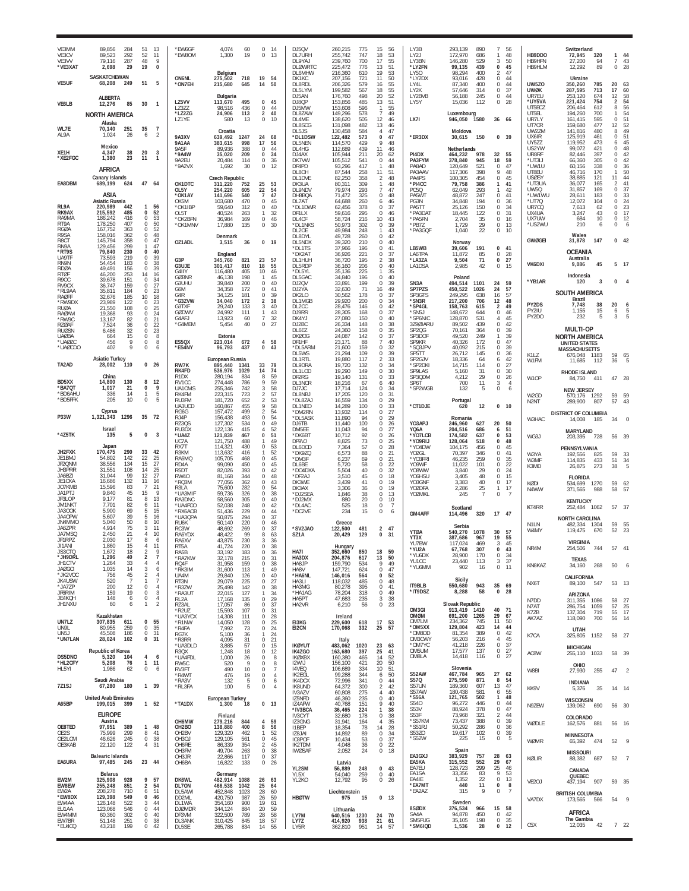VE3MM 89,856 284 51 13
VE3CV 89,523 292 52 11
VE3VV 79,116 287 48 9
*VE3XAT 2,698 29 19 0

**SASKATCHEWAN**

VE5UF 68,208 249 51 5

**ALBERTA**

VE6LB 12,276 85 30 1

**NORTH AMERICA**

**Alaska**

WL7E 70,140 251 35 7
AL9A 1,024 26 6 2

**Mexico**

XE1H 4,347 38 20 3
*XE2FGC 1,380 23 11 1

**AFRICA**

**Canary Islands**

EA8DBM 689,199 624 47 64

**ASIA**

**Asiatic Russia**

RL9A 220,989 442 1 56
RK9AX 215,592 485 0 52
RA9MA 186,242 416 0 53
RT9A 178,250 407 0 50
RG9A 167,752 363 0 52
R9SA 158,016 362 0 48
R9CT 145,794 358 0 47
RN9A 129,456 299 1 47
*RT9S 79,840 230 0 40
UA9TF 73,593 219 0 39
RN9N 54,454 183 0 38
RD9A 49,491 156 0 39
RT0F 46,200 253 14 16
R9CC 39,678 151 0 34
RV9CX 36,747 159 0 27
*RL9AA 35,811 184 0 23
RA0FF 32,676 185 10 18
*RW9DX 23,989 122 0 23
RU0A 21,550 108 0 25
RA9AM 19,368 93 0 24
*RW9C 13,167 82 0 21
RZ0AF 7,524 36 0 22
RU0SN 6,486 32 0 23
UA0BA 664 15 0 8
*UA0ZC 456 9 0 8
*UA0CDO 402 9 0 6

**Asiatic Turkey**

TA2AD 28,002 110 0 26

**China**

BD5XX 14,800 130 8 12
*BA7QT 1,017 21 0 9
*BD6AHU 336 14 1 5
*BD5FFK 205 10 0 5

**Cyprus**

P33W 1,321,343 1296 35 72

**Israel**

*4Z5TK 135 5 0 3

**Japan**

JH2FXK 170,475 290 33 42
JE1BMJ 54,802 142 22 25
JF2QNM 38,556 134 15 27
JH3PRR 31,551 108 14 25
JA6BZI 31,044 99 12 27
JE1CKA 16,686 132 11 16
JO7KMB 15,596 83 7 21
JA1PTJ 9,840 45 15 9
JF3LOP 9,177 81 8 13
JM1NKT 7,701 82 6 11
JA3COK 5,900 69 5 15
JA4OPW 5,607 39 5 16
JN4MMO 5,040 50 8 10
JA6ZPR 4,914 75 3 11
JA7MSQ 2,450 21 4 10
JF1RPZ 2,030 17 8 6
JI1ANI 1,860 15 4 11
JS3CTQ 1,672 18 2 9
*JH9DRL 1,296 40 2 7
JH1CTV 1,264 33 4 4
JA0GCI 1,035 14 3 6
*JK2VOC 756 45 2 4
JK4USW 520 7 1 7
*JA7ZP 200 12 0 4
JF6RIM 159 19 0 3
JE4KQH 148 6 0 4
JH1NXU 60 6 1 2

**Kazakhstan**

UN7LZ 307,835 611 0 55
UN9L 80,955 259 0 35
UN5J 45,508 186 0 31
*UN7LAN 28,024 102 0 31

**Republic of Korea**

DS5DNO 5,320 104 4 6
*HL2CFY 5,208 76 1 11
HL5YI 1,986 62 0 6

**Saudi Arabia**

7Z1SJ 67,280 180 1 39

**United Arab Emirates**

A65BP 199,015 399 1 52

**EUROPE**

**Austria**

OE8TED 97,951 389 1 48
OE2S 75,999 299 8 41
OE2LCM 46,626 245 0 38
OE3KAB 22,120 122 4 31

**Balearic Islands**

EA6URA 97,485 245 23 44

**Belarus**

EW2M 325,908 928 9 57
EW8EW 255,248 851 2 54
EW2A 208,278 710 6 51
*EW8DX 129,398 549 0 46
EW4AA 126,148 522 3 44
EU1AA 123,068 546 0 44
EW8MM 60,360 302 0 40
EW7BR 51,148 251 0 38
*EU4CQ 43,218 199 0 42

*EW6GF 4,074 60 0 14
*EW8OM 1,300 19 0 13

**Belgium**

ON6NL 275,502 718 19 54
*ON7EH 215,680 645 14 50

**Bulgaria**

LZ5VV 113,670 495 0 45
LZ3ZZ 98,516 436 0 44
*LZ2ZG 24,906 113 2 40
LZ1YE 580 13 0 10

**Croatia**

9A3XV 639,492 1247 24 68
9A1AA 383,615 998 17 56
9A5F 89,936 388 0 44
*9A4W 35,020 209 0 34
9A2EU 20,484 114 0 36
*9A2VX 1,692 30 0 12

**Czech Republic**

OK1DTC 311,220 752 25 53
OL5Y 254,220 605 22 54
*OK1AY 141,696 540 7 47
OK5M 103,680 470 0 45
*OK1IBP 59,640 312 0 40
OL5T 40,524 263 1 32
*OK2BFN 36,984 169 0 46
*OK1MNV 17,880 135 0 30

**Denmark**

OZ1ADL 3,515 36 0 19

**England**

G3P 345,760 821 23 57
G3UJE 301,417 810 18 55
G4IIY 116,480 405 10 46
G0BNR 46,138 198 1 45
G3UHU 39,840 200 0 40
G6M 34,358 172 0 41
G4R 34,125 181 0 39
*G3ZVW 34,040 172 2 38
G3TXF 29,240 133 3 40
G0DWV 24,992 111 1 43
G4AFJ 13,923 60 7 32
*G4MEM 5,454 40 0 27

**Estonia**

ES5QX 223,014 672 4 58
*ES4NY 96,793 437 0 43

**European Russia**

RW7K 895,440 1341 33 79
RK4FD 536,976 1029 14 74
R1DX 280,194 834 8 59
RV1CC 274,448 786 9 59
UA1OMS 255,346 742 3 58
RK4FM 223,315 723 2 57
RU3FM 181,720 652 2 53
UA3UCD 160,867 455 9 58
RG6G 157,472 499 2 54
RJ4P 156,438 493 0 54
RZ3QS 127,302 534 0 49
RU3DX 122,136 415 4 52
*UA4Z 121,839 467 0 51
UC7A 121,750 488 1 49
RX7T 114,321 430 0 53
R3KM 113,632 416 1 52
RA6MQ 105,705 468 0 45
RD4A 99,090 450 0 45
R5DT 82,026 393 0 42
RW4O 81,168 344 0 48
*RC3M 77,056 362 0 43
R3LA 75,600 282 0 54
*UA3MIF 59,736 326 0 38
RA3DNC 58,560 305 0 40
*UA4FCO 52,038 248 0 42
*RX6AOB 51,436 229 0 44
*UA3QPA 50,875 294 0 37
RU6K 50,140 220 0 46
RC3W 48,692 269 0 37
RA6YDX 48,422 99 8 63
RA6XV 43,875 230 3 36
RT5A 41,724 220 0 38
RA5B 33,192 183 0 36
*RA7KW 32,178 215 0 31
RQ4F 31,958 159 0 38
*RK3IM 31,600 113 1 49
UA4M 29,840 126 0 40
RT3N 29,079 225 0 27
*R3ZW 25,498 142 0 38
*RA3UT 22,015 127 1 34
RL2A 17,168 135 0 29
RZ3AL 17,057 86 0 37
*R2UZ 15,593 107 0 31
*UA3YCX 14,308 111 0 28
*R1NW 14,050 128 0 25
*R4FA 7,992 73 0 24
RG7K 5,100 36 1 24
*R3RR 4,095 31 0 21
*UA3DLD 3,885 57 0 15
R3QX 1,248 18 0 12
*UA4FDL 1,000 26 0 8
RW5C 520 9 0 8
RV3FT 490 10 0 7
*R4WT 476 19 0 4
*RA3V 132 5 0 6
*RL3FA 100 5 0 4

**European Turkey**

*TA1DX 1,300 18 0 13

**Finland**

OH6MW 279,216 844 4 59
OH2BO 138,880 400 8 56
OH2BV 129,320 462 1 52
OH3QJ 129,105 561 0 45
OH6RE 86,339 354 2 45
OH3FM 49,704 263 0 38
OH3JR 22,866 117 0 37
OH6BA 16,822 133 0 26

**Germany**

DK6WL 482,914 1088 26 63
DL7ON 466,538 1042 25 64
DL5AWM 452,848 1023 28 60
DD2ML 420,750 987 26 59
DL1WA 354,160 900 19 61
DJ0MDR 344,124 884 20 59
DF3VM 322,500 789 28 58
DL3ANK 310,425 845 18 57
DL5SE 265,788 834 14 55

DJ5QV 260,215 775 15 56
DL7URH 255,742 747 18 53
DL9YAJ 239,760 700 17 55
DL0WRTC 225,472 776 13 51
DL6MHW 216,360 610 19 53
DK1KC 207,156 721 11 50
DL8RDL 206,326 579 16 55
DL5LYM 199,582 567 18 55
DJ5AN 176,760 498 20 52
DJ8QP 153,856 485 13 51
DJ5MW 153,608 596 1 55
DL8ZAW 149,296 578 7 49
DL4ME 138,620 505 12 46
DL8SCG 131,098 482 13 46
DL5JS 130,458 584 4 47
*DL1DSW 122,482 573 0 47
DL5NEN 114,570 429 9 48
DL4HG 112,689 439 11 46
DJ4AX 105,944 211 20 62
DK7VW 105,512 541 0 44
DF4PD 93,296 417 1 48
DL8OH 87,544 258 11 51
DL1DVE 82,250 358 2 48
DK3UA 80,311 309 1 48
DL9NDV 79,974 293 7 47
DH8BQA 71,472 325 0 48
DL7AT 64,688 260 6 46
*DL1DWR 62,456 378 0 37
DF1LX 59,616 295 0 46
DL4CF 58,724 216 10 43
*DL1NKS 50,972 302 0 39
DL2OE 49,984 248 1 43
DL8DYL 49,728 260 0 42
DL5NDX 39,320 210 0 40
*DL1TS 37,966 196 0 41
*DK2AT 36,926 221 0 37
DL1HUH 36,720 195 2 38
DL5RDP 36,160 206 0 40
*DL5YL 35,136 225 1 35
DL5GAC 34,840 196 0 40
DJ2QV 33,891 199 0 39
DJ2YA 32,630 71 16 49
DK2LO 30,562 178 0 37
DL1MGB 29,920 200 0 34
DL2CC 28,476 146 0 42
DJ9RR 28,305 168 0 37
DK4YJ 27,080 150 0 40
DJ2BC 26,334 148 0 38
DL6EZ 24,360 158 0 35
DK0OG 24,087 142 0 37
DF1HF 23,171 88 7 40
*DL5ARM 21,600 159 0 32
DL5WS 21,294 109 0 39
DL1RTL 19,880 117 2 33
DL9DRA 19,720 132 0 34
DL1LOD 19,290 149 0 30
DF2RG 19,140 131 0 33
DL3NCR 18,216 67 6 40
DJ7JC 17,714 124 0 34
DL8NBJ 17,205 120 0 31
*DL8ZAJ 16,559 134 0 29
DL1NEO 14,289 100 0 33
*DM2RN 13,932 114 0 27
*DL5ASK 11,890 94 0 29
DJ6TB 11,440 100 0 26
DM5EE 11,043 94 0 27
*DK6BT 10,712 92 0 26
DF9VJ 8,825 73 0 25
DL6DCD 7,364 57 0 28
*DK9ZQ 6,573 88 0 21
*DM3F 6,237 69 0 21
DL6BE 5,720 58 0 22
*DO4DXA 5,504 40 0 32
*DF2AJ 3,510 45 0 18
DK3WE 3,439 41 0 19
DK3AX 3,306 36 0 19
*DJ2SEA 1,846 38 0 13
*DJ2MX 880 20 0 10
*DL4AC 525 18 0 7
*DC2VE 234 15 0 6

**Greece**

*SV2JAO 122,500 481 2 47
SZ1A 20,429 129 0 31

**Hungary**

HA7I 352,660 850 18 59
HA3DX 204,876 617 13 50
HA8JP 159,790 534 9 49
HA8V 147,721 624 0 47
*HA6NL 146,016 564 0 52
HA3LI 118,032 485 0 48
HA3MG 80,278 395 0 41
*HA1AG 78,204 318 0 49
HA5PT 47,683 235 3 38
HA2VR 6,210 56 0 23

**Ireland**

EI3KG 229,600 618 17 53
EI2CN 170,068 332 25 57

**Italy**

IK0YUT 483,062 1020 23 63
IK4ZGO 163,680 397 25 41
IK2XBX 160,380 465 14 52
I2WIJ 156,100 421 20 50
I4VEQ 106,689 334 10 51
IK2EGL 99,288 344 6 50
IK4DCX 72,996 341 0 44
IK8UND 64,372 300 2 42
IV3AZV 60,808 275 4 40
IZ5NFD 46,360 235 0 40
IZ4AFW 40,768 151 9 40
*IV3BCA 36,465 224 1 38
IV3CYT 32,680 178 0 38
IZ3GNG 31,941 164 0 35
I1BEP 18,354 78 14 28
IZ8JAI 14,892 89 0 34
IC8POF 10,434 53 0 37
IK2TDM 4,048 36 0 22
IW0SAF 2,052 24 0 18

**Latvia**

YL2SM 56,889 248 0 43
YL5X 54,040 259 0 40
YL2KO 12,792 95 0 26

**Liechtenstein**

HB0TW 975 15 0 13

**Lithuania**

LY7M 640,516 1230 24 70
LY7Z 414,920 938 21 61
LY5R 362,810 951 14 57

LY3B 293,139 890 7 56
LY2J 172,970 686 1 48
LY3BN 146,280 529 3 50
*LY2FN 99,135 439 0 45
LY5O 98,294 400 2 47
*LY2DX 93,016 428 0 44
LY4L 87,340 400 0 44
LY2K 57,646 314 0 37
LY2BVB 56,188 245 0 44
LY5Y 15,036 112 0 28

**Luxembourg**

LX7I 946,050 1580 36 66

**Moldova**

*ER3DX 30,615 150 0 39

**Netherlands**

PI4DX 464,232 978 32 55
PA3FYM 378,840 945 18 59
PA8AD 120,649 521 0 47
PA3AAV 117,306 398 9 48
PA4PS 100,305 454 0 45
*PI4CC 79,758 386 1 41
PC5Q 62,049 293 1 42
PA5WT 48,872 247 0 41
PG3N 34,848 194 0 36
PA5TT 25,126 150 0 34
*PA3DAT 18,445 122 0 31
*PA5FN 2,704 35 0 16
*PB7Z 1,729 29 0 13
*PA3GQF 1,040 22 0 10

**Norway**

LB5WB 39,606 191 0 41
LA6TPA 11,872 85 0 28
*LA3ZA 9,504 71 0 27
LA1DSA 2,985 42 0 15

**Poland**

SN3A 494,514 1101 24 59
SP7PZS 450,522 1026 24 57
SP3GTS 249,295 638 16 57
*SN3R 217,200 706 12 48
*SP4GL 158,763 615 2 49
*SN5J 148,672 644 0 46
*SP6NIC 128,870 531 4 45
3Z9ØARU 89,502 439 0 42
SP2QG 70,161 364 0 39
SP3DOF 49,520 249 1 39
SP9KR 40,326 172 0 47
*SQ3JPV 40,092 215 0 39
SP5TT 26,712 145 0 36
SP2GJV 18,336 64 6 42
*SP2DKI 14,715 114 0 27
SP9LAS 5,160 31 0 30
SP3QDM 4,212 29 0 26
SP6T 700 11 3 4
*SP2WGB 132 5 0 6

**Portugal**

*CT1DJE 620 12 0 10

**Romania**

YO3APJ 246,960 627 20 50
YQ6A 204,516 686 6 51
*YO7LCB 174,582 637 0 53
*YO9RIJ 128,064 518 0 48
*YO4DW 104,175 456 0 45
YO2GL 70,397 346 0 41
*YO9FRI 46,235 259 0 35
YO8WF 11,022 101 0 22
YO8WW 3,840 29 0 24
YO6HSU 3,405 48 0 15
YO3GNF 3,383 40 0 17
YO2DFA 2,286 25 1 17
YO2MKL 245 7 0 7

**Scotland**

GM4AFF 114,496 320 17 47

**Serbia**

YT0A 540,270 1078 30 57
YT3X 387,686 967 19 55
YU7BW 117,024 469 3 45
*YU2A 67,768 307 0 43
*YU6DX 28,900 170 0 34
YU1CC 23,440 113 3 37
*YU6MM 902 16 0 11

**Sicily**

IT9BLB 550,680 943 35 69
*IT9DSZ 8,288 58 0 28

**Slovak Republic**

OM3GI 913,419 1410 40 71
OM0M 691,200 1265 29 67
OM7LM 234,362 745 11 50
*OM5XX 129,804 423 14 44
*OM8DD 81,354 389 0 42
OM3CWY 56,203 216 4 45
*OM7YC 41,218 226 0 37
OM5UM 17,577 137 0 27
OM8LA 14,418 116 0 27

**Slovenia**

S52AW 467,784 965 27 62
S57Q 275,590 871 8 54
S57UN 189,360 607 13 47
S57AW 180,438 581 6 55
*S56A 121,765 502 1 48
S54O 96,272 446 0 44
S53V 88,924 378 0 47
S53F 73,968 321 2 44
*S57KM 73,437 388 0 39
*S51RJ 50,292 286 0 36
S53ZO 19,617 102 0 39
*S52W 225 15 0 5

**Spain**

EA3GXJ 383,929 757 28 63
EA5KA 315,552 552 29 67
EA7EU 128,723 299 25 46
EA1SA 33,356 83 9 53
EA4IE 1,352 22 0 13
*EA7MT 440 11 0 8
*EA2AZ 315 9 0 7

**Sweden**

8S0DX 376,534 966 15 58
SA4A 94,878 450 0 42
SM5FUG 35,105 198 0 35
*SM6IQD 1,536 28 0 12

**Switzerland**

HB9DDO 72,945 320 1 44
HB9HFN 27,200 94 7 43
HB9HLM 12,292 89 0 28

**Ukraine**

UW5ZO 350,260 785 20 63
UW0K 287,595 713 17 60
UR7EU 253,120 674 12 58
*UY5VA 221,424 754 2 54
UT5ECZ 206,464 612 8 56
UT5EL 194,260 700 1 54
UR7LY 161,415 595 0 51
UT7CR 159,680 477 12 52
UW2ZM 141,816 480 8 49
UX6IR 125,919 461 0 51
UY5ZZ 119,952 473 6 45
US2YW 99,072 421 0 48
UR8RF 82,446 397 0 42
*UT3IJ 66,360 305 0 42
*UW1U 60,156 338 0 36
UT8EU 46,716 170 1 50
US0SY 38,885 121 11 44
*UT3UA 36,077 165 2 41
UW5Q 31,857 169 0 37
*UW1WU 28,611 183 0 33
*UT7Q 12,072 104 0 24
UR7CQ 7,613 62 0 23
UX4UA 3,247 43 0 17
UX7UW 684 10 0 12
*US2WU 210 6 0 6

**Wales**

GW0GEI 31,878 147 0 42

**OCEANIA**

**Australia**

VK6DXI 9,086 45 5 17

**Indonesia**

*YB1AR 120 3 0 4

**SOUTH AMERICA**

**Brazil**

PY2DS 7,748 38 20 6
PY2IU 1,155 15 6 5
PY2DO 232 5 3 5

**MULTI-OP**

**NORTH AMERICA**

**UNITED STATES**

**MASSACHUSETTS**

K1LZ 676,048 1183 59 65
W1FM 11,685 112 36 5

**RHODE ISLAND**

W1OP 84,750 411 47 28

**NEW JERSEY**

W2GD 570,176 1292 59 59
N2NT 289,900 807 57 43

**DISTRICT OF COLUMBIA**

W3HAC 14,008 185 34 0

**MARYLAND**

WG3J 203,395 728 56 39

**PENNSYLVANIA**

W3YA 192,556 825 59 33
W3MF 114,835 433 51 34
K3MD 26,875 273 38 5

**FLORIDA**

K0DI 534,699 1270 59 62
N4WW 371,565 988 58 57

**KENTUCKY**

KT4RR 252,484 1062 57 37

**NORTH CAROLINA**

N1LN 482,334 1304 59 55
W4MY 119,475 670 52 23

**VIRGINIA**

NR4M 254,506 744 57 41

**TEXAS**

KN8KAZ 34,160 268 50 6

**CALIFORNIA**

NX6T 89,100 347 53 13

**ARIZONA**

N7DD 311,355 1086 58 27
N7AT 286,754 1059 57 25
K7ZB 137,304 719 55 17
AK7AZ 118,090 700 56 14

**UTAH**

K7CA 325,805 1152 58 27

**MICHIGAN**

AC8W 255,110 1033 58 39

**OHIO**

W8BI 27,930 255 47 2

**INDIANA**

KK9V 5,376 35 14 14

**WISCONSIN**

N9ZEW 139,062 690 56 30

**COLORADO**

W0DLE 162,576 881 56 16

**MINNESOTA**

W0MR 65,392 474 52 9

**MISSOURI**

K0LIR 88,382 687 52 7

**CANADA**

**QUEBEC**

VE2OJ 437,194 907 59 35

**BRITISH COLUMBIA**

VA7DX 173,565 566 54 9

**AFRICA**

**The Gambia**

C5X 12,035 42 7 22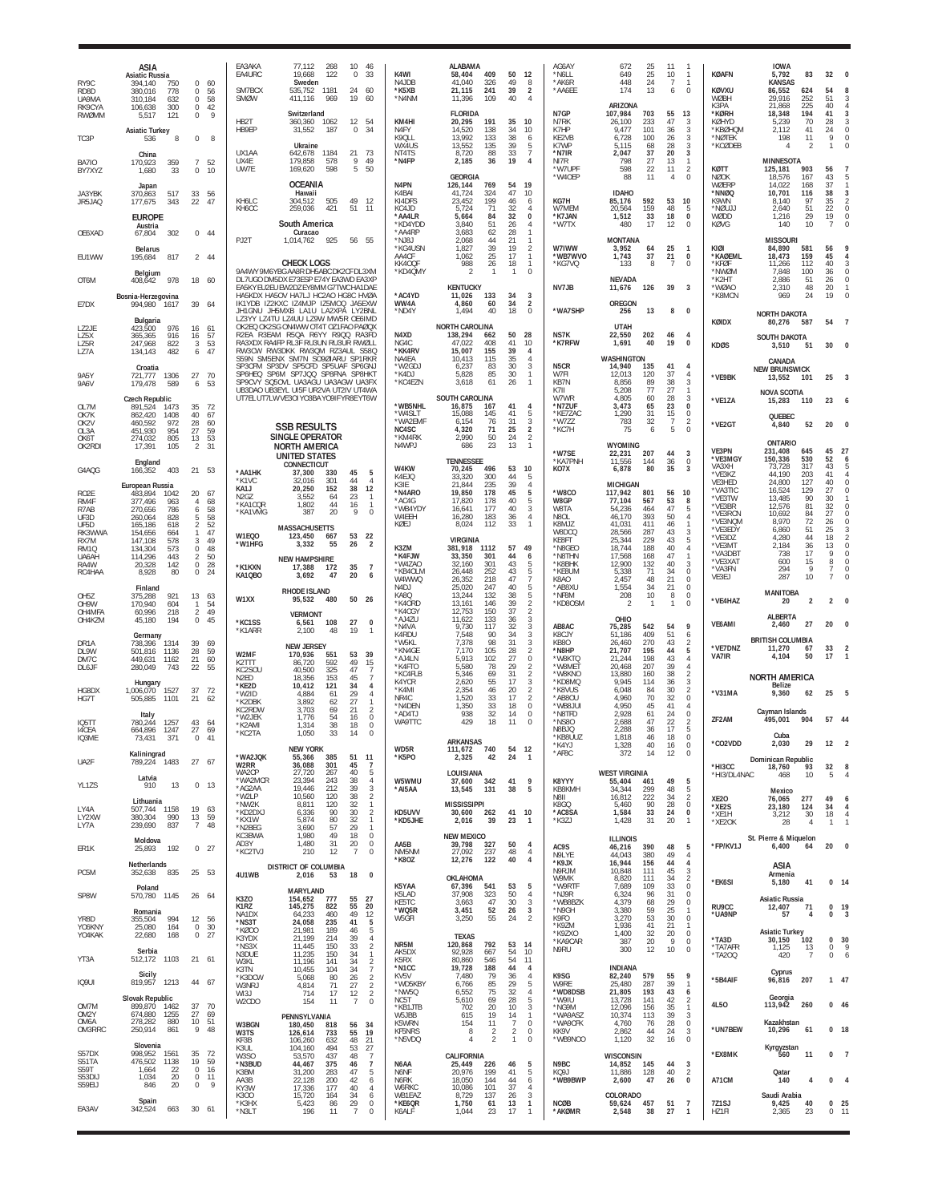## ASIA

### Asiatic Russia

| Call | Score | QSOs | Mults | |
|---|---|---|---|---|
| RY9C | 394,140 | 750 | 0 | 60 |
| RD8D | 380,016 | 778 | 0 | 56 |
| UA9MA | 310,184 | 632 | 0 | 58 |
| RK9CYA | 106,638 | 300 | 0 | 42 |
| RW0MM | 5,517 | 121 | 0 | 9 |

### Asiatic Turkey

| | | | | |
|---|---|---|---|---|
| TC3P | 536 | 8 | 0 | 8 |

### China

| | | | | |
|---|---|---|---|---|
| BA7IO | 170,923 | 359 | 7 | 52 |
| BY7XYZ | 1,680 | 33 | 0 | 10 |

### Japan

| | | | | |
|---|---|---|---|---|
| JA3YBK | 370,863 | 517 | 33 | 56 |
| JR5JAQ | 177,675 | 343 | 22 | 47 |

## EUROPE

### Austria

| | | | | |
|---|---|---|---|---|
| OE6XAD | 67,804 | 302 | 0 | 44 |

### Belarus

| | | | | |
|---|---|---|---|---|
| EU1WW | 195,684 | 817 | 2 | 44 |

### Belgium

| | | | | |
|---|---|---|---|---|
| OT6M | 408,642 | 978 | 18 | 60 |

### Bosnia-Herzegovina

| | | | | |
|---|---|---|---|---|
| E7DX | 994,980 | 1617 | 39 | 64 |

### Bulgaria

| | | | | |
|---|---|---|---|---|
| LZ2JE | 423,500 | 976 | 16 | 61 |
| LZ5X | 365,365 | 916 | 16 | 57 |
| LZ5R | 247,968 | 822 | 3 | 53 |
| LZ7A | 134,143 | 482 | 6 | 47 |

### Croatia

| | | | | |
|---|---|---|---|---|
| 9A5Y | 721,777 | 1306 | 27 | 70 |
| 9A6V | 179,478 | 589 | 6 | 53 |

### Czech Republic

| | | | | |
|---|---|---|---|---|
| OL7M | 891,524 | 1473 | 35 | 72 |
| OK7K | 862,420 | 1408 | 40 | 67 |
| OK2V | 460,592 | 972 | 28 | 60 |
| OL3A | 451,930 | 954 | 27 | 59 |
| OK6T | 274,032 | 805 | 13 | 53 |
| OK2RDI | 17,391 | 105 | 2 | 31 |

### England

| | | | | |
|---|---|---|---|---|
| G4AQG | 166,352 | 403 | 21 | 53 |

### European Russia

| | | | | |
|---|---|---|---|---|
| RO2E | 483,894 | 1042 | 20 | 67 |
| RM4F | 377,496 | 963 | 4 | 68 |
| R7AB | 270,656 | 786 | 6 | 58 |
| UF3D | 260,064 | 828 | 5 | 58 |
| UF5D | 165,186 | 618 | 2 | 52 |
| RK3WWA | 154,656 | 664 | 1 | 47 |
| RX7M | 147,108 | 578 | 3 | 49 |
| RM1Q | 134,304 | 573 | 0 | 48 |
| UA6AH | 114,296 | 443 | 2 | 50 |
| RA4W | 20,328 | 142 | 0 | 28 |
| RC4HAA | 8,928 | 80 | 0 | 24 |

### Finland

| | | | | |
|---|---|---|---|---|
| OH5Z | 375,288 | 921 | 13 | 63 |
| OH6W | 170,940 | 604 | 1 | 54 |
| OH4MFA | 60,996 | 218 | 2 | 49 |
| OH4KZM | 45,180 | 194 | 0 | 45 |

### Germany

| | | | | |
|---|---|---|---|---|
| DR1A | 738,396 | 1314 | 39 | 69 |
| DL9W | 501,816 | 1136 | 28 | 59 |
| DM7C | 449,631 | 1162 | 21 | 60 |
| DL6JF | 280,049 | 743 | 22 | 55 |

### Hungary

| | | | | |
|---|---|---|---|---|
| HG8DX | 1,006,070 | 1527 | 37 | 72 |
| HG7T | 505,885 | 1101 | 21 | 62 |

### Italy

| | | | | |
|---|---|---|---|---|
| IQ5TT | 780,244 | 1257 | 43 | 64 |
| I4CEA | 664,896 | 1247 | 27 | 69 |
| IQ3ME | 73,431 | 371 | 0 | 41 |

### Kaliningrad

| | | | | |
|---|---|---|---|---|
| UA2F | 789,224 | 1483 | 27 | 67 |

### Latvia

| | | | | |
|---|---|---|---|---|
| YL1ZS | 910 | 13 | 0 | 13 |

### Lithuania

| | | | | |
|---|---|---|---|---|
| LY4A | 507,744 | 1158 | 19 | 63 |
| LY2XW | 380,304 | 990 | 13 | 59 |
| LY7A | 239,690 | 837 | 7 | 48 |

### Moldova

| | | | | |
|---|---|---|---|---|
| ER1K | 25,893 | 192 | 0 | 27 |

### Netherlands

| | | | | |
|---|---|---|---|---|
| PC5M | 352,638 | 835 | 25 | 53 |

### Poland

| | | | | |
|---|---|---|---|---|
| SP8W | 570,780 | 1145 | 26 | 64 |

### Romania

| | | | | |
|---|---|---|---|---|
| YR8D | 355,504 | 994 | 12 | 56 |
| YO6KNY | 25,080 | 164 | 0 | 30 |
| YO4KAK | 22,680 | 168 | 0 | 27 |

### Serbia

| | | | | |
|---|---|---|---|---|
| YT3A | 512,172 | 1103 | 21 | 61 |

### Sicily

| | | | | |
|---|---|---|---|---|
| IQ9UI | 819,957 | 1213 | 44 | 67 |

### Slovak Republic

| | | | | |
|---|---|---|---|---|
| OM7M | 899,870 | 1462 | 37 | 70 |
| OM2Y | 674,880 | 1255 | 27 | 69 |
| OM6A | 278,282 | 880 | 10 | 51 |
| OM3RRC | 250,914 | 861 | 9 | 48 |

### Slovenia

| | | | | |
|---|---|---|---|---|
| S57DX | 998,952 | 1561 | 35 | 72 |
| S51TA | 476,502 | 1138 | 19 | 59 |
| S59T | 1,664 | 22 | 0 | 16 |
| S53DIJ | 1,034 | 20 | 0 | 11 |
| S59EIJ | 846 | 20 | 0 | 9 |

### Spain

| | | | | |
|---|---|---|---|---|
| EA3AV | 342,524 | 663 | 30 | 61 |
| EA3AKA | 77,112 | 268 | 10 | 46 |
| EA4URC | 19,668 | 122 | 0 | 33 |

### Sweden

| | | | | |
|---|---|---|---|---|
| SM7BCX | 535,752 | 1181 | 24 | 60 |
| SM0W | 411,116 | 969 | 19 | 60 |

### Switzerland

| | | | | |
|---|---|---|---|---|
| HB2T | 360,360 | 1062 | 12 | 54 |
| HB9EP | 31,552 | 187 | 0 | 34 |

### Ukraine

| | | | | |
|---|---|---|---|---|
| UX1AA | 642,678 | 1184 | 21 | 73 |
| UX4E | 179,858 | 578 | 9 | 49 |
| UW7E | 169,620 | 598 | 5 | 50 |

## OCEANIA

### Hawaii

| | | | | |
|---|---|---|---|---|
| KH6LC | 304,512 | 505 | 49 | 12 |
| KH6CC | 259,036 | 421 | 51 | 11 |

## South America

### Curacao

| | | | | |
|---|---|---|---|---|
| PJ2T | 1,014,762 | 925 | 56 | 55 |

## CHECK LOGS

9A4WY 9M6YBG AA8R DH5ABC DK2CF DL3XM DL7UGO DM5DX E73ESP E74Y EA3WD EA3XP EA5KY EU2EU EW2DZ EY8MM G7TWC HA1DAE HA5KDX HA5OV HA7LJ HC2AO HG8C HV0A IK1YDB IZ2KXC IZ4MJP IZ5MOQ JA5EXW JH1GNU JH5MXB LA1U LA2XPA LY2BNL LZ3YY LZ4TU LZ4UU LZ9W MW5R OE6IMD OK2EQ OK2SG ON4WW OT4T OZ1FAO PA0QX R2EA R3EAM R5QA R6YY R9QQ RA3FD RA3XDX RA4FP RL3F RU3UN RU3UR RW0LL RW3OW RW3DKK RW3QM RZ3AUL S58Q S59N SM5ENX SM7N SO9ØIARU SP1RKR SP3CRM SP3DV SP5CFD SP5UAF SP6GNJ SP6HEQ SP6M SP7JQQ SP8FNA SP8HKT SP9CVY SQ5OVL UA3AGU UA3AGW UA3FX UB3DAO UB3EYL UI5F UR2VA UT2IV UT4WA UT7EL UT7LW VE3OI YC8BA YO9IFYR8EYT6W

## SSB RESULTS

### SINGLE OPERATOR

### NORTH AMERICA

### UNITED STATES

#### CONNECTICUT

| | | | | |
|---|---|---|---|---|
| *AA1HK | 37,300 | 330 | 45 | 5 |
| *K1VC | 32,016 | 301 | 44 | 4 |
| KA1J | 20,250 | 152 | 38 | 12 |
| N2GZ | 3,552 | 64 | 23 | 1 |
| *KA1CQR | 1,802 | 44 | 16 | 1 |
| *KA1VMG | 387 | 20 | 9 | 0 |

#### MASSACHUSETTS

| | | | | |
|---|---|---|---|---|
| W1EQO | 123,450 | 667 | 53 | 22 |
| *W1HFG | 3,332 | 55 | 26 | 2 |

#### NEW HAMPSHIRE

| | | | | |
|---|---|---|---|---|
| *K1KXN | 17,388 | 172 | 35 | 7 |
| KA1QBO | 3,692 | 47 | 20 | 6 |

#### RHODE ISLAND

| | | | | |
|---|---|---|---|---|
| W1XX | 95,532 | 480 | 50 | 26 |

#### VERMONT

| | | | | |
|---|---|---|---|---|
| *KC1SS | 6,561 | 108 | 27 | 0 |
| *K1ARR | 2,100 | 48 | 19 | 1 |

#### NEW JERSEY

| | | | | |
|---|---|---|---|---|
| W2MF | 170,936 | 551 | 53 | 39 |
| K2TTT | 86,720 | 592 | 49 | 15 |
| KC2SOU | 40,500 | 325 | 47 | 7 |
| N2ED | 18,356 | 153 | 45 | 7 |
| *KE2D | 10,412 | 121 | 34 | 4 |
| *W2ID | 4,884 | 61 | 29 | 4 |
| *K2DBK | 3,892 | 62 | 27 | 1 |
| KC2RDW | 3,703 | 69 | 21 | 2 |
| *W2JEK | 1,776 | 54 | 16 | 0 |
| *K2AMI | 1,314 | 38 | 18 | 0 |
| *KC2TA | 1,050 | 33 | 14 | 0 |

#### NEW YORK

| | | | | |
|---|---|---|---|---|
| *WA2JQK | 55,366 | 385 | 51 | 11 |
| W2RR | 36,088 | 301 | 45 | 7 |
| WA2CP | 27,720 | 267 | 40 | 5 |
| *WA2MCR | 23,394 | 243 | 38 | 4 |
| *AG2AA | 19,446 | 212 | 39 | 3 |
| *W2LP | 10,560 | 120 | 38 | 2 |
| *NW2K | 8,811 | 120 | 32 | 1 |
| *KD2DXJ | 6,336 | 90 | 30 | 2 |
| *KX1W | 5,874 | 80 | 32 | 1 |
| *N2BEG | 3,690 | 57 | 29 | 1 |
| KC3BWA | 1,980 | 49 | 18 | 0 |
| AD3Y | 1,480 | 31 | 20 | 0 |
| *KC2TVJ | 210 | 12 | 7 | 0 |

#### DISTRICT OF COLUMBIA

| | | | | |
|---|---|---|---|---|
| 4U1WB | 2,016 | 53 | 18 | 0 |

#### MARYLAND

| | | | | |
|---|---|---|---|---|
| K3ZO | 154,652 | 777 | 55 | 27 |
| K1RZ | 145,275 | 822 | 55 | 20 |
| NA1DX | 64,233 | 460 | 49 | 12 |
| *NS3T | 24,058 | 235 | 41 | 5 |
| *K2DO | 21,981 | 189 | 46 | 5 |
| K3YDX | 21,199 | 214 | 39 | 4 |
| *NS3X | 11,445 | 150 | 33 | 2 |
| N3DUE | 11,235 | 150 | 34 | 1 |
| W3KL | 11,196 | 141 | 34 | 2 |
| K3TN | 10,455 | 104 | 34 | 7 |
| *K3DCW | 5,068 | 80 | 26 | 2 |
| W3NRJ | 4,814 | 71 | 27 | 2 |
| WI3J | 714 | 17 | 12 | 2 |
| W2CDO | 154 | 11 | 7 | 0 |

#### PENNSYLVANIA

| | | | | |
|---|---|---|---|---|
| W3BGN | 180,450 | 818 | 56 | 34 |
| W3TS | 126,614 | 733 | 55 | 19 |
| KF3B | 106,260 | 632 | 48 | 21 |
| K3UL | 104,160 | 494 | 53 | 27 |
| W3SO | 53,570 | 437 | 48 | 7 |
| *N3BUD | 44,467 | 375 | 46 | 7 |
| K3BM | 31,200 | 283 | 47 | 5 |
| AA3B | 22,128 | 200 | 42 | 6 |
| KY3W | 17,336 | 177 | 40 | 4 |
| K3OO | 15,720 | 164 | 34 | 6 |
| *K3HX | 5,423 | 86 | 29 | 0 |
| *N3LT | 196 | 11 | 7 | 0 |

#### ALABAMA

| | | | | |
|---|---|---|---|---|
| K4WI | 58,404 | 409 | 50 | 12 |
| N4JDB | 41,040 | 326 | 49 | 8 |
| *K5XB | 21,115 | 241 | 39 | 2 |
| *N4NM | 11,396 | 109 | 40 | 4 |

#### FLORIDA

| | | | | |
|---|---|---|---|---|
| KM4HI | 20,295 | 191 | 35 | 10 |
| N4FY | 14,520 | 138 | 34 | 10 |
| K9QLL | 13,992 | 133 | 38 | 6 |
| WX4US | 13,552 | 135 | 39 | 5 |
| NT4TS | 8,720 | 88 | 33 | 7 |
| *N4FP | 2,185 | 36 | 19 | 4 |

#### GEORGIA

| | | | | |
|---|---|---|---|---|
| N4PN | 126,144 | 769 | 54 | 19 |
| K4BAI | 41,724 | 324 | 47 | 10 |
| KI4DFS | 23,452 | 199 | 46 | 6 |
| KC4JD | 5,724 | 71 | 32 | 4 |
| *AA4LR | 5,664 | 84 | 32 | 0 |
| *KD4YDD | 3,840 | 51 | 26 | 4 |
| *AA4RP | 3,683 | 62 | 28 | 1 |
| *NJ8J | 2,068 | 44 | 21 | 1 |
| *KG4USN | 1,827 | 39 | 19 | 2 |
| AA4CF | 1,062 | 25 | 17 | 1 |
| KK4OQF | 988 | 26 | 18 | 1 |
| *KD4QMY | 2 | 1 | 1 | 0 |

#### KENTUCKY

| | | | | |
|---|---|---|---|---|
| *AC4YD | 11,026 | 133 | 34 | 3 |
| WW4A | 4,860 | 60 | 34 | 2 |
| *ND4Y | 1,494 | 40 | 18 | 0 |

#### NORTH CAROLINA

| | | | | |
|---|---|---|---|---|
| N4XD | 138,294 | 662 | 50 | 28 |
| NG4C | 47,022 | 408 | 41 | 10 |
| *KK4RV | 15,007 | 155 | 39 | 4 |
| NA4EA | 10,413 | 115 | 35 | 4 |
| *W2GDJ | 6,237 | 83 | 30 | 3 |
| *K4DJ | 5,828 | 85 | 30 | 1 |
| *KC4EZN | 3,618 | 61 | 26 | 1 |

#### SOUTH CAROLINA

| | | | | |
|---|---|---|---|---|
| *WB5NHL | 16,875 | 167 | 41 | 4 |
| *W4SLT | 15,088 | 145 | 41 | 5 |
| *WA2EMF | 6,154 | 76 | 31 | 3 |
| NC4SC | 4,320 | 71 | 25 | 2 |
| *KM4RK | 2,990 | 50 | 24 | 2 |
| N4WPJ | 686 | 23 | 13 | 1 |

#### TENNESSEE

| | | | | |
|---|---|---|---|---|
| W4KW | 70,245 | 496 | 53 | 10 |
| K4EJQ | 33,320 | 300 | 44 | 5 |
| K3IE | 21,844 | 235 | 39 | 4 |
| *N4ARO | 19,850 | 178 | 45 | 5 |
| *AC4G | 17,820 | 178 | 40 | 5 |
| *WB4YDY | 16,641 | 177 | 40 | 3 |
| W4EEH | 16,280 | 183 | 36 | 4 |
| K0EJ | 8,024 | 112 | 33 | 1 |

#### VIRGINIA

| | | | | |
|---|---|---|---|---|
| K3ZM | 381,918 | 1112 | 57 | 49 |
| *K4FJW | 33,350 | 301 | 44 | 6 |
| *W4ZAO | 32,160 | 301 | 43 | 5 |
| *KB4OLM | 26,448 | 252 | 43 | 5 |
| W4WWQ | 26,352 | 218 | 47 | 7 |
| N4DJ | 25,020 | 247 | 40 | 5 |
| KA8Q | 13,244 | 132 | 38 | 5 |
| *K4ORD | 13,161 | 146 | 39 | 2 |
| *K4CGY | 12,753 | 150 | 37 | 2 |
| *AJ4ZU | 11,622 | 133 | 36 | 3 |
| *N4VA | 9,730 | 117 | 32 | 3 |
| K4RDU | 7,548 | 90 | 34 | 3 |
| *W5KL | 7,378 | 98 | 31 | 3 |
| *KN4GE | 7,170 | 105 | 28 | 2 |
| *AJ4LN | 5,913 | 102 | 27 | 0 |
| *K4FTO | 5,580 | 78 | 29 | 2 |
| *KC4FLB | 5,346 | 69 | 31 | 2 |
| K4YCR | 2,620 | 55 | 17 | 3 |
| *K4MI | 2,354 | 46 | 20 | 2 |
| NR4C | 1,520 | 33 | 17 | 2 |
| *N4DEN | 1,350 | 33 | 18 | 0 |
| *AD4TJ | 938 | 32 | 14 | 0 |
| WA9TTC | 429 | 18 | 11 | 0 |

#### ARKANSAS

| | | | | |
|---|---|---|---|---|
| WD5R | 111,672 | 740 | 54 | 12 |
| *K5PO | 2,325 | 42 | 24 | 1 |

#### LOUISIANA

| | | | | |
|---|---|---|---|---|
| W5WMU | 37,600 | 342 | 41 | 9 |
| *AI5AA | 13,545 | 131 | 38 | 5 |

#### MISSISSIPPI

| | | | | |
|---|---|---|---|---|
| KD5UVV | 30,600 | 262 | 41 | 10 |
| *KD5JHE | 2,016 | 39 | 23 | 1 |

#### NEW MEXICO

| | | | | |
|---|---|---|---|---|
| AA5B | 39,798 | 327 | 50 | 4 |
| NM5NM | 27,092 | 237 | 48 | 4 |
| *K8OZ | 12,276 | 122 | 40 | 4 |

#### OKLAHOMA

| | | | | |
|---|---|---|---|---|
| K5YAA | 67,396 | 541 | 53 | 5 |
| K5LAD | 37,908 | 323 | 50 | 4 |
| KE5TC | 3,663 | 47 | 30 | 3 |
| *WQ5R | 3,451 | 52 | 26 | 3 |
| W5GFI | 3,250 | 55 | 24 | 2 |

#### TEXAS

| | | | | |
|---|---|---|---|---|
| NR5M | 120,868 | 792 | 53 | 14 |
| AK5DX | 92,928 | 667 | 54 | 10 |
| K5RX | 80,860 | 546 | 54 | 11 |
| *N1CC | 19,728 | 188 | 44 | 4 |
| KV5V | 7,480 | 79 | 36 | 4 |
| *WD5KBY | 6,766 | 85 | 29 | 5 |
| *NW5Q | 6,552 | 75 | 32 | 4 |
| NC5T | 5,610 | 69 | 28 | 5 |
| *KB1JTB | 702 | 20 | 10 | 3 |
| W5JBB | 615 | 19 | 14 | 1 |
| K5WRN | 154 | 11 | 7 | 0 |
| KF5NRS | 8 | 2 | 2 | 0 |
| *N5VDQ | 4 | 2 | 1 | 0 |

#### CALIFORNIA

| | | | | |
|---|---|---|---|---|
| N6AA | 25,449 | 226 | 46 | 5 |
| N6NF | 20,976 | 199 | 41 | 5 |
| N6RK | 18,050 | 144 | 44 | 6 |
| W6RKC | 10,086 | 101 | 37 | 4 |
| WB1EAZ | 8,729 | 137 | 26 | 3 |
| *KE6QR | 1,750 | 61 | 13 | 1 |
| K6ALF | 1,044 | 23 | 17 | 1 |
| AG6AY | 672 | 25 | 11 | 1 |
| *N6LL | 649 | 25 | 10 | 1 |
| *AK6R | 448 | 24 | 7 | 1 |
| *AA6EE | 174 | 13 | 6 | 0 |

#### ARIZONA

| | | | | |
|---|---|---|---|---|
| N7GP | 107,984 | 703 | 55 | 13 |
| N7RK | 26,100 | 233 | 47 | 3 |
| K7HP | 9,477 | 101 | 36 | 3 |
| KE2VB | 6,728 | 100 | 26 | 3 |
| K7WP | 5,115 | 68 | 28 | 3 |
| *N7IR | 2,047 | 37 | 20 | 3 |
| NI7R | 798 | 27 | 13 | 1 |
| *W7UPF | 598 | 22 | 11 | 2 |
| *W4OEP | 88 | 11 | 4 | 0 |

#### IDAHO

| | | | | |
|---|---|---|---|---|
| KG7H | 85,176 | 592 | 53 | 10 |
| W7MEM | 20,564 | 159 | 48 | 5 |
| *K7JAN | 1,512 | 33 | 18 | 0 |
| *W7TX | 480 | 17 | 12 | 0 |

#### MONTANA

| | | | | |
|---|---|---|---|---|
| W7IWW | 3,952 | 64 | 25 | 1 |
| *WB7WVO | 1,743 | 37 | 21 | 0 |
| *KG7VQ | 133 | 8 | 7 | 0 |

#### NEVADA

| | | | | |
|---|---|---|---|---|
| NV7JB | 11,676 | 126 | 39 | 3 |

#### OREGON

| | | | | |
|---|---|---|---|---|
| *WA7SHP | 256 | 13 | 8 | 0 |

#### UTAH

| | | | | |
|---|---|---|---|---|
| NS7K | 22,550 | 202 | 46 | 4 |
| *K7RFW | 1,691 | 40 | 19 | 0 |

#### WASHINGTON

| | | | | |
|---|---|---|---|---|
| N5CR | 14,940 | 135 | 41 | 4 |
| W7FI | 12,013 | 120 | 37 | 4 |
| KB7N | 8,856 | 89 | 38 | 3 |
| K7II | 5,208 | 77 | 27 | 1 |
| W7WR | 4,805 | 60 | 28 | 3 |
| *N7ZUF | 3,473 | 65 | 23 | 0 |
| *KE7ZAC | 1,290 | 31 | 15 | 0 |
| *W7ZZ | 783 | 32 | 7 | 2 |
| *KC7H | 75 | 6 | 5 | 0 |

#### WYOMING

| | | | | |
|---|---|---|---|---|
| *W7SE | 22,231 | 207 | 44 | 3 |
| *KA7PNH | 11,556 | 144 | 36 | 0 |
| KO7X | 6,878 | 80 | 35 | 3 |

#### MICHIGAN

| | | | | |
|---|---|---|---|---|
| *W8CO | 117,922 | 801 | 56 | 10 |
| W8GP | 77,104 | 567 | 53 | 8 |
| W8TA | 54,236 | 464 | 47 | 5 |
| N8OL | 46,170 | 393 | 50 | 4 |
| KM8JZ | 41,031 | 411 | 46 | 1 |
| W8DCQ | 28,566 | 287 | 43 | 3 |
| KE8FT | 25,344 | 229 | 43 | 5 |
| *N8GEO | 18,744 | 188 | 40 | 4 |
| *N8THN | 17,568 | 168 | 47 | 1 |
| *K8BHK | 12,900 | 132 | 40 | 3 |
| *KE8UM | 5,338 | 71 | 34 | 0 |
| K8AO | 2,457 | 48 | 21 | 0 |
| *AB8XU | 1,554 | 34 | 21 | 0 |
| *NF8M | 208 | 10 | 8 | 0 |
| *KD8OSM | 2 | 1 | 1 | 0 |

#### OHIO

| | | | | |
|---|---|---|---|---|
| AB8AC | 75,285 | 542 | 54 | 9 |
| K8CJY | 51,186 | 409 | 51 | 6 |
| KB8O | 26,460 | 270 | 43 | 2 |
| *N8HP | 21,707 | 195 | 44 | 5 |
| *W8KTQ | 21,244 | 198 | 43 | 4 |
| *W8MET | 20,468 | 207 | 39 | 4 |
| *W8KNO | 13,880 | 160 | 38 | 2 |
| *KD8MQ | 9,945 | 114 | 36 | 3 |
| *K8VUS | 6,048 | 84 | 30 | 2 |
| *AB8OU | 4,960 | 70 | 32 | 0 |
| *WB8JUI | 4,950 | 45 | 41 | 4 |
| *N8TFD | 2,928 | 61 | 24 | 0 |
| *NS8O | 2,688 | 47 | 22 | 2 |
| N8BJQ | 2,288 | 36 | 17 | 5 |
| *KB8UUZ | 1,818 | 46 | 18 | 0 |
| *K4YJ | 1,328 | 40 | 16 | 0 |
| *AF8C | 372 | 14 | 12 | 0 |

#### WEST VIRGINIA

| | | | | |
|---|---|---|---|---|
| K8YYY | 55,404 | 461 | 49 | 5 |
| KB8KMH | 34,344 | 299 | 48 | 5 |
| N8II | 16,812 | 222 | 34 | 2 |
| K8GQ | 5,460 | 90 | 28 | 0 |
| *AC8SA | 1,584 | 33 | 24 | 0 |
| *K3ZJ | 1,428 | 31 | 20 | 1 |

#### ILLINOIS

| | | | | |
|---|---|---|---|---|
| AC9S | 46,216 | 390 | 48 | 5 |
| N9LYE | 44,043 | 380 | 49 | 4 |
| *K9JX | 16,944 | 156 | 44 | 4 |
| N9RJM | 10,848 | 111 | 45 | 3 |
| W9MK | 8,820 | 111 | 34 | 2 |
| *W9RTF | 7,689 | 109 | 33 | 0 |
| *NJ9R | 6,324 | 96 | 31 | 0 |
| *WB8BZK | 4,379 | 68 | 29 | 0 |
| *N9GH | 3,380 | 59 | 25 | 1 |
| K9FO | 3,270 | 53 | 30 | 0 |
| *K9ZM | 1,936 | 41 | 21 | 1 |
| *K9ZXO | 1,400 | 32 | 20 | 0 |
| *KA9CAR | 387 | 20 | 9 | 0 |
| N9RU | 300 | 12 | 10 | 0 |

#### INDIANA

| | | | | |
|---|---|---|---|---|
| K9SG | 82,240 | 579 | 55 | 9 |
| W9RE | 25,480 | 287 | 39 | 1 |
| *WD8DSB | 21,805 | 193 | 43 | 6 |
| *W9IU | 13,728 | 141 | 42 | 2 |
| *NG9M | 12,096 | 156 | 35 | 1 |
| *WA9ASZ | 10,374 | 113 | 39 | 3 |
| *WA9CFK | 4,760 | 76 | 28 | 0 |
| KK9V | 2,862 | 44 | 24 | 3 |
| *WB9NOO | 1,120 | 32 | 16 | 0 |

#### WISCONSIN

| | | | | |
|---|---|---|---|---|
| N9BC | 14,852 | 145 | 44 | 3 |
| KQ9J | 11,886 | 128 | 40 | 2 |
| *WB9BWP | 2,600 | 47 | 26 | 0 |

#### COLORADO

| | | | | |
|---|---|---|---|---|
| NC0B | 59,624 | 457 | 51 | 7 |
| *AK0MR | 2,548 | 38 | 27 | 1 |

#### IOWA

| | | | | |
|---|---|---|---|---|
| K0AFN | 5,792 | 83 | 32 | 0 |

#### KANSAS

| | | | | |
|---|---|---|---|---|
| K0VXU | 86,552 | 624 | 54 | 8 |
| W0BH | 29,916 | 252 | 51 | 3 |
| K3PA | 21,868 | 225 | 40 | 4 |
| *K0RH | 18,348 | 194 | 41 | 3 |
| K0HYD | 5,239 | 70 | 28 | 3 |
| *KB0HQM | 2,112 | 41 | 24 | 0 |
| *N0TEK | 198 | 11 | 9 | 0 |
| *KC0DEB | 4 | 2 | 1 | 0 |

#### MINNESOTA

| | | | | |
|---|---|---|---|---|
| K0TT | 125,181 | 903 | 56 | 7 |
| N0OK | 18,576 | 167 | 43 | 5 |
| W0ERP | 14,022 | 168 | 37 | 1 |
| *NN0Q | 10,701 | 116 | 38 | 3 |
| K9WN | 8,140 | 97 | 35 | 2 |
| *N0UJJ | 2,640 | 51 | 22 | 0 |
| W0DD | 1,216 | 29 | 19 | 0 |
| K0VG | 140 | 10 | 7 | 0 |

#### MISSOURI

| | | | | |
|---|---|---|---|---|
| KI0I | 84,890 | 581 | 56 | 9 |
| *KA0EML | 18,473 | 159 | 45 | 4 |
| *KF0F | 11,266 | 112 | 40 | 3 |
| *NW0M | 7,848 | 100 | 36 | 0 |
| *K2HT | 2,886 | 51 | 26 | 0 |
| *W0AO | 2,310 | 48 | 20 | 1 |
| *K8MCN | 969 | 24 | 19 | 0 |

#### NORTH DAKOTA

| | | | | |
|---|---|---|---|---|
| K0IDX | 80,276 | 587 | 54 | 7 |

#### SOUTH DAKOTA

| | | | | |
|---|---|---|---|---|
| KD0S | 3,510 | 51 | 30 | 0 |

### CANADA

#### NEW BRUNSWICK

| | | | | |
|---|---|---|---|---|
| *VE9BK | 13,552 | 101 | 25 | 3 |

#### NOVA SCOTIA

| | | | | |
|---|---|---|---|---|
| *VE1ZA | 15,283 | 110 | 23 | 6 |

#### QUEBEC

| | | | | |
|---|---|---|---|---|
| *VE2GT | 4,840 | 52 | 20 | 0 |

#### ONTARIO

| | | | | |
|---|---|---|---|---|
| VE3PN | 231,408 | 645 | 45 | 27 |
| *VE3MGY | 150,336 | 530 | 52 | 6 |
| VA3XH | 73,728 | 317 | 43 | 5 |
| *VE3KZ | 44,190 | 203 | 41 | 4 |
| VE3HED | 24,800 | 127 | 40 | 0 |
| *VA3TIC | 16,524 | 129 | 27 | 0 |
| *VE3TW | 13,485 | 90 | 30 | 1 |
| *VE3BR | 12,576 | 81 | 32 | 0 |
| *VE3RCN | 10,692 | 84 | 27 | 0 |
| *VE3NQM | 8,970 | 72 | 26 | 0 |
| *VE3EDY | 6,860 | 51 | 25 | 3 |
| *VE3DZ | 4,280 | 44 | 18 | 2 |
| *VE3MIT | 2,184 | 36 | 13 | 0 |
| *VA3DBT | 738 | 17 | 9 | 0 |
| *VE3XAT | 600 | 15 | 8 | 0 |
| *VA3FN | 294 | 9 | 7 | 0 |
| VE3EJ | 287 | 10 | 7 | 0 |

#### MANITOBA

| | | | | |
|---|---|---|---|---|
| *VE4HAZ | 20 | 2 | 2 | 0 |

#### ALBERTA

| | | | | |
|---|---|---|---|---|
| VE6AMI | 2,460 | 27 | 20 | 0 |

#### BRITISH COLUMBIA

| | | | | |
|---|---|---|---|---|
| *VE7DNZ | 11,270 | 67 | 33 | 2 |
| VA7IR | 4,104 | 50 | 17 | 1 |

### NORTH AMERICA

#### Belize

| | | | | |
|---|---|---|---|---|
| *V31MA | 9,360 | 62 | 25 | 5 |

#### Cayman Islands

| | | | | |
|---|---|---|---|---|
| ZF2AM | 495,001 | 904 | 57 | 44 |

#### Cuba

| | | | | |
|---|---|---|---|---|
| *CO2VDD | 2,030 | 29 | 12 | 2 |

#### Dominican Republic

| | | | | |
|---|---|---|---|---|
| *HI3CC | 18,760 | 93 | 32 | 8 |
| *HI3/DL4NAC | 468 | 10 | 5 | 4 |

#### Mexico

| | | | | |
|---|---|---|---|---|
| XE2O | 76,065 | 277 | 49 | 6 |
| *XE2S | 23,180 | 124 | 34 | 4 |
| *XE1H | 3,212 | 30 | 18 | 4 |
| *XE2OK | 28 | 4 | 1 | 1 |

#### St. Pierre & Miquelon

| | | | | |
|---|---|---|---|---|
| *FP/KV1J | 6,400 | 64 | 20 | 0 |

### ASIA

#### Armenia

| | | | | |
|---|---|---|---|---|
| *EK6SI | 5,180 | 41 | 0 | 14 |

#### Asiatic Russia

| | | | | |
|---|---|---|---|---|
| RU9CC | 12,407 | 71 | 0 | 19 |
| *UA9NP | 57 | 4 | 0 | 3 |

#### Asiatic Turkey

| | | | | |
|---|---|---|---|---|
| *TA3D | 30,150 | 102 | 0 | 30 |
| *TA7AFR | 1,125 | 13 | 0 | 9 |
| *TA2OQ | 420 | 7 | 0 | 6 |

#### Cyprus

| | | | | |
|---|---|---|---|---|
| *5B4AIF | 96,816 | 207 | 1 | 47 |

#### Georgia

| | | | | |
|---|---|---|---|---|
| 4L5O | 113,942 | 260 | 0 | 46 |

#### Kazakhstan

| | | | | |
|---|---|---|---|---|
| *UN7BEW | 10,296 | 61 | 0 | 18 |

#### Kyrgyzstan

| | | | | |
|---|---|---|---|---|
| *EX8MK | 560 | 11 | 0 | 7 |

#### Qatar

| | | | | |
|---|---|---|---|---|
| A71CM | 140 | 4 | 0 | 4 |

#### Saudi Arabia

| | | | | |
|---|---|---|---|---|
| 7Z1SJ | 9,425 | 40 | 0 | 25 |
| HZ1FI | 2,365 | 23 | 0 | 11 |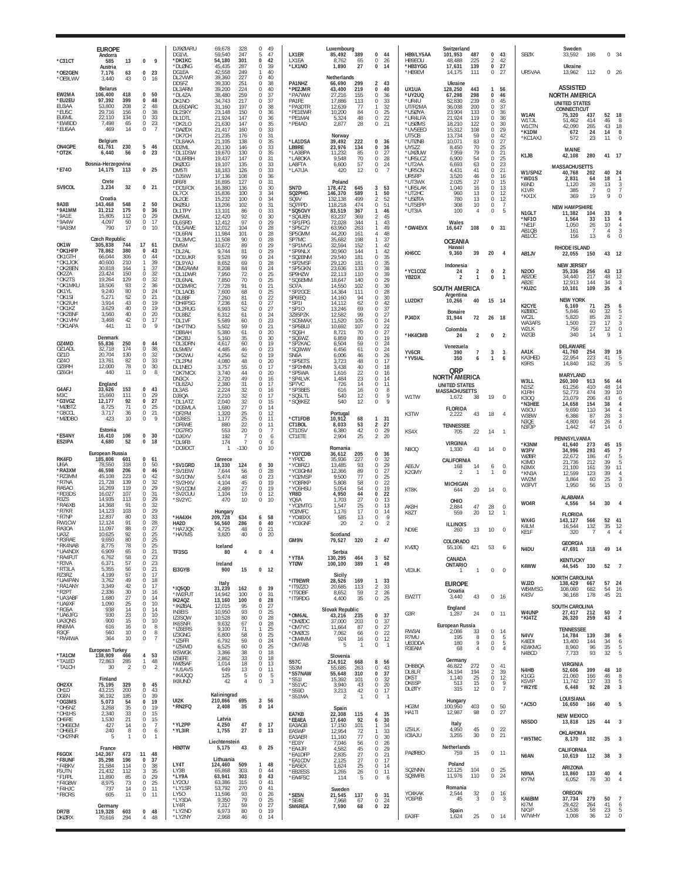## EUROPE

**Andorra**

| Call | Score | QSOs | Mults | |
|---|---|---|---|---|
| *C31CT | 585 | 13 | 0 | 9 |

**Austria**

| Call | Score | QSOs | Mults | |
|---|---|---|---|---|
| *OE2GEN | 7,176 | 63 | 0 | 23 |
| *OE9LWV | 3,440 | 43 | 0 | 16 |

**Belarus**

| Call | Score | QSOs | Mults | |
|---|---|---|---|---|
| EW2MA | 106,400 | 418 | 0 | 50 |
| *EU2EU | 97,392 | 399 | 0 | 48 |
| EU3AA | 53,800 | 208 | 2 | 48 |
| *EU5C | 29,716 | 156 | 0 | 38 |
| EU6ML | 22,110 | 134 | 0 | 33 |
| *EW8DD | 7,498 | 65 | 0 | 23 |
| *EU6AA | 469 | 14 | 0 | 7 |

**Belgium**

| Call | Score | QSOs | Mults | |
|---|---|---|---|---|
| ON4GPE | 61,761 | 230 | 5 | 46 |
| *OT2K | 6,440 | 56 | 0 | 23 |

**Bosnia-Herzegovina**

| Call | Score | QSOs | Mults | |
|---|---|---|---|---|
| *E74O | 14,175 | 113 | 0 | 25 |

**Crete**

| Call | Score | QSOs | Mults | |
|---|---|---|---|---|
| SV9COL | 3,234 | 32 | 0 | 21 |

**Croatia**

| Call | Score | QSOs | Mults | |
|---|---|---|---|---|
| 9A3B | 143,468 | 548 | 2 | 50 |
| *9A1MM | 31,212 | 175 | 0 | 36 |
| *9A1E | 15,805 | 112 | 0 | 29 |
| *9A4W | 4,097 | 50 | 0 | 17 |
| *9A3SM | 790 | 17 | 0 | 10 |

**Czech Republic**

| Call | Score | QSOs | Mults | |
|---|---|---|---|---|
| OK1W | 305,838 | 744 | 17 | 61 |
| *OK1HFP | 78,862 | 380 | 0 | 43 |
| OK1GTH | 66,044 | 306 | 0 | 44 |
| *OK1JOK | 40,600 | 210 | 1 | 39 |
| *OK2BEN | 30,818 | 164 | 1 | 37 |
| OK2ZA | 23,424 | 150 | 0 | 32 |
| *OK2TS | 19,264 | 129 | 0 | 32 |
| *OK1MKU | 18,506 | 93 | 2 | 36 |
| OK1YL | 9,240 | 80 | 0 | 24 |
| *OK1SI | 5,271 | 52 | 0 | 21 |
| *OK2IUH | 3,914 | 43 | 0 | 19 |
| *OK1KZ | 3,629 | 40 | 0 | 19 |
| *OK2BNF | 3,560 | 40 | 0 | 20 |
| *OK1VHV | 3,468 | 42 | 0 | 17 |
| *OK1APA | 441 | 11 | 0 | 9 |

**Denmark**

| Call | Score | QSOs | Mults | |
|---|---|---|---|---|
| OZ4MD | 55,836 | 250 | 0 | 44 |
| OZ1ADL | 32,718 | 174 | 0 | 38 |
| OZ1D | 20,704 | 130 | 0 | 32 |
| OZ4O | 13,761 | 82 | 0 | 33 |
| OZ8RH | 12,000 | 78 | 0 | 30 |
| OZ6GH | 440 | 11 | 0 | 8 |

**England**

| Call | Score | QSOs | Mults | |
|---|---|---|---|---|
| G4AFJ | 33,626 | 153 | 0 | 43 |
| M3C | 15,660 | 111 | 0 | 29 |
| *G3VGZ | 12,177 | 92 | 0 | 27 |
| *M0BTZ | 8,725 | 71 | 0 | 25 |
| *G8CCL | 3,717 | 36 | 0 | 21 |
| *M0DBO | 423 | 10 | 0 | 9 |

**Estonia**

| Call | Score | QSOs | Mults | |
|---|---|---|---|---|
| *ES4NY | 16,410 | 106 | 0 | 30 |
| ES2IPA | 4,680 | 52 | 0 | 18 |

**European Russia**

| Call | Score | QSOs | Mults | |
|---|---|---|---|---|
| RK4FD | 185,806 | 601 | 0 | 61 |
| UI6A | 78,550 | 318 | 0 | 50 |
| *RA3XM | 46,598 | 206 | 0 | 46 |
| *RZ3MM | 45,108 | 223 | 0 | 42 |
| *R7NA | 21,728 | 139 | 0 | 32 |
| RA5AO | 16,269 | 119 | 0 | 29 |
| *RD3DS | 16,027 | 107 | 0 | 31 |
| R3ZS | 14,935 | 113 | 0 | 29 |
| *RA6XB | 14,368 | 91 | 0 | 32 |
| *R7KR | 14,123 | 103 | 0 | 29 |
| *R7NP | 12,837 | 80 | 0 | 33 |
| RW1CW | 12,124 | 91 | 0 | 28 |
| RA3OA | 11,097 | 88 | 0 | 27 |
| UA3Z | 10,625 | 92 | 0 | 25 |
| *R3RAE | 9,650 | 80 | 0 | 25 |
| *RK4NAB | 8,775 | 78 | 0 | 25 |
| *UA4NDX | 6,909 | 65 | 0 | 21 |
| *RA4FUT | 6,762 | 58 | 0 | 23 |
| *R3VA | 6,371 | 57 | 0 | 23 |
| *RT3LA | 5,355 | 56 | 0 | 21 |
| RZ3RZ | 4,199 | 57 | 0 | 17 |
| *UA4PAN | 3,762 | 49 | 0 | 18 |
| *RA1ANY | 3,349 | 42 | 0 | 17 |
| *R2PT | 2,336 | 30 | 0 | 16 |
| *UA3ABF | 1,680 | 27 | 0 | 14 |
| *UA9XF | 1,090 | 25 | 0 | 10 |
| *RG5A | 938 | 14 | 0 | 14 |
| *UA6JFG | 930 | 23 | 0 | 10 |
| UA3QNS | 900 | 15 | 0 | 10 |
| RN6MA | 616 | 16 | 0 | 8 |
| R3QF | 560 | 10 | 0 | 8 |
| *RW4WA | 364 | 10 | 0 | 7 |

**European Turkey**

| Call | Score | QSOs | Mults | |
|---|---|---|---|---|
| *TA1CM | 138,909 | 466 | 4 | 53 |
| *TA1ED | 72,863 | 285 | 1 | 48 |
| *TA1CH | 30 | 2 | 0 | 2 |

**Finland**

| Call | Score | QSOs | Mults | |
|---|---|---|---|---|
| OH2XX | 75,195 | 329 | 0 | 45 |
| OH1D | 43,215 | 200 | 0 | 43 |
| OG6N | 36,192 | 185 | 0 | 39 |
| *OG3MS | 5,073 | 54 | 0 | 19 |
| *OH5NZ | 3,268 | 35 | 0 | 19 |
| *OH1HS | 2,340 | 33 | 0 | 15 |
| OH6RE | 1,530 | 21 | 0 | 15 |
| *OH6ECM | 427 | 14 | 0 | 7 |
| *OH6ELF | 240 | 8 | 0 | 6 |
| *OH2FNR | 5 | 1 | 0 | 1 |

**France**

| Call | Score | QSOs | Mults | |
|---|---|---|---|---|
| F6GOX | 142,367 | 473 | 11 | 48 |
| *F8UNF | 35,298 | 196 | 0 | 37 |
| *F4BKV | 21,584 | 114 | 0 | 38 |
| F5UTN | 21,432 | 112 | 3 | 35 |
| *F1PPL | 11,890 | 85 | 0 | 29 |
| *F4GBW | 8,975 | 73 | 0 | 25 |
| *F4HJC | 737 | 14 | 0 | 11 |
| *F8CRS | 605 | 11 | 0 | 11 |

**Germany**

| Call | Score | QSOs | Mults | |
|---|---|---|---|---|
| DR7B | 119,328 | 603 | 0 | 48 |
| DK0RX | 70,616 | 294 | 4 | 48 |
| DJ9ØARU | 69,678 | 328 | 0 | 49 |
| DG1VL | 59,540 | 247 | 5 | 47 |
| *DK1KC | 54,180 | 301 | 0 | 42 |
| *DL0NG | 45,435 | 287 | 0 | 39 |
| DG1EA | 42,558 | 249 | 1 | 40 |
| DL2WWR | 39,360 | 227 | 0 | 40 |
| DD5FZ | 39,330 | 251 | 0 | 38 |
| DL3ARM | 39,200 | 224 | 0 | 40 |
| *DL4ZA | 38,480 | 259 | 0 | 37 |
| DK1NO | 34,743 | 217 | 0 | 37 |
| DL65DARC | 31,160 | 197 | 0 | 38 |
| DL2SKY | 23,148 | 150 | 0 | 36 |
| DL1DTL | 21,924 | 147 | 0 | 36 |
| *DK2LO | 21,630 | 147 | 0 | 35 |
| *DA0DX | 21,417 | 160 | 0 | 33 |
| *DK7CH | 21,235 | 176 | 0 | 31 |
| *DL8AKA | 21,105 | 138 | 0 | 35 |
| DO2ML | 20,130 | 146 | 0 | 33 |
| *DL1DSW | 19,670 | 130 | 0 | 35 |
| *DL6RBH | 19,437 | 147 | 0 | 31 |
| DK0OG | 19,107 | 135 | 0 | 33 |
| DM5TI | 18,183 | 126 | 0 | 33 |
| *DJ5IW | 17,136 | 108 | 0 | 36 |
| DF6RI | 16,895 | 127 | 0 | 31 |
| *DO1FOX | 16,380 | 136 | 0 | 30 |
| DL7CX | 15,836 | 100 | 3 | 34 |
| DL2OE | 15,232 | 100 | 0 | 34 |
| DK0SU | 13,206 | 102 | 0 | 31 |
| DL1TPY | 13,101 | 86 | 0 | 33 |
| DM5ML | 12,420 | 92 | 0 | 30 |
| DL6SRD | 12,412 | 97 | 0 | 29 |
| *DL5AWE | 12,012 | 104 | 0 | 28 |
| *DL6RAI | 11,984 | 101 | 0 | 28 |
| *DL3MVC | 11,508 | 90 | 0 | 28 |
| DM5M | 10,672 | 89 | 0 | 29 |
| *DL2AL | 9,744 | 81 | 0 | 29 |
| *DO1UKR | 9,528 | 99 | 0 | 24 |
| *DL9YAJ | 8,652 | 69 | 0 | 28 |
| *DM2AWM | 8,208 | 84 | 0 | 24 |
| *DL1DWR | 7,950 | 72 | 0 | 25 |
| *DL6NAL | 7,850 | 70 | 0 | 25 |
| *DO2MRC | 7,728 | 91 | 0 | 21 |
| *DL1AOB | 7,600 | 68 | 0 | 25 |
| *DL8BF | 7,260 | 81 | 0 | 22 |
| *DH4PSG | 7,236 | 61 | 0 | 27 |
| *DL2RUG | 6,993 | 52 | 0 | 27 |
| *DL8BZ | 6,312 | 61 | 0 | 24 |
| *DL1VF | 5,589 | 60 | 0 | 23 |
| *DH7TNO | 5,502 | 59 | 0 | 21 |
| *DB8AH | 5,380 | 61 | 0 | 20 |
| *DK2BJ | 5,160 | 35 | 0 | 30 |
| *DL3DRN | 4,617 | 60 | 0 | 19 |
| DL5MEV | 4,485 | 46 | 0 | 23 |
| *DK2WU | 4,256 | 52 | 0 | 19 |
| *DL2PM | 4,080 | 48 | 0 | 20 |
| DL1NEO | 3,757 | 55 | 0 | 17 |
| *DK7MCX | 3,740 | 44 | 0 | 20 |
| DN3CX | 2,720 | 49 | 0 | 16 |
| *DL8ZAJ | 2,380 | 31 | 0 | 17 |
| DL3AS | 2,224 | 32 | 0 | 16 |
| DJ8QA | 2,210 | 32 | 0 | 17 |
| *DL1ATZ | 2,040 | 32 | 0 | 15 |
| *DG5MLA | 1,680 | 27 | 0 | 14 |
| *DF2FM | 1,320 | 25 | 0 | 12 |
| *DJ8ES | 1,177 | 25 | 0 | 11 |
| *DF6WE | 880 | 22 | 0 | 11 |
| *DG7RO | 553 | 20 | 0 | 7 |
| *DJ6XV | 192 | 7 | 0 | 6 |
| *DL9FB | 174 | 7 | 0 | 6 |
| *DO9DCT | 1 | -130 | 0 | 10 |

**Greece**

| Call | Score | QSOs | Mults | |
|---|---|---|---|---|
| *SV1GRD | 18,330 | 124 | 0 | 30 |
| *SV1EIW | 7,644 | 56 | 0 | 28 |
| *SV1ONV | 5,474 | 48 | 0 | 23 |
| *SV2HXV | 4,104 | 45 | 0 | 19 |
| *SV1CDM | 2,489 | 27 | 0 | 19 |
| *SV2CUU | 1,104 | 19 | 0 | 12 |
| *SV2YC | 470 | 10 | 0 | 10 |

**Hungary**

| Call | Score | QSOs | Mults | |
|---|---|---|---|---|
| *HA4XH | 209,728 | 634 | 6 | 58 |
| HA2D | 56,560 | 286 | 0 | 40 |
| *HA7JQK | 4,725 | 48 | 0 | 21 |
| *HA7MS | 3,820 | 40 | 0 | 20 |

**Iceland**

| Call | Score | QSOs | Mults | |
|---|---|---|---|---|
| TF3SG | 80 | 4 | 0 | 4 |

**Ireland**

| Call | Score | QSOs | Mults | |
|---|---|---|---|---|
| EI3GYB | 900 | 15 | 0 | 12 |

**Italy**

| Call | Score | QSOs | Mults | |
|---|---|---|---|---|
| *IQ5QD | 31,239 | 162 | 0 | 39 |
| *IW2FUT | 14,942 | 100 | 0 | 31 |
| IK2AQZ | 13,160 | 100 | 0 | 28 |
| *IK0BAL | 12,015 | 95 | 0 | 27 |
| IN3EIS | 10,950 | 93 | 0 | 25 |
| IZ3QQW | 10,528 | 80 | 0 | 28 |
| IK6SNR | 9,632 | 67 | 0 | 28 |
| *IZ6ERS | 9,100 | 71 | 1 | 25 |
| IZ3GNG | 6,800 | 58 | 0 | 25 |
| *IZ5FFI | 6,792 | 59 | 0 | 24 |
| *IZ5IMD | 6,525 | 60 | 0 | 25 |
| IK5WGK | 3,366 | 38 | 0 | 18 |
| IZ8EFE | 2,862 | 33 | 0 | 18 |
| IW0SAF | 1,014 | 18 | 0 | 13 |
| *IU1AVS | 649 | 13 | 0 | 11 |
| *IK4JQQ | 125 | 5 | 0 | 5 |
| IK8UND | 42 | 4 | 0 | 3 |

**Kaliningrad**

| Call | Score | QSOs | Mults | |
|---|---|---|---|---|
| UI2K | 210,866 | 695 | 3 | 56 |
| *RN2FQ | 2,408 | 35 | 0 | 14 |

**Latvia**

| Call | Score | QSOs | Mults | |
|---|---|---|---|---|
| *YL2PP | 4,250 | 47 | 0 | 17 |
| *YL3IR | 1,755 | 27 | 0 | 13 |

**Liechtenstein**

| Call | Score | QSOs | Mults | |
|---|---|---|---|---|
| HB0TW | 5,175 | 43 | 0 | 25 |

**Lithuania**

| Call | Score | QSOs | Mults | |
|---|---|---|---|---|
| LY4T | 124,460 | 509 | 1 | 48 |
| LY3B | 65,868 | 303 | 0 | 44 |
| *LY9A | 63,941 | 303 | 0 | 43 |
| LY2OU | 63,386 | 315 | 0 | 41 |
| *LY1SR | 53,792 | 270 | 0 | 41 |
| LY5O | 11,596 | 93 | 0 | 26 |
| *LY3DA | 9,350 | 79 | 0 | 25 |
| LY4R | 7,317 | 59 | 0 | 27 |
| *LY2ND | 6,973 | 80 | 0 | 19 |
| *LY2NY | 2,968 | 46 | 0 | 14 |

**Luxembourg**

| Call | Score | QSOs | Mults | |
|---|---|---|---|---|
| LX1ER | 85,492 | 389 | 0 | 44 |
| LX1EA | 8,762 | 65 | 0 | 26 |
| *LX1NO | 1,890 | 27 | 0 | 14 |

**Netherlands**

| Call | Score | QSOs | Mults | |
|---|---|---|---|---|
| PA1NHZ | 66,690 | 299 | 2 | 43 |
| *PE2JMR | 43,400 | 219 | 0 | 40 |
| *PA7WW | 27,216 | 155 | 0 | 36 |
| PA1FE | 17,886 | 113 | 0 | 33 |
| *PA3DTR | 12,639 | 77 | 1 | 32 |
| *PE1EWR | 10,200 | 84 | 0 | 25 |
| *PE1MAI | 5,324 | 48 | 0 | 22 |
| *PE4AD | 2,877 | 28 | 0 | 21 |

**Norway**

| Call | Score | QSOs | Mults | |
|---|---|---|---|---|
| *LA1DSA | 39,492 | 222 | 0 | 36 |
| LB9RE | 23,976 | 134 | 0 | 36 |
| *LA3BPA | 11,232 | 85 | 0 | 27 |
| *LA8OKA | 9,548 | 70 | 0 | 28 |
| LA8FTA | 6,600 | 57 | 0 | 24 |
| *LA7JJA | 420 | 12 | 0 | 7 |

**Poland**

| Call | Score | QSOs | Mults | |
|---|---|---|---|---|
| SN7D | 178,472 | 645 | 3 | 53 |
| SQ2PHG | 146,370 | 589 | 1 | 50 |
| SQ9V | 132,138 | 499 | 2 | 52 |
| SQ7FPD | 118,218 | 474 | 0 | 51 |
| *SQ5GVY | 83,519 | 367 | 1 | 46 |
| *SQ4JEN | 83,237 | 369 | 2 | 45 |
| *SP1FPG | 72,028 | 344 | 1 | 43 |
| *SP5CJY | 63,950 | 263 | 1 | 49 |
| SP5GMM | 44,200 | 161 | 4 | 48 |
| SP7MC | 35,682 | 198 | 1 | 37 |
| *SP1MVG | 32,594 | 152 | 1 | 42 |
| *SP9NLX | 30,960 | 144 | 1 | 42 |
| *SQ2BNM | 29,540 | 181 | 0 | 35 |
| *SP2MSF | 29,120 | 181 | 0 | 35 |
| *SP5GKN | 23,636 | 133 | 0 | 38 |
| SP9HZW | 22,113 | 110 | 0 | 39 |
| *SQ6EMM | 18,647 | 140 | 0 | 29 |
| SO7A | 14,550 | 102 | 0 | 30 |
| *SP2GCE | 14,364 | 111 | 0 | 28 |
| SP6IEQ | 14,160 | 94 | 0 | 30 |
| *SP1I | 14,112 | 62 | 0 | 42 |
| *SP1O | 13,246 | 69 | 0 | 37 |
| 3Z85PZK | 12,582 | 99 | 0 | 27 |
| *SO5MAX | 11,520 | 105 | 0 | 24 |
| *SP5BUJ | 10,692 | 107 | 0 | 22 |
| *SQ6H | 8,721 | 70 | 0 | 27 |
| *SQ6WZ | 6,859 | 80 | 0 | 19 |
| *SP2KAC | 6,504 | 59 | 0 | 24 |
| *SQ3WW | 6,456 | 61 | 0 | 24 |
| SN6A | 6,006 | 46 | 0 | 26 |
| *SP5ETS | 3,723 | 48 | 0 | 17 |
| *SP2HMN | 3,438 | 40 | 0 | 18 |
| *SP5WA | 1,616 | 22 | 0 | 16 |
| *SP4LVK | 1,484 | 23 | 0 | 14 |
| SP7VC | 726 | 14 | 0 | 11 |
| *SP3BES | 616 | 16 | 0 | 8 |
| *SQ5LTL | 540 | 12 | 0 | 9 |
| *SQ8KEZ | 540 | 12 | 0 | 9 |

**Portugal**

| Call | Score | QSOs | Mults | |
|---|---|---|---|---|
| *CT1FDB | 10,912 | 68 | 1 | 31 |
| CT1BOL | 8,033 | 53 | 2 | 27 |
| CT1DSV | 6,380 | 42 | 0 | 29 |
| CT1ETE | 2,904 | 25 | 2 | 20 |

**Romania**

| Call | Score | QSOs | Mults | |
|---|---|---|---|---|
| *YO7CDB | 36,612 | 205 | 0 | 36 |
| *YP0C | 35,936 | 227 | 0 | 32 |
| *YO8RZJ | 13,485 | 93 | 0 | 29 |
| *YO3GHM | 12,366 | 89 | 0 | 27 |
| *YO2MSP | 9,500 | 77 | 0 | 25 |
| *YO8RKP | 5,808 | 58 | 0 | 22 |
| *YO6HSU | 5,054 | 54 | 0 | 19 |
| YR8D | 4,950 | 44 | 0 | 22 |
| YQ6A | 1,703 | 27 | 0 | 13 |
| *YO2MTG | 1,547 | 25 | 0 | 13 |
| YO2MFC | 1,176 | 17 | 0 | 14 |
| *YO4BXX | 585 | 13 | 0 | 9 |
| *YO3GNF | 20 | 2 | 0 | 2 |

**Scotland**

| Call | Score | QSOs | Mults | |
|---|---|---|---|---|
| GM9N | 79,527 | 320 | 2 | 47 |

**Serbia**

| Call | Score | QSOs | Mults | |
|---|---|---|---|---|
| *YT8A | 130,295 | 464 | 3 | 52 |
| YT0W | 100,100 | 389 | 1 | 49 |

**Sicily**

| Call | Score | QSOs | Mults | |
|---|---|---|---|---|
| *IT9EWR | 28,526 | 169 | 1 | 33 |
| *IT9ZZO | 20,685 | 113 | 2 | 33 |
| *IT9DBF | 8,652 | 59 | 2 | 26 |
| *IT9RDG | 4,400 | 35 | 0 | 25 |

**Slovak Republic**

| Call | Score | QSOs | Mults | |
|---|---|---|---|---|
| *OM6AL | 43,216 | 235 | 0 | 37 |
| *OM0DC | 37,000 | 203 | 0 | 37 |
| *OM7YC | 11,664 | 87 | 0 | 27 |
| *OM0CS | 7,062 | 66 | 0 | 22 |
| *OM4MM | 924 | 16 | 0 | 12 |
| *OM7AB | 5 | 1 | 0 | 1 |

**Slovenia**

| Call | Score | QSOs | Mults | |
|---|---|---|---|---|
| S57C | 214,912 | 668 | 8 | 56 |
| S53M | 55,685 | 263 | 0 | 43 |
| *S57NAW | 55,648 | 310 | 0 | 37 |
| *S51I | 15,392 | 101 | 0 | 32 |
| *S51VC | 3,940 | 43 | 0 | 20 |
| *S59D | 3,213 | 42 | 0 | 17 |
| *S51MA | 2 | 1 | 0 | 1 |

**Spain**

| Call | Score | QSOs | Mults | |
|---|---|---|---|---|
| EA7KB | 22,308 | 115 | 4 | 35 |
| *EE4EA | 17,640 | 92 | 6 | 30 |
| EA3AGB | 17,150 | 101 | 1 | 34 |
| EA5WP | 12,954 | 72 | 1 | 33 |
| EA3AER | 11,160 | 77 | 0 | 30 |
| *ED3Y | 7,046 | 56 | 0 | 26 |
| *EA4JR | 4,582 | 45 | 0 | 29 |
| *EA1DFP | 2,835 | 27 | 0 | 21 |
| *EA1CDV | 2,125 | 27 | 0 | 17 |
| *EA5EX | 1,624 | 25 | 0 | 14 |
| *EB2ESS | 1,265 | 26 | 0 | 11 |
| *EA4FSC | 114 | 5 | 0 | 6 |

**Sweden**

| Call | Score | QSOs | Mults | |
|---|---|---|---|---|
| *SE5N | 21,545 | 137 | 0 | 31 |
| *SE4E | 7,968 | 67 | 0 | 24 |
| SM6REA | 7,590 | 68 | 0 | 22 |

**Switzerland**

| Call | Score | QSOs | Mults | |
|---|---|---|---|---|
| HB9/LY5AA | 101,953 | 487 | 0 | 43 |
| HB9EOU | 48,488 | 225 | 2 | 42 |
| *HB3YGG | 17,631 | 139 | 0 | 27 |
| *HB9EVI | 14,175 | 111 | 0 | 27 |

**Ukraine**

| Call | Score | QSOs | Mults | |
|---|---|---|---|---|
| UX1UA | 128,250 | 443 | 1 | 56 |
| *UY2UQ | 67,298 | 298 | 0 | 46 |
| *UR4U | 52,830 | 239 | 0 | 45 |
| UT/R2MA | 36,038 | 200 | 0 | 37 |
| *US0YA | 23,904 | 133 | 0 | 36 |
| *UR4LFA | 21,924 | 119 | 0 | 36 |
| *US0MS | 18,210 | 122 | 0 | 30 |
| *UV5EEO | 15,312 | 108 | 0 | 29 |
| UT5CB | 13,734 | 59 | 0 | 42 |
| *UT0NB | 10,071 | 83 | 0 | 27 |
| UY5ZZ | 8,450 | 70 | 0 | 25 |
| *UX0UW | 7,959 | 79 | 0 | 21 |
| *UR5LCZ | 6,900 | 54 | 0 | 25 |
| *UT2AA | 6,693 | 63 | 0 | 23 |
| *UR5CN | 4,431 | 41 | 0 | 21 |
| UR5RP | 3,520 | 46 | 0 | 16 |
| *UT3WX | 2,025 | 27 | 0 | 15 |
| *UR5LAK | 1,040 | 16 | 0 | 13 |
| *UT2HC | 960 | 13 | 0 | 12 |
| *US0TA | 780 | 13 | 0 | 12 |
| *UT5EPP | 308 | 10 | 0 | 7 |
| *UT3IA | 100 | 4 | 0 | 5 |

**Wales**

| Call | Score | QSOs | Mults | |
|---|---|---|---|---|
| *GW4EVX | 16,647 | 108 | 0 | 31 |

## OCEANIA

**Hawaii**

| Call | Score | QSOs | Mults | |
|---|---|---|---|---|
| KH6CC | 9,360 | 39 | 20 | 4 |

**Indonesia**

| Call | Score | QSOs | Mults | |
|---|---|---|---|---|
| *YC1COZ | 24 | 2 | 0 | 2 |
| YB2DX | 2 | 1 | 0 | 1 |

## SOUTH AMERICA

**Argentina**

| Call | Score | QSOs | Mults | |
|---|---|---|---|---|
| LU2DKT | 10,266 | 40 | 15 | 14 |

**Bonaire**

| Call | Score | QSOs | Mults | |
|---|---|---|---|---|
| PJ4DX | 31,944 | 72 | 26 | 18 |

**Colombia**

| Call | Score | QSOs | Mults | |
|---|---|---|---|---|
| *HK4CMB | 24 | 2 | 0 | 2 |

**Venezuela**

| Call | Score | QSOs | Mults | |
|---|---|---|---|---|
| YV6CR | 390 | 7 | 3 | 3 |
| *YV5IAL | 350 | 6 | 1 | 6 |

## QRP

## NORTH AMERICA

**UNITED STATES**

**MASSACHUSETTS**

| Call | Score | QSOs | Mults | |
|---|---|---|---|---|
| W1TW | 1,672 | 38 | 19 | 0 |

**FLORIDA**

| Call | Score | QSOs | Mults | |
|---|---|---|---|---|
| K3TW | 2,222 | 43 | 18 | 4 |

**TENNESSEE**

| Call | Score | QSOs | Mults | |
|---|---|---|---|---|
| KS4X | 705 | 22 | 14 | 1 |

**VIRGINIA**

| Call | Score | QSOs | Mults | |
|---|---|---|---|---|
| N8OQ | 1,330 | 43 | 14 | 0 |

**CALIFORNIA**

| Call | Score | QSOs | Mults | |
|---|---|---|---|---|
| AE6JV | 168 | 14 | 6 | 0 |
| K2GMY | 2 | 1 | 1 | 0 |

**MICHIGAN**

| Call | Score | QSOs | Mults | |
|---|---|---|---|---|
| KT8K | 644 | 20 | 14 | 0 |

**OHIO**

| Call | Score | QSOs | Mults | |
|---|---|---|---|---|
| AK8H | 2,884 | 47 | 28 | 0 |
| K8ZT | 559 | 20 | 12 | 1 |

**ILLINOIS**

| Call | Score | QSOs | Mults | |
|---|---|---|---|---|
| ND9E | 260 | 13 | 10 | 0 |

**COLORADO**

| Call | Score | QSOs | Mults | |
|---|---|---|---|---|
| KV0Q | 55,106 | 421 | 53 | 6 |

**CANADA**

**ONTARIO**

| Call | Score | QSOs | Mults | |
|---|---|---|---|---|
| VE3UK | 1 | 1 | 0 | 1 |

## EUROPE

**Croatia**

| Call | Score | QSOs | Mults | |
|---|---|---|---|---|
| EW2TT | 3,440 | 43 | 0 | 16 |

**England**

| Call | Score | QSOs | Mults | |
|---|---|---|---|---|
| G3R | 1,287 | 24 | 0 | 11 |

**European Russia**

| Call | Score | QSOs | Mults | |
|---|---|---|---|---|
| RW3AI | 2,086 | 33 | 0 | 14 |
| R7MU | 195 | 8 | 0 | 5 |
| UB3DDA | 180 | 9 | 0 | 5 |
| R3EAM | 68 | 4 | 0 | 4 |

**Germany**

| Call | Score | QSOs | Mults | |
|---|---|---|---|---|
| DH8BQA | 46,822 | 272 | 0 | 41 |
| DL8LR | 34,194 | 194 | 2 | 39 |
| DK5T | 1,140 | 25 | 0 | 12 |
| DK6SP | 513 | 15 | 0 | 9 |
| DL0TY | 315 | 12 | 0 | 7 |

**Hungary**

| Call | Score | QSOs | Mults | |
|---|---|---|---|---|
| HG3M | 100,950 | 403 | 0 | 50 |
| HA1TI | 12,987 | 98 | 0 | 27 |

**Italy**

| Call | Score | QSOs | Mults | |
|---|---|---|---|---|
| IZ5ILK | 4,950 | 45 | 0 | 22 |
| IC8AJU | 3,255 | 30 | 0 | 21 |

**Netherlands**

| Call | Score | QSOs | Mults | |
|---|---|---|---|---|
| PA0RBO | 759 | 15 | 0 | 11 |

**Poland**

| Call | Score | QSOs | Mults | |
|---|---|---|---|---|
| SQ2NNN | 12,125 | 104 | 0 | 25 |
| SQ8MFB | 11,976 | 110 | 0 | 24 |

**Romania**

| Call | Score | QSOs | Mults | |
|---|---|---|---|---|
| YO4KAK | 2,544 | 32 | 0 | 16 |
| YO6PIB | 45 | 3 | 0 | 3 |

**Spain**

| Call | Score | QSOs | Mults | |
|---|---|---|---|---|
| EA3FF | 1,624 | 25 | 0 | 14 |

**Sweden**

| Call | Score | QSOs | Mults | |
|---|---|---|---|---|
| SE0X | 33,592 | 198 | 0 | 34 |

**Ukraine**

| Call | Score | QSOs | Mults | |
|---|---|---|---|---|
| UR5VAA | 13,962 | 112 | 0 | 26 |

## ASSISTED

## NORTH AMERICA

**UNITED STATES**

**CONNECTICUT**

| Call | Score | QSOs | Mults | |
|---|---|---|---|---|
| W1AN | 75,320 | 437 | 52 | 18 |
| W1TJL | 51,462 | 414 | 46 | 8 |
| W1CTN | 42,090 | 265 | 43 | 18 |
| *K1DM | 672 | 24 | 14 | 0 |
| *KC1AXJ | 572 | 23 | 11 | 0 |

**MAINE**

| Call | Score | QSOs | Mults | |
|---|---|---|---|---|
| K1JB | 42,108 | 280 | 41 | 17 |

**MASSACHUSETTS**

| Call | Score | QSOs | Mults | |
|---|---|---|---|---|
| W1/SP4Z | 40,768 | 202 | 40 | 24 |
| *WD1S | 2,831 | 64 | 18 | 1 |
| K6ND | 1,120 | 28 | 13 | 3 |
| K1VR | 385 | 7 | 0 | 7 |
| *KX1X | 369 | 19 | 9 | 0 |

**NEW HAMPSHIRE**

| Call | Score | QSOs | Mults | |
|---|---|---|---|---|
| N1GLT | 11,382 | 104 | 33 | 9 |
| *NF1O | 1,564 | 33 | 13 | 4 |
| *NE1F | 1,050 | 26 | 10 | 4 |
| AB1QB | 161 | 7 | 4 | 3 |
| AB1OC | 156 | 13 | 6 | 0 |

**RHODE ISLAND**

| Call | Score | QSOs | Mults | |
|---|---|---|---|---|
| AB1JV | 22,055 | 150 | 43 | 12 |

**NEW JERSEY**

| Call | Score | QSOs | Mults | |
|---|---|---|---|---|
| N2OO | 35,336 | 256 | 43 | 13 |
| AB2DE | 34,440 | 217 | 48 | 12 |
| AB2E | 12,913 | 144 | 34 | 3 |
| *KU2C | 10,101 | 109 | 35 | 4 |

**NEW YORK**

| Call | Score | QSOs | Mults | |
|---|---|---|---|---|
| K2CYE | 6,169 | 71 | 25 | 6 |
| K2BBC | 5,846 | 60 | 32 | 5 |
| WC2L | 5,820 | 85 | 28 | 2 |
| WA3AFS | 1,500 | 23 | 17 | 3 |
| W2LK | 756 | 27 | 12 | 0 |
| W2GB | 340 | 14 | 9 | 1 |

**DELAWARE**

| Call | Score | QSOs | Mults | |
|---|---|---|---|---|
| AA1K | 41,760 | 254 | 39 | 19 |
| KA3HED | 22,954 | 223 | 41 | 5 |
| K9RS | 14,840 | 162 | 35 | 5 |

**MARYLAND**

| Call | Score | QSOs | Mults | |
|---|---|---|---|---|
| W3LL | 260,300 | 913 | 56 | 44 |
| N1SZ | 61,256 | 410 | 48 | 14 |
| K1RH | 52,773 | 474 | 39 | 10 |
| K3OQ | 23,079 | 206 | 43 | 6 |
| *N3HEE | 14,658 | 154 | 38 | 4 |
| W3OU | 9,690 | 110 | 34 | 4 |
| W3BW | 6,386 | 87 | 28 | 3 |
| N3QE | 4,800 | 64 | 26 | 4 |
| N3RJP | 1,442 | 47 | 14 | 0 |

**PENNSYLVANIA**

| Call | Score | QSOs | Mults | |
|---|---|---|---|---|
| *K3NM | 41,640 | 273 | 45 | 15 |
| W3FV | 34,996 | 293 | 45 | 7 |
| W0BR | 22,672 | 186 | 47 | 5 |
| K3MD | 21,736 | 212 | 39 | 5 |
| N3MX | 21,100 | 161 | 39 | 11 |
| *KN3A | 12,599 | 123 | 39 | 4 |
| WV2M | 3,864 | 60 | 25 | 3 |
| W3PVT | 1,950 | 56 | 15 | 0 |

**ALABAMA**

| Call | Score | QSOs | Mults | |
|---|---|---|---|---|
| WO4R | 4,556 | 54 | 30 | 4 |

**FLORIDA**

| Call | Score | QSOs | Mults | |
|---|---|---|---|---|
| WX4G | 143,127 | 566 | 52 | 41 |
| K4LM | 16,544 | 132 | 35 | 12 |
| KE1F | 320 | 7 | 4 | 4 |

**GEORGIA**

| Call | Score | QSOs | Mults | |
|---|---|---|---|---|
| N4DU | 47,691 | 318 | 49 | 14 |

**KENTUCKY**

| Call | Score | QSOs | Mults | |
|---|---|---|---|---|
| K4WW | 44,545 | 330 | 52 | 7 |

**NORTH CAROLINA**

| Call | Score | QSOs | Mults | |
|---|---|---|---|---|
| WJ2D | 138,429 | 667 | 57 | 24 |
| WB4MSG | 108,080 | 682 | 54 | 16 |
| K4SV | 36,168 | 178 | 45 | 21 |

**SOUTH CAROLINA**

| Call | Score | QSOs | Mults | |
|---|---|---|---|---|
| W4UNP | 27,417 | 212 | 50 | 7 |
| *KI4TZ | 26,320 | 259 | 43 | 4 |

**TENNESSEE**

| Call | Score | QSOs | Mults | |
|---|---|---|---|---|
| N4VV | 14,784 | 139 | 38 | 6 |
| K4EDI | 13,400 | 144 | 34 | 6 |
| KE4KMG | 8,960 | 96 | 35 | 5 |
| N4BCD | 7,733 | 93 | 32 | 5 |

**VIRGINIA**

| Call | Score | QSOs | Mults | |
|---|---|---|---|---|
| N4HB | 52,606 | 399 | 48 | 10 |
| K1GG | 21,060 | 166 | 46 | 8 |
| K5VIP | 11,742 | 137 | 33 | 5 |
| *W2YE | 6,448 | 92 | 28 | 3 |

**LOUISIANA**

| Call | Score | QSOs | Mults | |
|---|---|---|---|---|
| *AC5O | 16,650 | 166 | 40 | 5 |

**NEW MEXICO**

| Call | Score | QSOs | Mults | |
|---|---|---|---|---|
| N5SDO | 13,818 | 125 | 44 | 3 |

**OKLAHOMA**

| Call | Score | QSOs | Mults | |
|---|---|---|---|---|
| *W5TMC | 8,170 | 102 | 35 | 3 |

**CALIFORNIA**

| Call | Score | QSOs | Mults | |
|---|---|---|---|---|
| N6AN | 10,619 | 112 | 38 | 3 |

**ARIZONA**

| Call | Score | QSOs | Mults | |
|---|---|---|---|---|
| N9NA | 13,860 | 133 | 40 | 4 |
| KY7M | 6,052 | 76 | 30 | 4 |

**OREGON**

| Call | Score | QSOs | Mults | |
|---|---|---|---|---|
| KA6BIM | 37,734 | 279 | 50 | 7 |
| KI7M | 29,422 | 254 | 41 | 5 |
| NX1P | 4,536 | 58 | 23 | 5 |
| W7WHY | 1,008 | 36 | 12 | 0 |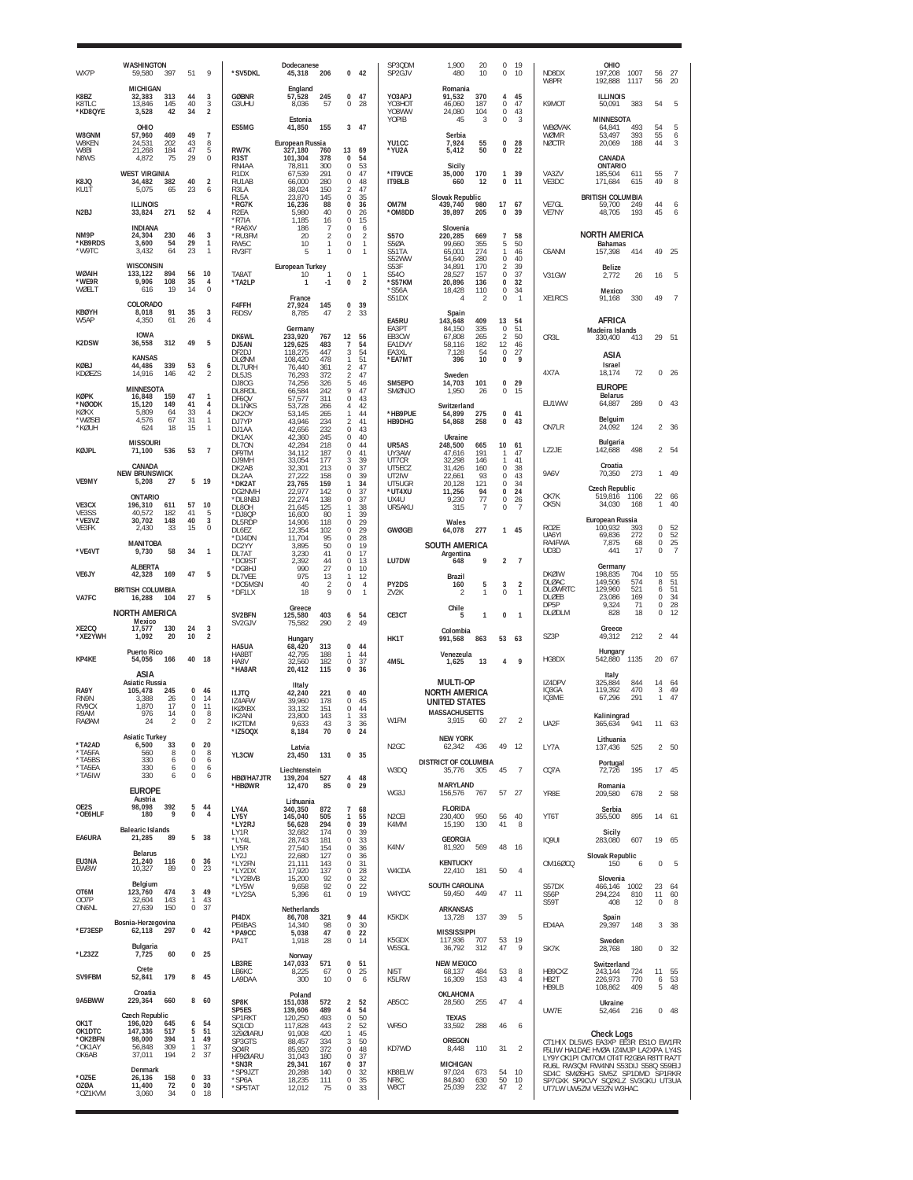**WASHINGTON**

| | | | | |
|---|---|---|---|---|
| WX7P | 59,580 | 397 | 51 | 9 |

**MICHIGAN**

| | | | | |
|---|---|---|---|---|
| K8BZ | 32,383 | 313 | 44 | 3 |
| K8TLC | 13,846 | 145 | 40 | 3 |
| *KD8QYE | 3,528 | 42 | 34 | 2 |

**OHIO**

| | | | | |
|---|---|---|---|---|
| W8GNM | 57,960 | 469 | 49 | 7 |
| W8KEN | 24,531 | 202 | 43 | 8 |
| W8BI | 21,268 | 184 | 47 | 5 |
| N8WS | 4,872 | 75 | 29 | 0 |

**WEST VIRGINIA**

| | | | | |
|---|---|---|---|---|
| K8JQ | 34,482 | 382 | 40 | 2 |
| KU1T | 5,075 | 65 | 23 | 6 |

**ILLINOIS**

| | | | | |
|---|---|---|---|---|
| N2BJ | 33,824 | 271 | 52 | 4 |

**INDIANA**

| | | | | |
|---|---|---|---|---|
| NM9P | 24,304 | 230 | 46 | 3 |
| *KB9RDS | 3,600 | 54 | 29 | 1 |
| *W9TC | 3,432 | 64 | 23 | 1 |

**WISCONSIN**

| | | | | |
|---|---|---|---|---|
| WØAIH | 133,122 | 894 | 56 | 10 |
| *WE9R | 9,906 | 108 | 35 | 4 |
| WØELT | 616 | 19 | 14 | 0 |

**COLORADO**

| | | | | |
|---|---|---|---|---|
| KBØYH | 8,018 | 91 | 35 | 3 |
| W5AP | 4,350 | 61 | 26 | 4 |

**IOWA**

| | | | | |
|---|---|---|---|---|
| K2DSW | 36,558 | 312 | 49 | 5 |

**KANSAS**

| | | | | |
|---|---|---|---|---|
| KØBJ | 44,486 | 339 | 53 | 6 |
| KDØEZS | 14,916 | 146 | 42 | 2 |

**MINNESOTA**

| | | | | |
|---|---|---|---|---|
| KØPK | 16,848 | 159 | 47 | 1 |
| *NØODK | 15,120 | 149 | 41 | 4 |
| KØKX | 5,809 | 64 | 33 | 4 |
| *WØSEI | 4,576 | 67 | 31 | 1 |
| *KØUH | 624 | 18 | 15 | 1 |

**MISSOURI**

| | | | | |
|---|---|---|---|---|
| KØJPL | 71,100 | 536 | 53 | 7 |

**CANADA**
**NEW BRUNSWICK**

| | | | | |
|---|---|---|---|---|
| VE9MY | 5,208 | 27 | 5 | 19 |

**ONTARIO**

| | | | | |
|---|---|---|---|---|
| VE3CX | 196,310 | 611 | 57 | 10 |
| VE3SS | 40,572 | 182 | 41 | 5 |
| *VE3VZ | 30,702 | 148 | 40 | 3 |
| VE3FK | 2,430 | 33 | 15 | 0 |

**MANITOBA**

| | | | | |
|---|---|---|---|---|
| *VE4VT | 9,730 | 58 | 34 | 1 |

**ALBERTA**

| | | | | |
|---|---|---|---|---|
| VE6JY | 42,328 | 169 | 47 | 5 |

**BRITISH COLUMBIA**

| | | | | |
|---|---|---|---|---|
| VA7FC | 16,288 | 104 | 27 | 5 |

**NORTH AMERICA**
**Mexico**

| | | | | |
|---|---|---|---|---|
| XE2CQ | 17,577 | 130 | 24 | 3 |
| *XE2YWH | 1,092 | 20 | 10 | 2 |

**Puerto Rico**

| | | | | |
|---|---|---|---|---|
| KP4KE | 54,056 | 166 | 40 | 18 |

**ASIA**
**Asiatic Russia**

| | | | | |
|---|---|---|---|---|
| RA9Y | 105,478 | 245 | 0 | 46 |
| RN9N | 3,388 | 26 | 0 | 14 |
| RV9CX | 1,870 | 17 | 0 | 11 |
| R9AM | 976 | 14 | 0 | 8 |
| RAØAM | 24 | 2 | 0 | 2 |

**Asiatic Turkey**

| | | | | |
|---|---|---|---|---|
| *TA2AD | 6,500 | 33 | 0 | 20 |
| *TA5FA | 560 | 8 | 0 | 8 |
| *TA5BS | 330 | 6 | 0 | 6 |
| *TA5EA | 330 | 6 | 0 | 6 |
| *TA5IW | 330 | 6 | 0 | 6 |

**EUROPE**
**Austria**

| | | | | |
|---|---|---|---|---|
| OE2S | 98,098 | 392 | 5 | 44 |
| *OE6HLF | 180 | 9 | 0 | 4 |

**Balearic Islands**

| | | | | |
|---|---|---|---|---|
| EA6URA | 21,285 | 89 | 5 | 38 |

**Belarus**

| | | | | |
|---|---|---|---|---|
| EU3NA | 21,240 | 116 | 0 | 36 |
| EW8W | 10,327 | 89 | 0 | 23 |

**Belgium**

| | | | | |
|---|---|---|---|---|
| OT6M | 123,760 | 474 | 3 | 49 |
| OO7P | 32,604 | 143 | 1 | 43 |
| ON6NL | 27,639 | 150 | 0 | 37 |

**Bosnia-Herzegovina**

| | | | | |
|---|---|---|---|---|
| *E73ESP | 62,118 | 297 | 0 | 42 |

**Bulgaria**

| | | | | |
|---|---|---|---|---|
| *LZ3ZZ | 7,725 | 60 | 0 | 25 |

**Crete**

| | | | | |
|---|---|---|---|---|
| SV9FBM | 52,841 | 179 | 8 | 45 |

**Croatia**

| | | | | |
|---|---|---|---|---|
| 9A5BWW | 229,364 | 660 | 8 | 60 |

**Czech Republic**

| | | | | |
|---|---|---|---|---|
| OK1T | 196,020 | 645 | 6 | 54 |
| OK1DTC | 147,336 | 517 | 5 | 51 |
| *OK2BFN | 98,000 | 394 | 1 | 49 |
| *OK1AY | 56,848 | 309 | 1 | 37 |
| OK6AB | 37,011 | 194 | 2 | 37 |

**Denmark**

| | | | | |
|---|---|---|---|---|
| *OZ5E | 26,136 | 158 | 0 | 33 |
| OZØA | 11,400 | 72 | 0 | 30 |
| *OZ1KVM | 3,060 | 34 | 0 | 18 |

**Dodecanese**

| | | | | |
|---|---|---|---|---|
| *SV5DKL | 45,318 | 206 | 0 | 42 |

**England**

| | | | | |
|---|---|---|---|---|
| GØBNR | 57,528 | 245 | 0 | 47 |
| G3UHU | 8,036 | 57 | 0 | 28 |

**Estonia**

| | | | | |
|---|---|---|---|---|
| ES5MG | 41,850 | 155 | 3 | 47 |

**European Russia**

| | | | | |
|---|---|---|---|---|
| RW7K | 327,180 | 760 | 13 | 69 |
| R3ST | 101,304 | 378 | 0 | 54 |
| RN4AA | 78,811 | 300 | 0 | 53 |
| R1DX | 67,539 | 291 | 0 | 47 |
| RU1AB | 66,000 | 280 | 0 | 48 |
| R3LA | 38,024 | 150 | 2 | 47 |
| RL5A | 23,870 | 145 | 0 | 35 |
| *RG7K | 16,236 | 88 | 0 | 36 |
| R2EA | 5,980 | 40 | 0 | 26 |
| *R7IA | 1,185 | 16 | 0 | 15 |
| *RA6XV | 186 | 7 | 0 | 6 |
| *RU3FM | 20 | 2 | 0 | 2 |
| RW5C | 10 | 1 | 0 | 1 |
| RV3FT | 5 | 1 | 0 | 1 |

**European Turkey**

| | | | | |
|---|---|---|---|---|
| TA8AT | 10 | 1 | 0 | 1 |
| *TA2LP | 1 | -1 | 0 | 2 |

**France**

| | | | | |
|---|---|---|---|---|
| F4FFH | 27,924 | 145 | 0 | 39 |
| F6DSV | 8,785 | 47 | 2 | 33 |

**Germany**

| | | | | |
|---|---|---|---|---|
| DK6WL | 233,920 | 767 | 12 | 56 |
| DJ5AN | 129,625 | 483 | 7 | 54 |
| DF2DJ | 118,275 | 447 | 3 | 54 |
| DLØNM | 108,420 | 478 | 1 | 51 |
| DL7URH | 76,440 | 361 | 2 | 47 |
| DL5JS | 76,293 | 372 | 2 | 47 |
| DJ8OG | 74,256 | 326 | 5 | 46 |
| DL8RDL | 66,584 | 242 | 9 | 47 |
| DF6QV | 57,577 | 311 | 0 | 43 |
| DL1NKS | 53,728 | 266 | 4 | 42 |
| DK2OY | 53,145 | 265 | 1 | 44 |
| DJ7YP | 43,946 | 234 | 2 | 41 |
| DJ1AA | 42,656 | 232 | 0 | 43 |
| DK1AX | 42,360 | 245 | 0 | 40 |
| DL7ON | 42,284 | 218 | 0 | 44 |
| DF9TM | 34,112 | 187 | 0 | 41 |
| DJ9MH | 33,054 | 177 | 3 | 39 |
| DK2AB | 32,301 | 213 | 0 | 37 |
| DL2AA | 27,222 | 158 | 0 | 39 |
| *DK2AT | 23,765 | 159 | 1 | 34 |
| DG2NMH | 22,977 | 142 | 0 | 37 |
| *DL8NBJ | 22,274 | 138 | 0 | 37 |
| DL8OH | 21,645 | 125 | 1 | 38 |
| *DJ8QP | 16,600 | 80 | 1 | 39 |
| DL5RDP | 14,906 | 118 | 0 | 29 |
| DL6EZ | 12,354 | 102 | 0 | 29 |
| *DJ4DN | 11,704 | 95 | 0 | 28 |
| DC2YY | 3,895 | 50 | 0 | 19 |
| DL7AT | 3,230 | 41 | 0 | 17 |
| *DO9ST | 2,392 | 44 | 0 | 13 |
| *DG8HJ | 990 | 27 | 0 | 10 |
| DL7VEE | 975 | 13 | 1 | 12 |
| *DO5MSN | 40 | 2 | 0 | 4 |
| *DF1LX | 18 | 9 | 0 | 1 |

**Greece**

| | | | | |
|---|---|---|---|---|
| SV2BFN | 125,580 | 403 | 6 | 54 |
| SV2GJV | 75,582 | 290 | 2 | 49 |

**Hungary**

| | | | | |
|---|---|---|---|---|
| HA5UA | 68,420 | 313 | 0 | 44 |
| HA8BT | 42,795 | 188 | 1 | 44 |
| HA8V | 32,560 | 182 | 0 | 37 |
| *HA8AR | 20,412 | 115 | 0 | 36 |

**Italy**

| | | | | |
|---|---|---|---|---|
| I1JTQ | 42,240 | 221 | 0 | 40 |
| IZ4AFW | 39,960 | 178 | 0 | 45 |
| IKØXBX | 33,132 | 151 | 0 | 44 |
| IK2ANI | 23,800 | 143 | 1 | 33 |
| IK2TDM | 9,633 | 43 | 3 | 36 |
| *IZ5OQX | 8,184 | 70 | 0 | 24 |

**Latvia**

| | | | | |
|---|---|---|---|---|
| YL3CW | 23,450 | 131 | 0 | 35 |

**Liechtenstein**

| | | | | |
|---|---|---|---|---|
| HBØ/HA7JTR | 139,204 | 527 | 4 | 48 |
| *HBØWR | 12,470 | 85 | 0 | 29 |

**Lithuania**

| | | | | |
|---|---|---|---|---|
| LY4A | 340,350 | 872 | 7 | 68 |
| LY5Y | 145,040 | 505 | 1 | 55 |
| *LY2RJ | 56,628 | 294 | 0 | 39 |
| LY1R | 32,682 | 174 | 0 | 39 |
| *LY4L | 28,743 | 181 | 0 | 33 |
| LY5R | 27,540 | 154 | 0 | 36 |
| LY2J | 22,680 | 127 | 0 | 36 |
| *LY2FN | 21,111 | 143 | 0 | 31 |
| *LY2DX | 17,920 | 137 | 0 | 28 |
| *LY2BVB | 15,200 | 92 | 0 | 32 |
| *LY5W | 9,658 | 92 | 0 | 22 |
| *LY2SA | 5,396 | 61 | 0 | 19 |

**Netherlands**

| | | | | |
|---|---|---|---|---|
| PI4DX | 86,708 | 321 | 9 | 44 |
| PE4BAS | 14,340 | 98 | 0 | 30 |
| *PA8CC | 5,038 | 47 | 0 | 22 |
| PA1T | 1,918 | 28 | 0 | 14 |

**Norway**

| | | | | |
|---|---|---|---|---|
| LB3RE | 147,033 | 571 | 0 | 51 |
| LB6KC | 8,225 | 67 | 0 | 25 |
| LA9DAA | 300 | 10 | 0 | 6 |

**Poland**

| | | | | |
|---|---|---|---|---|
| SP8K | 151,038 | 572 | 2 | 52 |
| SP5ES | 139,606 | 489 | 4 | 54 |
| SP1RKT | 120,250 | 493 | 0 | 50 |
| SQ1OD | 117,828 | 443 | 2 | 52 |
| 3Z9ØIARU | 91,908 | 420 | 1 | 45 |
| SP3GTS | 88,457 | 334 | 3 | 50 |
| SO4R | 85,920 | 372 | 0 | 48 |
| HF9ØIARU | 31,043 | 180 | 0 | 37 |
| *SN3R | 29,341 | 167 | 0 | 37 |
| *SP9JZT | 20,288 | 140 | 0 | 32 |
| *SP6A | 18,235 | 111 | 0 | 35 |
| *SP5TAT | 12,012 | 75 | 0 | 33 |

| | | | | |
|---|---|---|---|---|
| SP3QDM | 1,900 | 20 | 0 | 19 |
| SP2GJV | 480 | 10 | 0 | 10 |

**Romania**

| | | | | |
|---|---|---|---|---|
| YO3APJ | 91,532 | 370 | 4 | 45 |
| YO8HOT | 46,060 | 187 | 0 | 47 |
| YO8WW | 24,080 | 104 | 0 | 43 |
| YOPIB | 45 | 3 | 0 | 3 |

**Serbia**

| | | | | |
|---|---|---|---|---|
| YU1CC | 7,924 | 55 | 0 | 28 |
| *YU2A | 5,412 | 50 | 0 | 22 |

**Sicily**

| | | | | |
|---|---|---|---|---|
| *IT9VCE | 35,000 | 170 | 1 | 39 |
| IT9BLB | 660 | 12 | 0 | 11 |

**Slovak Republic**

| | | | | |
|---|---|---|---|---|
| OM7M | 439,740 | 980 | 17 | 67 |
| *OM8DD | 39,897 | 205 | 0 | 39 |

**Slovenia**

| | | | | |
|---|---|---|---|---|
| S57O | 220,285 | 669 | 7 | 58 |
| S5ØA | 99,660 | 355 | 5 | 50 |
| S51TA | 65,001 | 274 | 1 | 46 |
| S52WW | 54,640 | 280 | 0 | 40 |
| S53F | 34,891 | 170 | 2 | 39 |
| S54O | 28,527 | 157 | 0 | 37 |
| *S57KM | 20,896 | 136 | 0 | 32 |
| *S56A | 18,428 | 110 | 0 | 34 |
| S51DX | 4 | 2 | 0 | 1 |

**Spain**

| | | | | |
|---|---|---|---|---|
| EA5RU | 143,648 | 409 | 13 | 54 |
| EA3PT | 84,150 | 335 | 0 | 51 |
| EB3CW | 67,808 | 265 | 2 | 50 |
| EA1DVY | 58,116 | 182 | 12 | 46 |
| EA3XL | 7,128 | 54 | 0 | 27 |
| *EA7MT | 396 | 10 | 0 | 9 |

**Sweden**

| | | | | |
|---|---|---|---|---|
| SM5EPO | 14,703 | 101 | 0 | 29 |
| SMØNJO | 1,950 | 26 | 0 | 15 |

**Switzerland**

| | | | | |
|---|---|---|---|---|
| *HB9PUE | 54,899 | 275 | 0 | 41 |
| HB9DHG | 54,868 | 258 | 0 | 43 |

**Ukraine**

| | | | | |
|---|---|---|---|---|
| UR5AS | 248,500 | 665 | 10 | 61 |
| UY3AW | 47,616 | 191 | 1 | 47 |
| UT7CR | 32,298 | 146 | 1 | 41 |
| UT5ECZ | 31,426 | 160 | 0 | 38 |
| UT2IW | 22,661 | 93 | 0 | 43 |
| UT5UGR | 20,128 | 121 | 0 | 34 |
| *UT4XU | 11,256 | 94 | 0 | 24 |
| UX4U | 9,230 | 77 | 0 | 26 |
| UR5AKU | 315 | 7 | 0 | 7 |

**Wales**

| | | | | |
|---|---|---|---|---|
| GWØGEI | 64,078 | 277 | 1 | 45 |

**SOUTH AMERICA**
**Argentina**

| | | | | |
|---|---|---|---|---|
| LU7DW | 648 | 9 | 2 | 7 |

**Brazil**

| | | | | |
|---|---|---|---|---|
| PY2DS | 160 | 5 | 3 | 2 |
| ZV2K | 2 | 1 | 0 | 1 |

**Chile**

| | | | | |
|---|---|---|---|---|
| CE3CT | 5 | 1 | 0 | 1 |

**Colombia**

| | | | | |
|---|---|---|---|---|
| HK1T | 991,568 | 863 | 53 | 63 |

**Venezuela**

| | | | | |
|---|---|---|---|---|
| 4M5L | 1,625 | 13 | 4 | 9 |

## MULTI-OP

**NORTH AMERICA**
**UNITED STATES**
**MASSACHUSETTS**

| | | | | |
|---|---|---|---|---|
| W1FM | 3,915 | 60 | 27 | 2 |

**NEW YORK**

| | | | | |
|---|---|---|---|---|
| N2GC | 62,342 | 436 | 49 | 12 |

**DISTRICT OF COLUMBIA**

| | | | | |
|---|---|---|---|---|
| W3DQ | 35,776 | 305 | 45 | 7 |

**MARYLAND**

| | | | | |
|---|---|---|---|---|
| WG3J | 156,576 | 767 | 57 | 27 |

**FLORIDA**

| | | | | |
|---|---|---|---|---|
| N2CEI | 230,400 | 950 | 56 | 40 |
| K4MM | 15,190 | 130 | 41 | 8 |

**GEORGIA**

| | | | | |
|---|---|---|---|---|
| K4NV | 81,920 | 569 | 48 | 16 |

**KENTUCKY**

| | | | | |
|---|---|---|---|---|
| W4CDA | 22,410 | 181 | 50 | 4 |

**SOUTH CAROLINA**

| | | | | |
|---|---|---|---|---|
| W4YCC | 59,450 | 449 | 47 | 11 |

**ARKANSAS**

| | | | | |
|---|---|---|---|---|
| K5KDX | 13,728 | 137 | 39 | 5 |

**MISSISSIPPI**

| | | | | |
|---|---|---|---|---|
| K5GDX | 117,936 | 707 | 53 | 19 |
| W5SGL | 36,792 | 312 | 47 | 9 |

**NEW MEXICO**

| | | | | |
|---|---|---|---|---|
| NI5T | 68,137 | 484 | 53 | 8 |
| K5LRW | 16,309 | 153 | 43 | 4 |

**OKLAHOMA**

| | | | | |
|---|---|---|---|---|
| AB5CC | 28,560 | 255 | 47 | 4 |

**TEXAS**

| | | | | |
|---|---|---|---|---|
| WF5O | 33,592 | 288 | 46 | 6 |

**OREGON**

| | | | | |
|---|---|---|---|---|
| KD7WD | 8,448 | 110 | 31 | 2 |

**MICHIGAN**

| | | | | |
|---|---|---|---|---|
| KB8ELW | 97,024 | 673 | 54 | 10 |
| NF8C | 84,840 | 630 | 50 | 10 |
| W8CT | 25,039 | 232 | 47 | 2 |

**OHIO**

| | | | | |
|---|---|---|---|---|
| ND8DX | 197,208 | 1007 | 56 | 27 |
| W8PR | 192,888 | 1117 | 56 | 20 |

**ILLINOIS**

| | | | | |
|---|---|---|---|---|
| K9MOT | 50,091 | 383 | 54 | 5 |

**MINNESOTA**

| | | | | |
|---|---|---|---|---|
| WBØVAK | 64,841 | 493 | 54 | 5 |
| WØMR | 53,497 | 393 | 55 | 6 |
| NØCTR | 20,069 | 188 | 44 | 3 |

**CANADA**
**ONTARIO**

| | | | | |
|---|---|---|---|---|
| VA3ZV | 185,504 | 611 | 55 | 7 |
| VE3DC | 171,684 | 615 | 49 | 8 |

**BRITISH COLUMBIA**

| | | | | |
|---|---|---|---|---|
| VE7GL | 59,700 | 249 | 44 | 6 |
| VE7NY | 48,705 | 193 | 45 | 6 |

**NORTH AMERICA**
**Bahamas**

| | | | | |
|---|---|---|---|---|
| C6ANM | 157,398 | 414 | 49 | 25 |

**Belize**

| | | | | |
|---|---|---|---|---|
| V31GW | 2,772 | 26 | 16 | 5 |

**Mexico**

| | | | | |
|---|---|---|---|---|
| XE1RCS | 91,168 | 330 | 49 | 7 |

**AFRICA**
**Madeira Islands**

| | | | | |
|---|---|---|---|---|
| CR3L | 330,400 | 413 | 29 | 51 |

**ASIA**
**Israel**

| | | | | |
|---|---|---|---|---|
| 4X7A | 18,174 | 72 | 0 | 26 |

**EUROPE**
**Belarus**

| | | | | |
|---|---|---|---|---|
| EU1WW | 64,887 | 289 | 0 | 43 |

**Belguim**

| | | | | |
|---|---|---|---|---|
| ON7LR | 24,092 | 124 | 2 | 36 |

**Bulgaria**

| | | | | |
|---|---|---|---|---|
| LZ2JE | 142,688 | 498 | 2 | 54 |

**Croatia**

| | | | | |
|---|---|---|---|---|
| 9A6V | 70,350 | 273 | 1 | 49 |

**Czech Republic**

| | | | | |
|---|---|---|---|---|
| OK7K | 519,816 | 1106 | 22 | 66 |
| OK5N | 34,030 | 168 | 1 | 40 |

**European Russia**

| | | | | |
|---|---|---|---|---|
| RO2E | 100,932 | 393 | 0 | 52 |
| UA6YI | 69,836 | 272 | 0 | 52 |
| RA4FWA | 7,875 | 68 | 0 | 25 |
| UD3D | 441 | 17 | 0 | 7 |

**Germany**

| | | | | |
|---|---|---|---|---|
| DKØIW | 198,835 | 704 | 10 | 55 |
| DLØAC | 149,506 | 574 | 8 | 51 |
| DLØWRTC | 129,960 | 521 | 6 | 51 |
| DLØEB | 23,086 | 169 | 0 | 34 |
| DP5P | 9,324 | 71 | 0 | 28 |
| DLØDLM | 828 | 18 | 0 | 12 |

**Greece**

| | | | | |
|---|---|---|---|---|
| SZ3P | 49,312 | 212 | 2 | 44 |

**Hungary**

| | | | | |
|---|---|---|---|---|
| HG8DX | 542,880 | 1135 | 20 | 67 |

**Italy**

| | | | | |
|---|---|---|---|---|
| IZ4DPV | 325,884 | 844 | 14 | 64 |
| IQ3GA | 119,392 | 470 | 3 | 49 |
| IQ3ME | 67,296 | 291 | 1 | 47 |

**Kaliningrad**

| | | | | |
|---|---|---|---|---|
| UA2F | 365,634 | 941 | 11 | 63 |

**Lithuania**

| | | | | |
|---|---|---|---|---|
| LY7A | 137,436 | 525 | 2 | 50 |

**Portugal**

| | | | | |
|---|---|---|---|---|
| CQ7A | 72,726 | 195 | 17 | 45 |

**Romania**

| | | | | |
|---|---|---|---|---|
| YR8E | 209,580 | 678 | 2 | 58 |

**Serbia**

| | | | | |
|---|---|---|---|---|
| YT6T | 355,500 | 895 | 14 | 61 |

**Sicily**

| | | | | |
|---|---|---|---|---|
| IQ9UI | 283,080 | 607 | 19 | 65 |

**Slovak Republic**

| | | | | |
|---|---|---|---|---|
| OM16ØCQ | 150 | 6 | 0 | 5 |

**Slovenia**

| | | | | |
|---|---|---|---|---|
| S57DX | 466,146 | 1002 | 23 | 64 |
| S56P | 294,224 | 810 | 11 | 60 |
| S59T | 408 | 12 | 0 | 8 |

**Spain**

| | | | | |
|---|---|---|---|---|
| ED4AA | 29,397 | 148 | 3 | 38 |

**Sweden**

| | | | | |
|---|---|---|---|---|
| SK7K | 28,768 | 180 | 0 | 32 |

**Switzerland**

| | | | | |
|---|---|---|---|---|
| HB9CXZ | 243,144 | 724 | 11 | 55 |
| HB2T | 226,973 | 770 | 6 | 53 |
| HB9LB | 108,862 | 409 | 5 | 48 |

**Ukraine**

| | | | | |
|---|---|---|---|---|
| UW7E | 52,464 | 216 | 0 | 48 |

**Check Logs**

CT1HIX DL5WS EA3XP EE3R ES1O EW1FR F5LIW HA1DAE HVØA IZ4MJP LA2XPA LY4S LY9Y OK1PI OM7OM OT4T R2GBA R8TT RA7T RU6L RW3QM RW4NN S53DIJ S58Q S59BJ SD4C SMØSHG SM5Z SP1DMD SP1RKR SP7GXK SP9CVY SQ2KLZ SV3GKU UT3UA UT7LW UW5ZM VE3ZN W3HAC